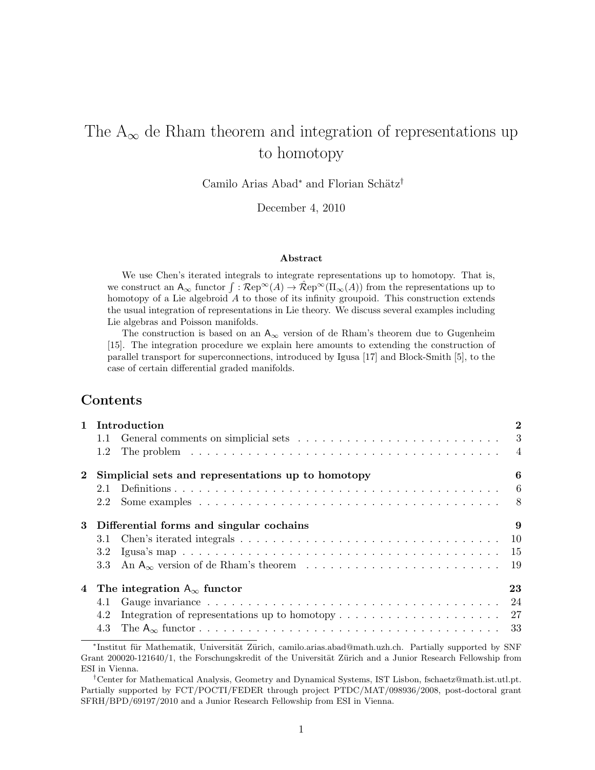# The $\mathsf{A}_\infty$ de Rham theorem and integration of representations up to homotopy

Camilo Arias Abad* and Florian Schätz†

December 4, 2010

### Abstract

We use Chen's iterated integrals to integrate representations up to homotopy. That is, we construct an $\mathsf{A}_\infty$ functor $\int : \mathcal{R}\mathrm{ep}^\infty(A) \to \hat{\mathcal{R}}\mathrm{ep}^\infty(\Pi_\infty(A))$ from the representations up to homotopy of a Lie algebroid $A$ to those of its infinity groupoid. This construction extends the usual integration of representations in Lie theory. We discuss several examples including Lie algebras and Poisson manifolds.

The construction is based on an $\mathsf{A}_\infty$ version of de Rham's theorem due to Gugenheim [15]. The integration procedure we explain here amounts to extending the construction of parallel transport for superconnections, introduced by Igusa [17] and Block-Smith [5], to the case of certain differential graded manifolds.

## Contents

**1 Introduction** — 2
- 1.1 General comments on simplicial sets — 3
- 1.2 The problem — 4

**2 Simplicial sets and representations up to homotopy** — 6
- 2.1 Definitions — 6
- 2.2 Some examples — 8

**3 Differential forms and singular cochains** — 9
- 3.1 Chen's iterated integrals — 10
- 3.2 Igusa's map — 15
- 3.3 An $\mathsf{A}_\infty$ version of de Rham's theorem — 19

**4 The integration $\mathsf{A}_\infty$ functor** — 23
- 4.1 Gauge invariance — 24
- 4.2 Integration of representations up to homotopy — 27
- 4.3 The $\mathsf{A}_\infty$ functor — 33

---

*Institut für Mathematik, Universität Zürich, camilo.arias.abad@math.uzh.ch. Partially supported by SNF Grant 200020-121640/1, the Forschungskredit of the Universität Zürich and a Junior Research Fellowship from ESI in Vienna.

†Center for Mathematical Analysis, Geometry and Dynamical Systems, IST Lisbon, fschaetz@math.ist.utl.pt. Partially supported by FCT/POCTI/FEDER through project PTDC/MAT/098936/2008, post-doctoral grant SFRH/BPD/69197/2010 and a Junior Research Fellowship from ESI in Vienna.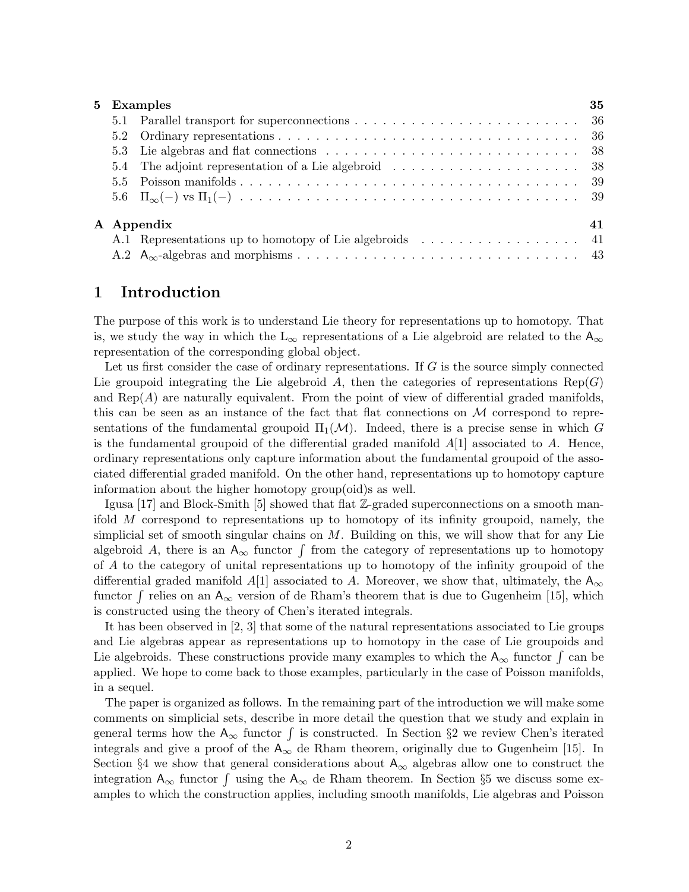| | | |
|---|---|---|
| **5** | **Examples** | **35** |
| 5.1 | Parallel transport for superconnections | 36 |
| 5.2 | Ordinary representations | 36 |
| 5.3 | Lie algebras and flat connections | 38 |
| 5.4 | The adjoint representation of a Lie algebroid | 38 |
| 5.5 | Poisson manifolds | 39 |
| 5.6 | $\Pi_\infty(-)$ vs $\Pi_1(-)$ | 39 |
| **A** | **Appendix** | **41** |
| A.1 | Representations up to homotopy of Lie algebroids | 41 |
| A.2 | $\mathsf{A}_\infty$-algebras and morphisms | 43 |

# 1 Introduction

The purpose of this work is to understand Lie theory for representations up to homotopy. That is, we study the way in which the $\mathrm{L}_\infty$ representations of a Lie algebroid are related to the $\mathsf{A}_\infty$ representation of the corresponding global object.

Let us first consider the case of ordinary representations. If $G$ is the source simply connected Lie groupoid integrating the Lie algebroid $A$, then the categories of representations $\mathrm{Rep}(G)$ and $\mathrm{Rep}(A)$ are naturally equivalent. From the point of view of differential graded manifolds, this can be seen as an instance of the fact that flat connections on $\mathcal{M}$ correspond to representations of the fundamental groupoid $\Pi_1(\mathcal{M})$. Indeed, there is a precise sense in which $G$ is the fundamental groupoid of the differential graded manifold $A[1]$ associated to $A$. Hence, ordinary representations only capture information about the fundamental groupoid of the associated differential graded manifold. On the other hand, representations up to homotopy capture information about the higher homotopy group(oid)s as well.

Igusa [17] and Block-Smith [5] showed that flat $\mathbb{Z}$-graded superconnections on a smooth manifold $M$ correspond to representations up to homotopy of its infinity groupoid, namely, the simplicial set of smooth singular chains on $M$. Building on this, we will show that for any Lie algebroid $A$, there is an $\mathsf{A}_\infty$ functor $\int$ from the category of representations up to homotopy of $A$ to the category of unital representations up to homotopy of the infinity groupoid of the differential graded manifold $A[1]$ associated to $A$. Moreover, we show that, ultimately, the $\mathsf{A}_\infty$ functor $\int$ relies on an $\mathsf{A}_\infty$ version of de Rham's theorem that is due to Gugenheim [15], which is constructed using the theory of Chen's iterated integrals.

It has been observed in [2, 3] that some of the natural representations associated to Lie groups and Lie algebras appear as representations up to homotopy in the case of Lie groupoids and Lie algebroids. These constructions provide many examples to which the $\mathsf{A}_\infty$ functor $\int$ can be applied. We hope to come back to those examples, particularly in the case of Poisson manifolds, in a sequel.

The paper is organized as follows. In the remaining part of the introduction we will make some comments on simplicial sets, describe in more detail the question that we study and explain in general terms how the $\mathsf{A}_\infty$ functor $\int$ is constructed. In Section §2 we review Chen's iterated integrals and give a proof of the $\mathsf{A}_\infty$ de Rham theorem, originally due to Gugenheim [15]. In Section §4 we show that general considerations about $\mathsf{A}_\infty$ algebras allow one to construct the integration $\mathsf{A}_\infty$ functor $\int$ using the $\mathsf{A}_\infty$ de Rham theorem. In Section §5 we discuss some examples to which the construction applies, including smooth manifolds, Lie algebras and Poisson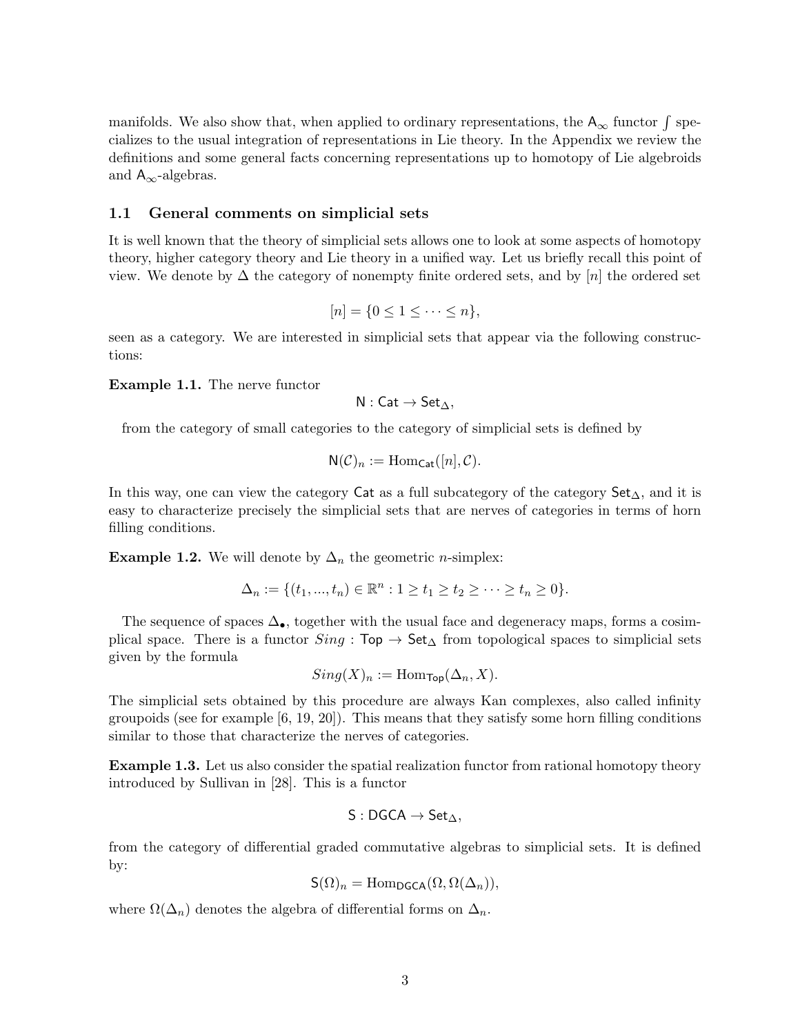manifolds. We also show that, when applied to ordinary representations, the $\mathsf{A}_\infty$ functor $\int$ specializes to the usual integration of representations in Lie theory. In the Appendix we review the definitions and some general facts concerning representations up to homotopy of Lie algebroids and $\mathsf{A}_\infty$-algebras.

### 1.1 General comments on simplicial sets

It is well known that the theory of simplicial sets allows one to look at some aspects of homotopy theory, higher category theory and Lie theory in a unified way. Let us briefly recall this point of view. We denote by $\Delta$ the category of nonempty finite ordered sets, and by $[n]$ the ordered set

$$[n] = \{0 \leq 1 \leq \cdots \leq n\},$$

seen as a category. We are interested in simplicial sets that appear via the following constructions:

**Example 1.1.** The nerve functor

$$\mathsf{N} : \mathsf{Cat} \to \mathsf{Set}_\Delta,$$

from the category of small categories to the category of simplicial sets is defined by

$$\mathsf{N}(\mathcal{C})_n := \mathrm{Hom}_{\mathsf{Cat}}([n], \mathcal{C}).$$

In this way, one can view the category $\mathsf{Cat}$ as a full subcategory of the category $\mathsf{Set}_\Delta$, and it is easy to characterize precisely the simplicial sets that are nerves of categories in terms of horn filling conditions.

**Example 1.2.** We will denote by $\Delta_n$ the geometric $n$-simplex:

$$\Delta_n := \{(t_1, ..., t_n) \in \mathbb{R}^n : 1 \geq t_1 \geq t_2 \geq \cdots \geq t_n \geq 0\}.$$

The sequence of spaces $\Delta_\bullet$, together with the usual face and degeneracy maps, forms a cosimplical space. There is a functor $Sing : \mathsf{Top} \to \mathsf{Set}_\Delta$ from topological spaces to simplicial sets given by the formula

$$Sing(X)_n := \mathrm{Hom}_{\mathsf{Top}}(\Delta_n, X).$$

The simplicial sets obtained by this procedure are always Kan complexes, also called infinity groupoids (see for example [6, 19, 20]). This means that they satisfy some horn filling conditions similar to those that characterize the nerves of categories.

**Example 1.3.** Let us also consider the spatial realization functor from rational homotopy theory introduced by Sullivan in [28]. This is a functor

$$\mathsf{S} : \mathsf{DGCA} \to \mathsf{Set}_\Delta,$$

from the category of differential graded commutative algebras to simplicial sets. It is defined by:

$$\mathsf{S}(\Omega)_n = \mathrm{Hom}_{\mathsf{DGCA}}(\Omega, \Omega(\Delta_n)),$$

where $\Omega(\Delta_n)$ denotes the algebra of differential forms on $\Delta_n$.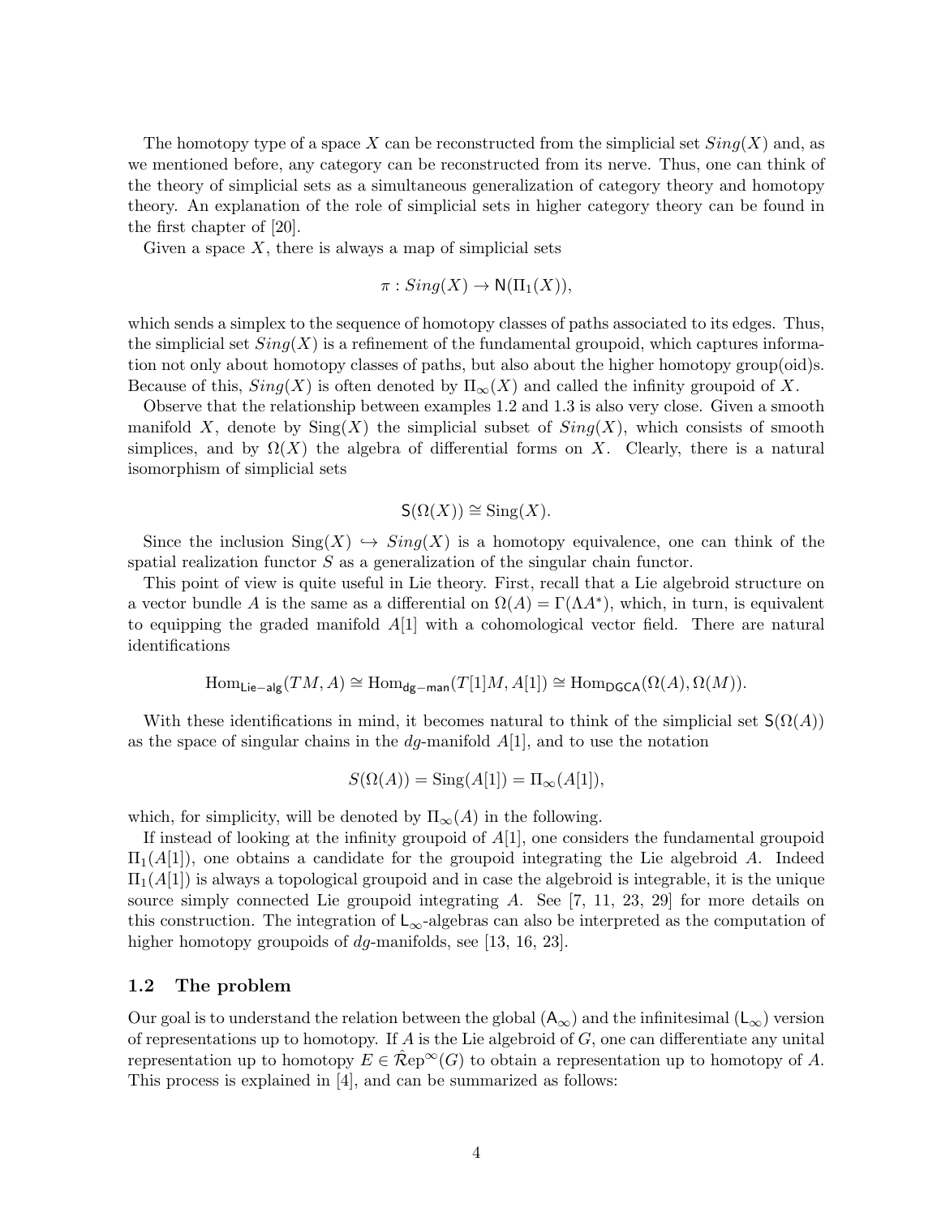The homotopy type of a space $X$ can be reconstructed from the simplicial set $Sing(X)$ and, as we mentioned before, any category can be reconstructed from its nerve. Thus, one can think of the theory of simplicial sets as a simultaneous generalization of category theory and homotopy theory. An explanation of the role of simplicial sets in higher category theory can be found in the first chapter of [20].

Given a space $X$, there is always a map of simplicial sets

$$\pi : Sing(X) \to \mathsf{N}(\Pi_1(X)),$$

which sends a simplex to the sequence of homotopy classes of paths associated to its edges. Thus, the simplicial set $Sing(X)$ is a refinement of the fundamental groupoid, which captures information not only about homotopy classes of paths, but also about the higher homotopy group(oid)s. Because of this, $Sing(X)$ is often denoted by $\Pi_\infty(X)$ and called the infinity groupoid of $X$.

Observe that the relationship between examples 1.2 and 1.3 is also very close. Given a smooth manifold $X$, denote by $\mathrm{Sing}(X)$ the simplicial subset of $Sing(X)$, which consists of smooth simplices, and by $\Omega(X)$ the algebra of differential forms on $X$. Clearly, there is a natural isomorphism of simplicial sets

$$\mathsf{S}(\Omega(X)) \cong \mathrm{Sing}(X).$$

Since the inclusion $\mathrm{Sing}(X) \hookrightarrow Sing(X)$ is a homotopy equivalence, one can think of the spatial realization functor $S$ as a generalization of the singular chain functor.

This point of view is quite useful in Lie theory. First, recall that a Lie algebroid structure on a vector bundle $A$ is the same as a differential on $\Omega(A) = \Gamma(\Lambda A^*)$, which, in turn, is equivalent to equipping the graded manifold $A[1]$ with a cohomological vector field. There are natural identifications

$$\mathrm{Hom}_{\mathsf{Lie-alg}}(TM, A) \cong \mathrm{Hom}_{\mathsf{dg-man}}(T[1]M, A[1]) \cong \mathrm{Hom}_{\mathsf{DGCA}}(\Omega(A), \Omega(M)).$$

With these identifications in mind, it becomes natural to think of the simplicial set $\mathsf{S}(\Omega(A))$ as the space of singular chains in the $dg$-manifold $A[1]$, and to use the notation

$$S(\Omega(A)) = \mathrm{Sing}(A[1]) = \Pi_\infty(A[1]),$$

which, for simplicity, will be denoted by $\Pi_\infty(A)$ in the following.

If instead of looking at the infinity groupoid of $A[1]$, one considers the fundamental groupoid $\Pi_1(A[1])$, one obtains a candidate for the groupoid integrating the Lie algebroid $A$. Indeed $\Pi_1(A[1])$ is always a topological groupoid and in case the algebroid is integrable, it is the unique source simply connected Lie groupoid integrating $A$. See [7, 11, 23, 29] for more details on this construction. The integration of $\mathsf{L}_\infty$-algebras can also be interpreted as the computation of higher homotopy groupoids of $dg$-manifolds, see [13, 16, 23].

### 1.2 The problem

Our goal is to understand the relation between the global ($\mathsf{A}_\infty$) and the infinitesimal ($\mathsf{L}_\infty$) version of representations up to homotopy. If $A$ is the Lie algebroid of $G$, one can differentiate any unital representation up to homotopy $E \in \hat{\mathcal{R}}\mathrm{ep}^\infty(G)$ to obtain a representation up to homotopy of $A$. This process is explained in [4], and can be summarized as follows: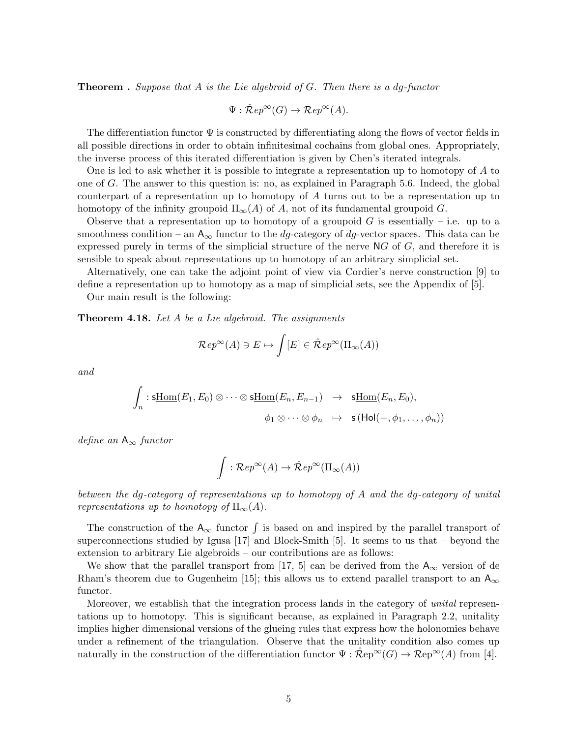**Theorem .** *Suppose that $A$ is the Lie algebroid of $G$. Then there is a dg-functor*

$$\Psi : \hat{\mathcal{R}}ep^{\infty}(G) \to \mathcal{R}ep^{\infty}(A).$$

The differentiation functor $\Psi$ is constructed by differentiating along the flows of vector fields in all possible directions in order to obtain infinitesimal cochains from global ones. Appropriately, the inverse process of this iterated differentiation is given by Chen's iterated integrals.

One is led to ask whether it is possible to integrate a representation up to homotopy of $A$ to one of $G$. The answer to this question is: no, as explained in Paragraph 5.6. Indeed, the global counterpart of a representation up to homotopy of $A$ turns out to be a representation up to homotopy of the infinity groupoid $\Pi_\infty(A)$ of $A$, not of its fundamental groupoid $G$.

Observe that a representation up to homotopy of a groupoid $G$ is essentially – i.e. up to a smoothness condition – an $\mathsf{A}_\infty$ functor to the *dg*-category of *dg*-vector spaces. This data can be expressed purely in terms of the simplicial structure of the nerve $\mathsf{N}G$ of $G$, and therefore it is sensible to speak about representations up to homotopy of an arbitrary simplicial set.

Alternatively, one can take the adjoint point of view via Cordier's nerve construction [9] to define a representation up to homotopy as a map of simplicial sets, see the Appendix of [5].

Our main result is the following:

**Theorem 4.18.** *Let $A$ be a Lie algebroid. The assignments*

$$\mathcal{R}ep^{\infty}(A) \ni E \mapsto \int [E] \in \hat{\mathcal{R}}ep^{\infty}(\Pi_\infty(A))$$

*and*

$$\begin{aligned} \int_n : \mathsf{s}\underline{\mathrm{Hom}}(E_1, E_0) \otimes \cdots \otimes \mathsf{s}\underline{\mathrm{Hom}}(E_n, E_{n-1}) &\to \mathsf{s}\underline{\mathrm{Hom}}(E_n, E_0), \\ \phi_1 \otimes \cdots \otimes \phi_n &\mapsto \mathsf{s}\left(\mathsf{Hol}(-, \phi_1, \ldots, \phi_n)\right) \end{aligned}$$

*define an $\mathsf{A}_\infty$ functor*

$$\int : \mathcal{R}ep^{\infty}(A) \to \hat{\mathcal{R}}ep^{\infty}(\Pi_\infty(A))$$

*between the dg-category of representations up to homotopy of $A$ and the dg-category of unital representations up to homotopy of $\Pi_\infty(A)$.*

The construction of the $\mathsf{A}_\infty$ functor $\int$ is based on and inspired by the parallel transport of superconnections studied by Igusa [17] and Block-Smith [5]. It seems to us that – beyond the extension to arbitrary Lie algebroids – our contributions are as follows:

We show that the parallel transport from [17, 5] can be derived from the $\mathsf{A}_\infty$ version of de Rham's theorem due to Gugenheim [15]; this allows us to extend parallel transport to an $\mathsf{A}_\infty$ functor.

Moreover, we establish that the integration process lands in the category of *unital* representations up to homotopy. This is significant because, as explained in Paragraph 2.2, unitality implies higher dimensional versions of the glueing rules that express how the holonomies behave under a refinement of the triangulation. Observe that the unitality condition also comes up naturally in the construction of the differentiation functor $\Psi : \hat{\mathcal{R}}\mathrm{ep}^{\infty}(G) \to \mathcal{R}\mathrm{ep}^{\infty}(A)$ from [4].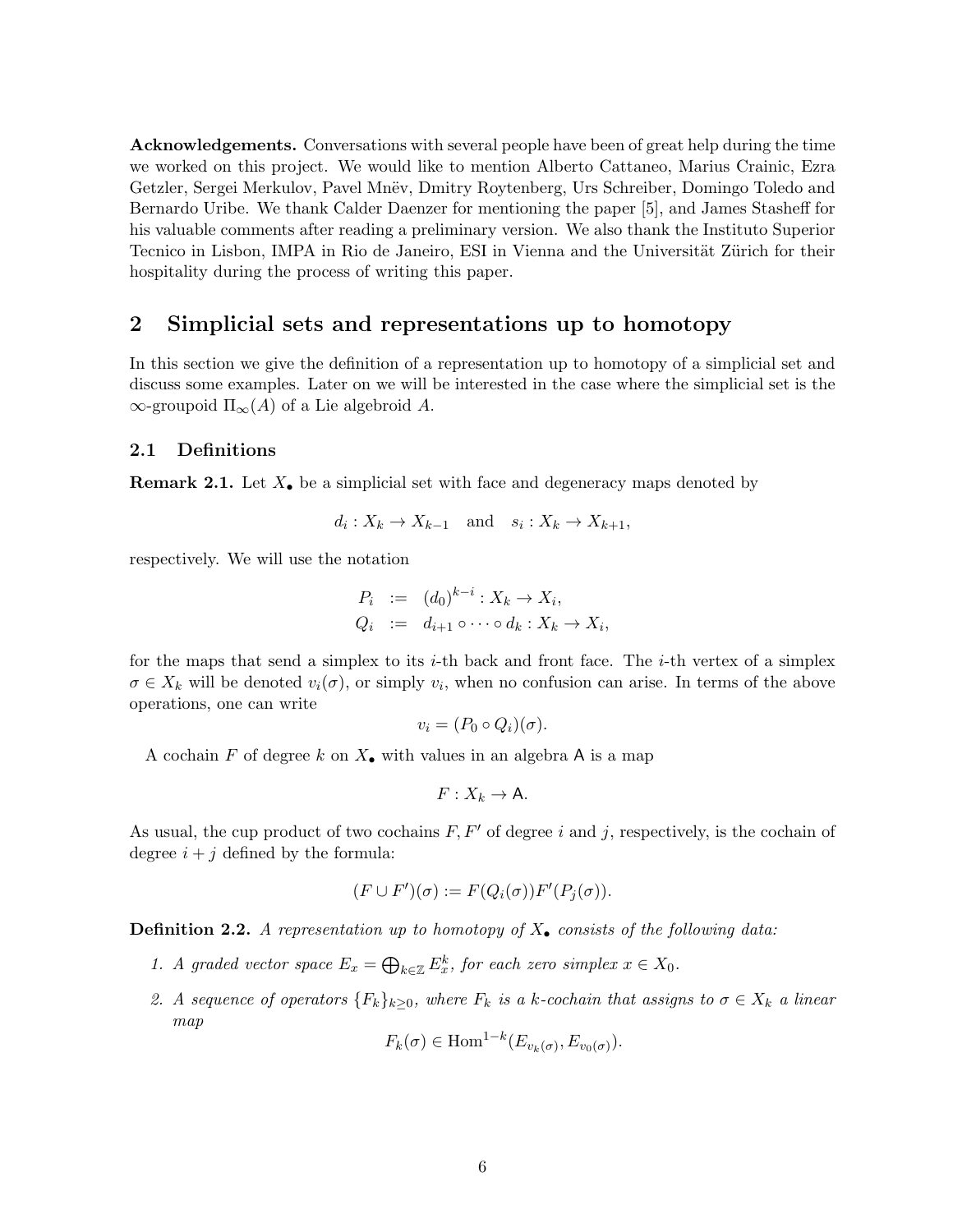**Acknowledgements.** Conversations with several people have been of great help during the time we worked on this project. We would like to mention Alberto Cattaneo, Marius Crainic, Ezra Getzler, Sergei Merkulov, Pavel Mnëv, Dmitry Roytenberg, Urs Schreiber, Domingo Toledo and Bernardo Uribe. We thank Calder Daenzer for mentioning the paper [5], and James Stasheff for his valuable comments after reading a preliminary version. We also thank the Instituto Superior Tecnico in Lisbon, IMPA in Rio de Janeiro, ESI in Vienna and the Universität Zürich for their hospitality during the process of writing this paper.

## 2 Simplicial sets and representations up to homotopy

In this section we give the definition of a representation up to homotopy of a simplicial set and discuss some examples. Later on we will be interested in the case where the simplicial set is the $\infty$-groupoid $\Pi_\infty(A)$ of a Lie algebroid $A$.

### 2.1 Definitions

**Remark 2.1.** Let $X_\bullet$ be a simplicial set with face and degeneracy maps denoted by

$$d_i : X_k \to X_{k-1} \quad \text{and} \quad s_i : X_k \to X_{k+1},$$

respectively. We will use the notation

$$\begin{aligned} P_i &:= (d_0)^{k-i} : X_k \to X_i, \\ Q_i &:= d_{i+1} \circ \cdots \circ d_k : X_k \to X_i, \end{aligned}$$

for the maps that send a simplex to its $i$-th back and front face. The $i$-th vertex of a simplex $\sigma \in X_k$ will be denoted $v_i(\sigma)$, or simply $v_i$, when no confusion can arise. In terms of the above operations, one can write

$$v_i = (P_0 \circ Q_i)(\sigma).$$

A cochain $F$ of degree $k$ on $X_\bullet$ with values in an algebra $\mathsf{A}$ is a map

$$F : X_k \to \mathsf{A}.$$

As usual, the cup product of two cochains $F, F'$ of degree $i$ and $j$, respectively, is the cochain of degree $i + j$ defined by the formula:

$$(F \cup F')(\sigma) := F(Q_i(\sigma))F'(P_j(\sigma)).$$

**Definition 2.2.** *A representation up to homotopy of $X_\bullet$ consists of the following data:*

1. *A graded vector space $E_x = \bigoplus_{k\in\mathbb{Z}} E^k_x$, for each zero simplex $x \in X_0$.*
2. *A sequence of operators $\{F_k\}_{k\geq 0}$, where $F_k$ is a $k$-cochain that assigns to $\sigma \in X_k$ a linear map*

$$F_k(\sigma) \in \mathrm{Hom}^{1-k}(E_{v_k(\sigma)}, E_{v_0(\sigma)}).$$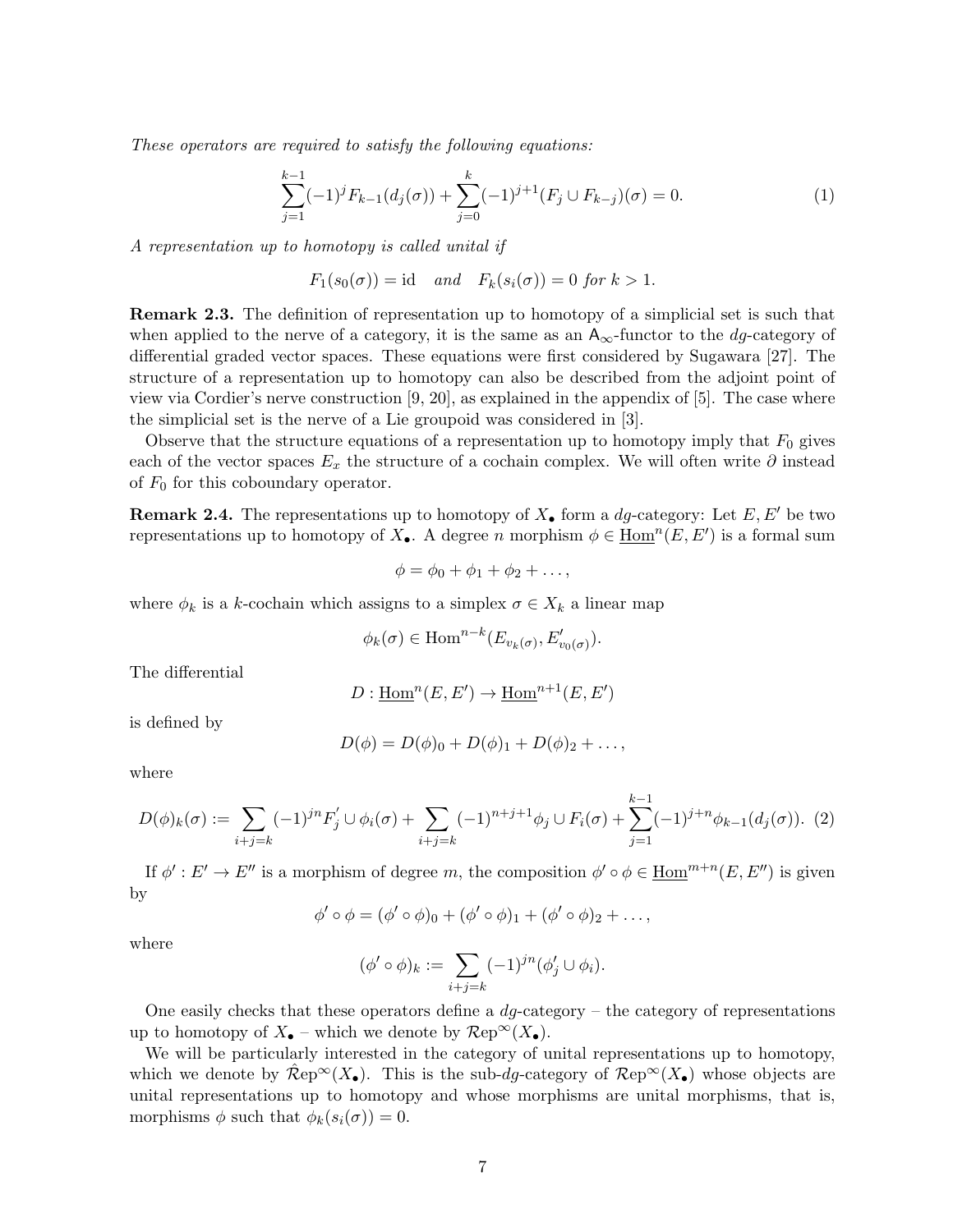*These operators are required to satisfy the following equations:*

$$\sum_{j=1}^{k-1}(-1)^j F_{k-1}(d_j(\sigma)) + \sum_{j=0}^{k}(-1)^{j+1}(F_j \cup F_{k-j})(\sigma) = 0. \tag{1}$$

*A representation up to homotopy is called unital if*

$$F_1(s_0(\sigma)) = \mathrm{id} \quad \textit{and} \quad F_k(s_i(\sigma)) = 0 \textit{ for } k > 1.$$

**Remark 2.3.** The definition of representation up to homotopy of a simplicial set is such that when applied to the nerve of a category, it is the same as an $\mathsf{A}_\infty$-functor to the $dg$-category of differential graded vector spaces. These equations were first considered by Sugawara [27]. The structure of a representation up to homotopy can also be described from the adjoint point of view via Cordier's nerve construction [9, 20], as explained in the appendix of [5]. The case where the simplicial set is the nerve of a Lie groupoid was considered in [3].

Observe that the structure equations of a representation up to homotopy imply that $F_0$ gives each of the vector spaces $E_x$ the structure of a cochain complex. We will often write $\partial$ instead of $F_0$ for this coboundary operator.

**Remark 2.4.** The representations up to homotopy of $X_\bullet$ form a $dg$-category: Let $E, E'$ be two representations up to homotopy of $X_\bullet$. A degree $n$ morphism $\phi \in \underline{\mathrm{Hom}}^n(E, E')$ is a formal sum

$$\phi = \phi_0 + \phi_1 + \phi_2 + \ldots,$$

where $\phi_k$ is a $k$-cochain which assigns to a simplex $\sigma \in X_k$ a linear map

$$\phi_k(\sigma) \in \mathrm{Hom}^{n-k}(E_{v_k(\sigma)}, E'_{v_0(\sigma)}).$$

The differential

$$D : \underline{\mathrm{Hom}}^n(E, E') \to \underline{\mathrm{Hom}}^{n+1}(E, E')$$

is defined by

$$D(\phi) = D(\phi)_0 + D(\phi)_1 + D(\phi)_2 + \ldots,$$

where

$$D(\phi)_k(\sigma) := \sum_{i+j=k}(-1)^{jn}F'_j \cup \phi_i(\sigma) + \sum_{i+j=k}(-1)^{n+j+1}\phi_j \cup F_i(\sigma) + \sum_{j=1}^{k-1}(-1)^{j+n}\phi_{k-1}(d_j(\sigma)). \tag{2}$$

If $\phi' : E' \to E''$ is a morphism of degree $m$, the composition $\phi' \circ \phi \in \underline{\mathrm{Hom}}^{m+n}(E, E'')$ is given by

$$\phi' \circ \phi = (\phi' \circ \phi)_0 + (\phi' \circ \phi)_1 + (\phi' \circ \phi)_2 + \ldots,$$

where

$$(\phi' \circ \phi)_k := \sum_{i+j=k}(-1)^{jn}(\phi'_j \cup \phi_i).$$

One easily checks that these operators define a $dg$-category – the category of representations up to homotopy of $X_\bullet$ – which we denote by $\mathcal{R}\mathrm{ep}^\infty(X_\bullet)$.

We will be particularly interested in the category of unital representations up to homotopy, which we denote by $\hat{\mathcal{R}}\mathrm{ep}^\infty(X_\bullet)$. This is the sub-$dg$-category of $\mathcal{R}\mathrm{ep}^\infty(X_\bullet)$ whose objects are unital representations up to homotopy and whose morphisms are unital morphisms, that is, morphisms $\phi$ such that $\phi_k(s_i(\sigma)) = 0$.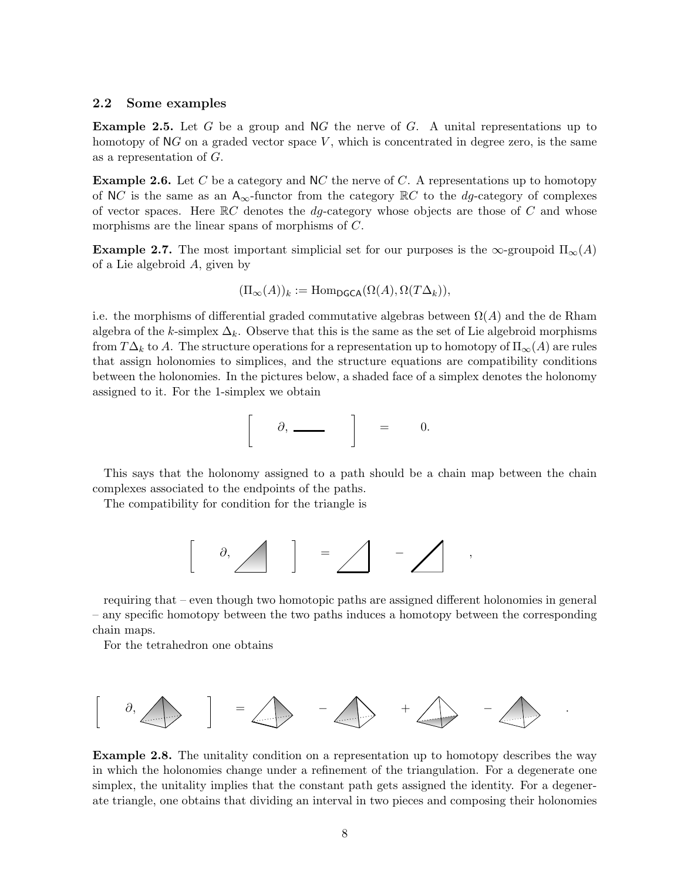### 2.2 Some examples

**Example 2.5.** Let $G$ be a group and $\mathsf{N}G$ the nerve of $G$. A unital representations up to homotopy of $\mathsf{N}G$ on a graded vector space $V$, which is concentrated in degree zero, is the same as a representation of $G$.

**Example 2.6.** Let $C$ be a category and $\mathsf{N}C$ the nerve of $C$. A representations up to homotopy of $\mathsf{N}C$ is the same as an $\mathsf{A}_\infty$-functor from the category $\mathbb{R}C$ to the $dg$-category of complexes of vector spaces. Here $\mathbb{R}C$ denotes the $dg$-category whose objects are those of $C$ and whose morphisms are the linear spans of morphisms of $C$.

**Example 2.7.** The most important simplicial set for our purposes is the $\infty$-groupoid $\Pi_\infty(A)$ of a Lie algebroid $A$, given by

$$(\Pi_\infty(A))_k := \mathrm{Hom}_{\mathsf{DGCA}}(\Omega(A), \Omega(T\Delta_k)),$$

i.e. the morphisms of differential graded commutative algebras between $\Omega(A)$ and the de Rham algebra of the $k$-simplex $\Delta_k$. Observe that this is the same as the set of Lie algebroid morphisms from $T\Delta_k$ to $A$. The structure operations for a representation up to homotopy of $\Pi_\infty(A)$ are rules that assign holonomies to simplices, and the structure equations are compatibility conditions between the holonomies. In the pictures below, a shaded face of a simplex denotes the holonomy assigned to it. For the 1-simplex we obtain

$$[\partial, \text{—}] = 0.$$

This says that the holonomy assigned to a path should be a chain map between the chain complexes associated to the endpoints of the paths.

The compatibility for condition for the triangle is

$$[\partial, \blacktriangle] = \triangle - \triangle,$$

requiring that – even though two homotopic paths are assigned different holonomies in general – any specific homotopy between the two paths induces a homotopy between the corresponding chain maps.

For the tetrahedron one obtains

$$[\partial, \text{tetrahedron}] = \text{tetrahedron} - \text{tetrahedron} + \text{tetrahedron} - \text{tetrahedron}.$$

**Example 2.8.** The unitality condition on a representation up to homotopy describes the way in which the holonomies change under a refinement of the triangulation. For a degenerate one simplex, the unitality implies that the constant path gets assigned the identity. For a degenerate triangle, one obtains that dividing an interval in two pieces and composing their holonomies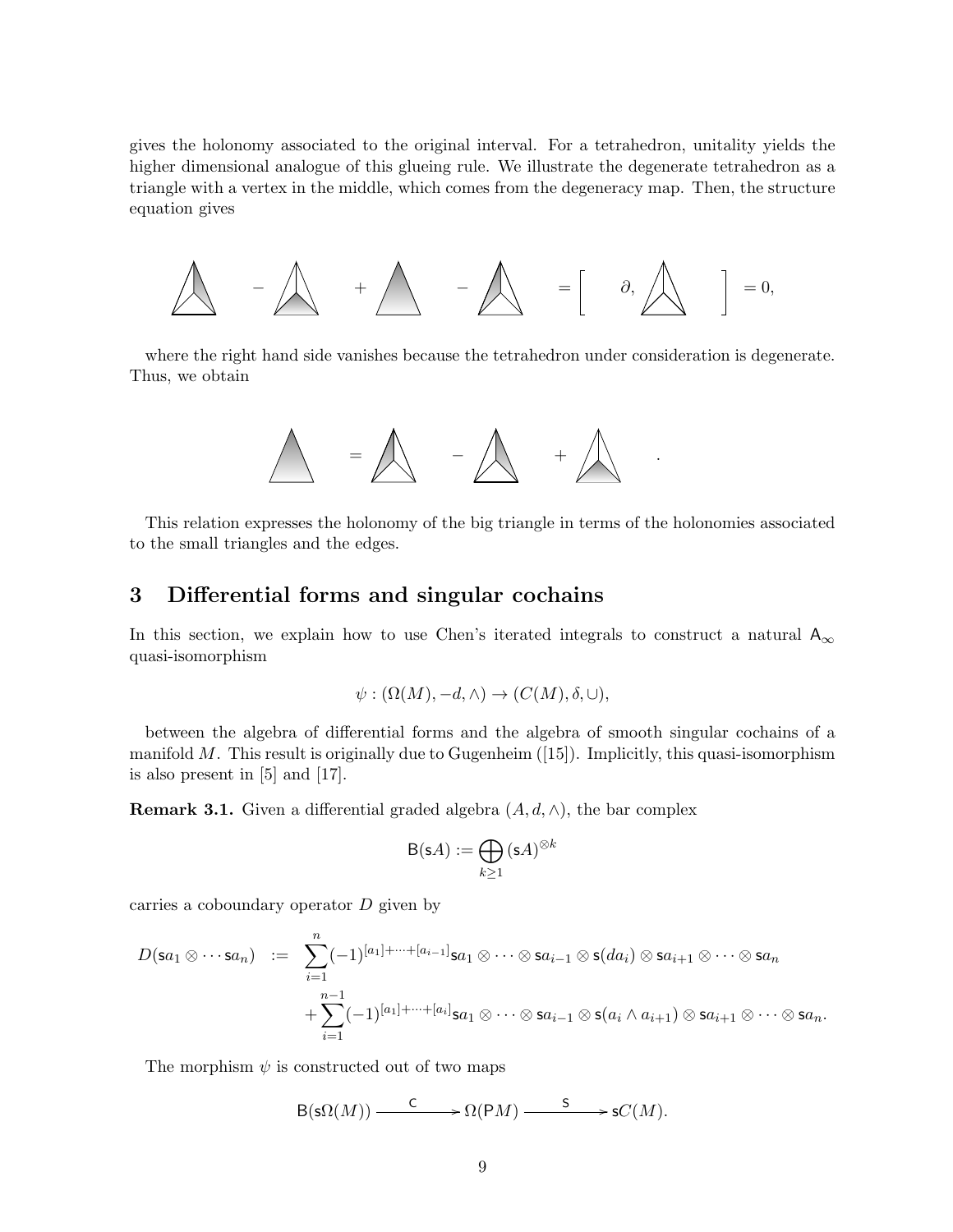gives the holonomy associated to the original interval. For a tetrahedron, unitality yields the higher dimensional analogue of this glueing rule. We illustrate the degenerate tetrahedron as a triangle with a vertex in the middle, which comes from the degeneracy map. Then, the structure equation gives

$$- \quad + \quad - \quad = \left[ \quad \partial, \quad \right] = 0,$$

where the right hand side vanishes because the tetrahedron under consideration is degenerate. Thus, we obtain

$$= \quad - \quad + \quad .$$

This relation expresses the holonomy of the big triangle in terms of the holonomies associated to the small triangles and the edges.

## 3 Differential forms and singular cochains

In this section, we explain how to use Chen's iterated integrals to construct a natural $\mathsf{A}_\infty$ quasi-isomorphism

$$\psi : (\Omega(M), -d, \wedge) \to (C(M), \delta, \cup),$$

between the algebra of differential forms and the algebra of smooth singular cochains of a manifold $M$. This result is originally due to Gugenheim ([15]). Implicitly, this quasi-isomorphism is also present in [5] and [17].

**Remark 3.1.** Given a differential graded algebra $(A, d, \wedge)$, the bar complex

$$\mathsf{B}(\mathsf{s}A) := \bigoplus_{k \geq 1} (\mathsf{s}A)^{\otimes k}$$

carries a coboundary operator $D$ given by

$$\begin{aligned} D(\mathsf{s}a_1 \otimes \cdots \mathsf{s}a_n) \;\; &:= \;\; \sum_{i=1}^{n} (-1)^{[a_1]+\cdots+[a_{i-1}]} \mathsf{s}a_1 \otimes \cdots \otimes \mathsf{s}a_{i-1} \otimes \mathsf{s}(da_i) \otimes \mathsf{s}a_{i+1} \otimes \cdots \otimes \mathsf{s}a_n \\ &\quad + \sum_{i=1}^{n-1} (-1)^{[a_1]+\cdots+[a_i]} \mathsf{s}a_1 \otimes \cdots \otimes \mathsf{s}a_{i-1} \otimes \mathsf{s}(a_i \wedge a_{i+1}) \otimes \mathsf{s}a_{i+1} \otimes \cdots \otimes \mathsf{s}a_n. \end{aligned}$$

The morphism $\psi$ is constructed out of two maps

$$\mathsf{B}(\mathsf{s}\Omega(M)) \xrightarrow{\quad \mathsf{C} \quad} \Omega(\mathsf{P}M) \xrightarrow{\quad \mathsf{S} \quad} \mathsf{s}C(M).$$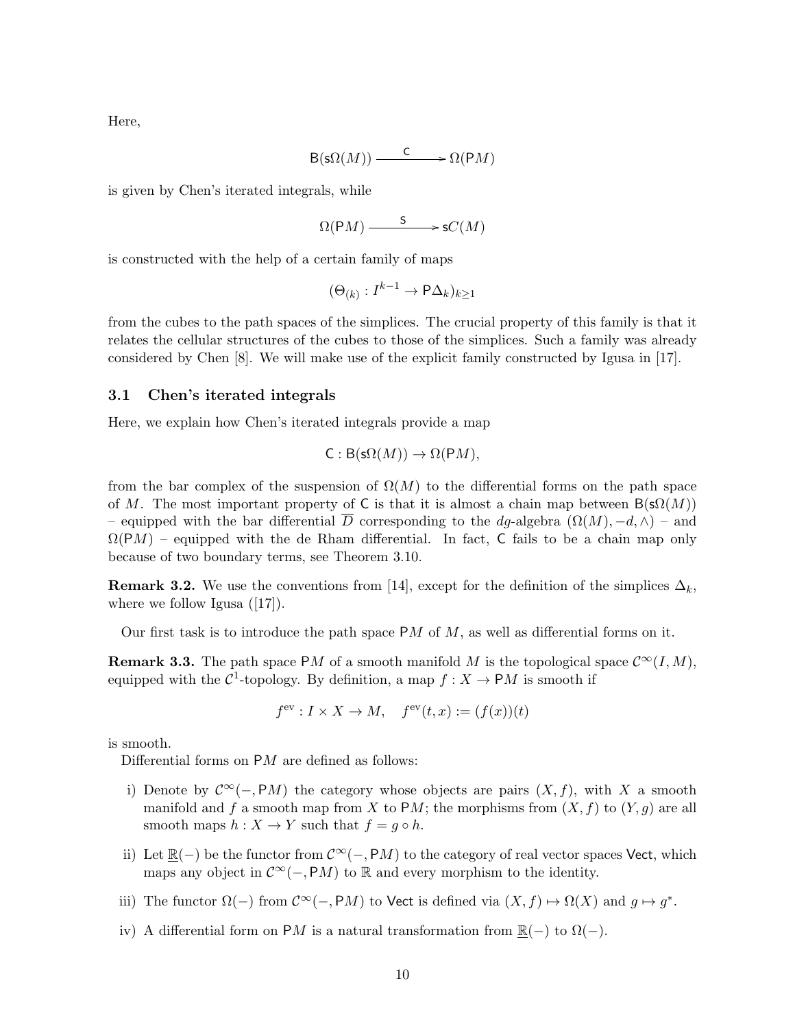Here,

$$\mathsf{B}(\mathsf{s}\Omega(M)) \xrightarrow{\quad \mathsf{C} \quad} \Omega(\mathsf{P}M)$$

is given by Chen's iterated integrals, while

$$\Omega(\mathsf{P}M) \xrightarrow{\quad \mathsf{S} \quad} \mathsf{s}C(M)$$

is constructed with the help of a certain family of maps

$$(\Theta_{(k)} : I^{k-1} \to \mathsf{P}\Delta_k)_{k\geq 1}$$

from the cubes to the path spaces of the simplices. The crucial property of this family is that it relates the cellular structures of the cubes to those of the simplices. Such a family was already considered by Chen [8]. We will make use of the explicit family constructed by Igusa in [17].

### 3.1 Chen's iterated integrals

Here, we explain how Chen's iterated integrals provide a map

$$\mathsf{C} : \mathsf{B}(\mathsf{s}\Omega(M)) \to \Omega(\mathsf{P}M),$$

from the bar complex of the suspension of $\Omega(M)$ to the differential forms on the path space of $M$. The most important property of $\mathsf{C}$ is that it is almost a chain map between $\mathsf{B}(\mathsf{s}\Omega(M))$ – equipped with the bar differential $\overline{D}$ corresponding to the $dg$-algebra $(\Omega(M), -d, \wedge)$ – and $\Omega(\mathsf{P}M)$ – equipped with the de Rham differential. In fact, $\mathsf{C}$ fails to be a chain map only because of two boundary terms, see Theorem 3.10.

**Remark 3.2.** We use the conventions from [14], except for the definition of the simplices $\Delta_k$, where we follow Igusa ([17]).

Our first task is to introduce the path space $\mathsf{P}M$ of $M$, as well as differential forms on it.

**Remark 3.3.** The path space $\mathsf{P}M$ of a smooth manifold $M$ is the topological space $\mathcal{C}^\infty(I, M)$, equipped with the $\mathcal{C}^1$-topology. By definition, a map $f : X \to \mathsf{P}M$ is smooth if

$$f^{\mathrm{ev}} : I \times X \to M, \quad f^{\mathrm{ev}}(t, x) := (f(x))(t)$$

is smooth.

Differential forms on $\mathsf{P}M$ are defined as follows:

i) Denote by $\mathcal{C}^\infty(-, \mathsf{P}M)$ the category whose objects are pairs $(X, f)$, with $X$ a smooth manifold and $f$ a smooth map from $X$ to $\mathsf{P}M$; the morphisms from $(X, f)$ to $(Y, g)$ are all smooth maps $h : X \to Y$ such that $f = g \circ h$.

ii) Let $\underline{\mathbb{R}}(-)$ be the functor from $\mathcal{C}^\infty(-, \mathsf{P}M)$ to the category of real vector spaces $\mathsf{Vect}$, which maps any object in $\mathcal{C}^\infty(-, \mathsf{P}M)$ to $\mathbb{R}$ and every morphism to the identity.

iii) The functor $\Omega(-)$ from $\mathcal{C}^\infty(-, \mathsf{P}M)$ to $\mathsf{Vect}$ is defined via $(X, f) \mapsto \Omega(X)$ and $g \mapsto g^*$.

iv) A differential form on $\mathsf{P}M$ is a natural transformation from $\underline{\mathbb{R}}(-)$ to $\Omega(-)$.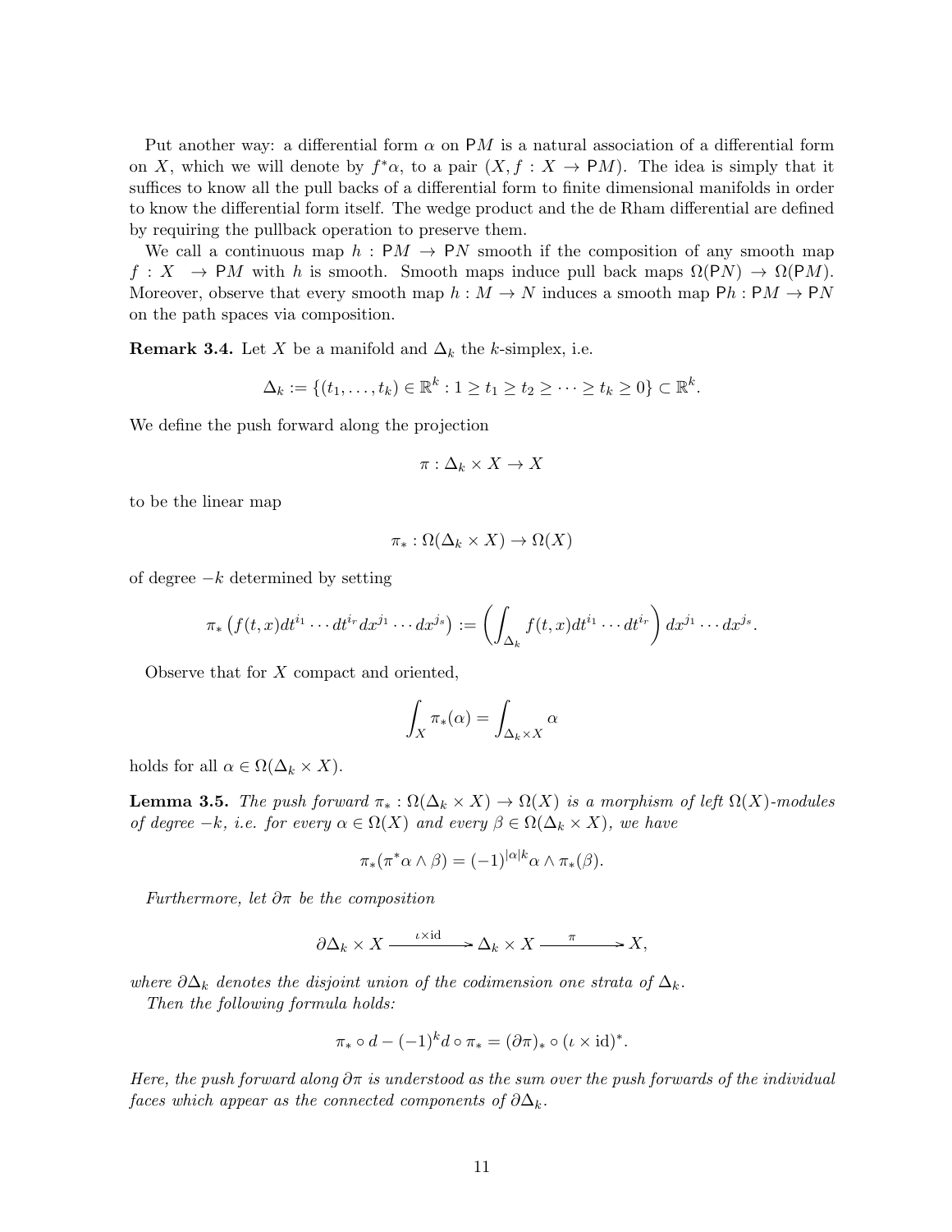Put another way: a differential form $\alpha$ on $\mathsf{P}M$ is a natural association of a differential form on $X$, which we will denote by $f^*\alpha$, to a pair $(X, f : X \to \mathsf{P}M)$. The idea is simply that it suffices to know all the pull backs of a differential form to finite dimensional manifolds in order to know the differential form itself. The wedge product and the de Rham differential are defined by requiring the pullback operation to preserve them.

We call a continuous map $h : \mathsf{P}M \to \mathsf{P}N$ smooth if the composition of any smooth map $f : X \to \mathsf{P}M$ with $h$ is smooth. Smooth maps induce pull back maps $\Omega(\mathsf{P}N) \to \Omega(\mathsf{P}M)$. Moreover, observe that every smooth map $h : M \to N$ induces a smooth map $\mathsf{P}h : \mathsf{P}M \to \mathsf{P}N$ on the path spaces via composition.

**Remark 3.4.** Let $X$ be a manifold and $\Delta_k$ the $k$-simplex, i.e.

$$\Delta_k := \{(t_1, \ldots, t_k) \in \mathbb{R}^k : 1 \geq t_1 \geq t_2 \geq \cdots \geq t_k \geq 0\} \subset \mathbb{R}^k.$$

We define the push forward along the projection

$$\pi : \Delta_k \times X \to X$$

to be the linear map

$$\pi_* : \Omega(\Delta_k \times X) \to \Omega(X)$$

of degree $-k$ determined by setting

$$\pi_* \left( f(t,x) dt^{i_1} \cdots dt^{i_r} dx^{j_1} \cdots dx^{j_s} \right) := \left( \int_{\Delta_k} f(t,x) dt^{i_1} \cdots dt^{i_r} \right) dx^{j_1} \cdots dx^{j_s}.$$

Observe that for $X$ compact and oriented,

$$\int_X \pi_*(\alpha) = \int_{\Delta_k \times X} \alpha$$

holds for all $\alpha \in \Omega(\Delta_k \times X)$.

**Lemma 3.5.** *The push forward $\pi_* : \Omega(\Delta_k \times X) \to \Omega(X)$ is a morphism of left $\Omega(X)$-modules of degree $-k$, i.e. for every $\alpha \in \Omega(X)$ and every $\beta \in \Omega(\Delta_k \times X)$, we have*

$$\pi_*(\pi^*\alpha \wedge \beta) = (-1)^{|\alpha|k} \alpha \wedge \pi_*(\beta).$$

*Furthermore, let $\partial\pi$ be the composition*

$$\partial\Delta_k \times X \xrightarrow{\iota \times \mathrm{id}} \Delta_k \times X \xrightarrow{\pi} X,$$

*where $\partial\Delta_k$ denotes the disjoint union of the codimension one strata of $\Delta_k$.*

*Then the following formula holds:*

$$\pi_* \circ d - (-1)^k d \circ \pi_* = (\partial\pi)_* \circ (\iota \times \mathrm{id})^*.$$

*Here, the push forward along $\partial\pi$ is understood as the sum over the push forwards of the individual faces which appear as the connected components of $\partial\Delta_k$.*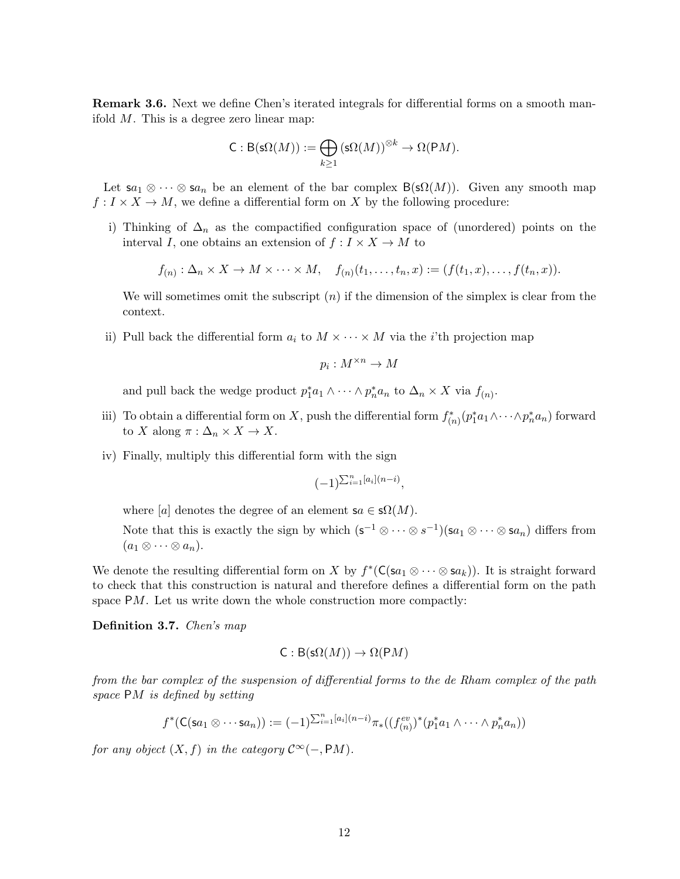**Remark 3.6.** Next we define Chen's iterated integrals for differential forms on a smooth manifold $M$. This is a degree zero linear map:

$$\mathsf{C} : \mathsf{B}(\mathsf{s}\Omega(M)) := \bigoplus_{k\geq 1} (\mathsf{s}\Omega(M))^{\otimes k} \to \Omega(\mathsf{P}M).$$

Let $\mathsf{s}a_1 \otimes \cdots \otimes \mathsf{s}a_n$ be an element of the bar complex $\mathsf{B}(\mathsf{s}\Omega(M))$. Given any smooth map $f : I \times X \to M$, we define a differential form on $X$ by the following procedure:

i) Thinking of $\Delta_n$ as the compactified configuration space of (unordered) points on the interval $I$, one obtains an extension of $f : I \times X \to M$ to

$$f_{(n)} : \Delta_n \times X \to M \times \cdots \times M, \quad f_{(n)}(t_1, \ldots, t_n, x) := (f(t_1, x), \ldots, f(t_n, x)).$$

We will sometimes omit the subscript $(n)$ if the dimension of the simplex is clear from the context.

ii) Pull back the differential form $a_i$ to $M \times \cdots \times M$ via the $i$'th projection map

$$p_i : M^{\times n} \to M$$

and pull back the wedge product $p_1^* a_1 \wedge \cdots \wedge p_n^* a_n$ to $\Delta_n \times X$ via $f_{(n)}$.

iii) To obtain a differential form on $X$, push the differential form $f_{(n)}^*(p_1^* a_1 \wedge \cdots \wedge p_n^* a_n)$ forward to $X$ along $\pi : \Delta_n \times X \to X$.

iv) Finally, multiply this differential form with the sign

$$(-1)^{\sum_{i=1}^n [a_i](n-i)},$$

where $[a]$ denotes the degree of an element $\mathsf{s}a \in \mathsf{s}\Omega(M)$.

Note that this is exactly the sign by which $(\mathsf{s}^{-1} \otimes \cdots \otimes s^{-1})(\mathsf{s}a_1 \otimes \cdots \otimes \mathsf{s}a_n)$ differs from $(a_1 \otimes \cdots \otimes a_n)$.

We denote the resulting differential form on $X$ by $f^*(\mathsf{C}(\mathsf{s}a_1 \otimes \cdots \otimes \mathsf{s}a_k))$. It is straight forward to check that this construction is natural and therefore defines a differential form on the path space $\mathsf{P}M$. Let us write down the whole construction more compactly:

**Definition 3.7.** *Chen's map*

$$\mathsf{C} : \mathsf{B}(\mathsf{s}\Omega(M)) \to \Omega(\mathsf{P}M)$$

*from the bar complex of the suspension of differential forms to the de Rham complex of the path space* $\mathsf{P}M$ *is defined by setting*

$$f^*(\mathsf{C}(\mathsf{s}a_1 \otimes \cdots \mathsf{s}a_n)) := (-1)^{\sum_{i=1}^n [a_i](n-i)} \pi_*((f_{(n)}^{ev})^*(p_1^* a_1 \wedge \cdots \wedge p_n^* a_n))$$

*for any object* $(X, f)$ *in the category* $\mathcal{C}^\infty(-, \mathsf{P}M)$.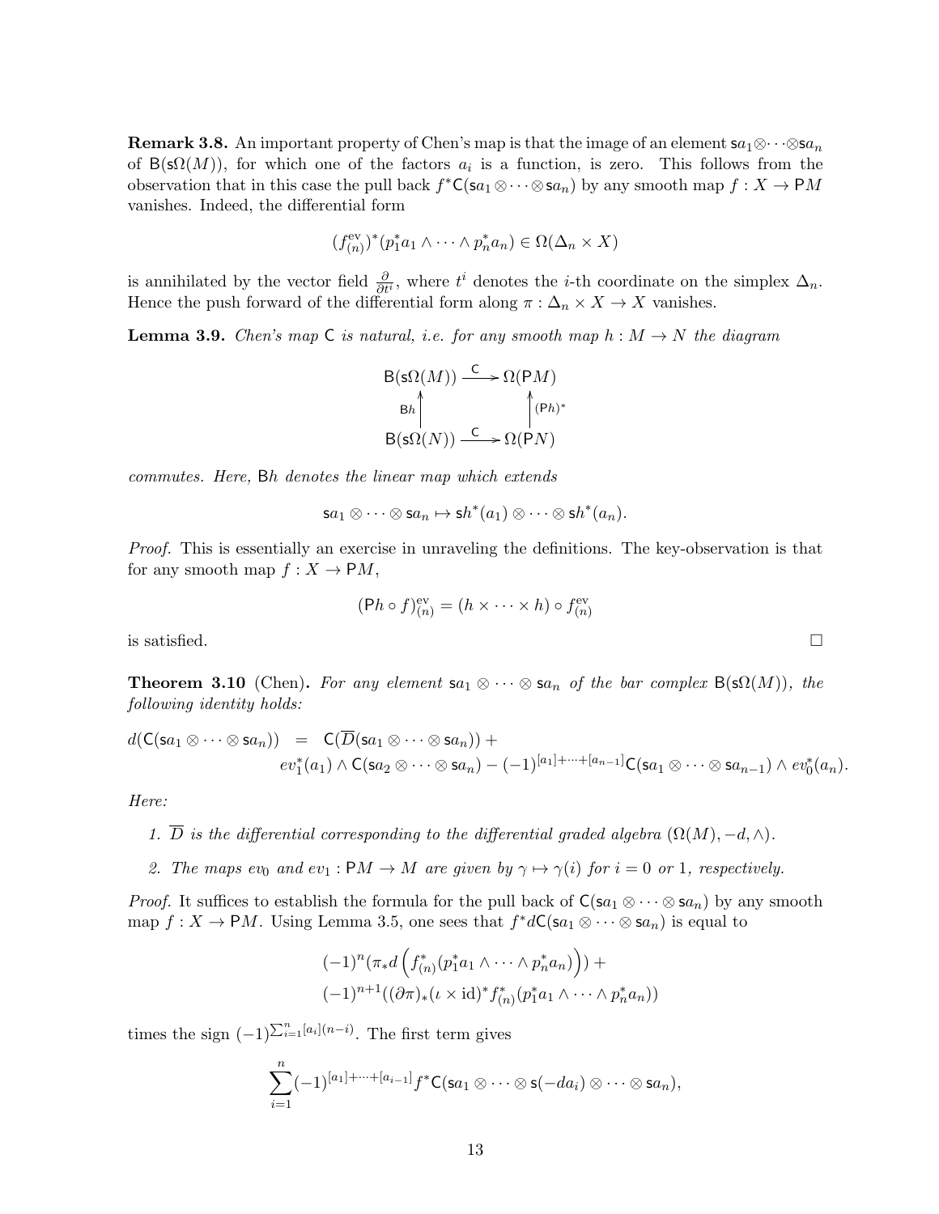**Remark 3.8.** An important property of Chen's map is that the image of an element $\mathsf{s}a_1\otimes\cdots\otimes\mathsf{s}a_n$ of $\mathsf{B}(\mathsf{s}\Omega(M))$, for which one of the factors $a_i$ is a function, is zero. This follows from the observation that in this case the pull back $f^*\mathsf{C}(\mathsf{s}a_1\otimes\cdots\otimes\mathsf{s}a_n)$ by any smooth map $f: X\to \mathsf{P}M$ vanishes. Indeed, the differential form

$$(f^{\mathrm{ev}}_{(n)})^*(p_1^*a_1\wedge\cdots\wedge p_n^*a_n)\in\Omega(\Delta_n\times X)$$

is annihilated by the vector field $\frac{\partial}{\partial t^i}$, where $t^i$ denotes the $i$-th coordinate on the simplex $\Delta_n$. Hence the push forward of the differential form along $\pi:\Delta_n\times X\to X$ vanishes.

**Lemma 3.9.** *Chen's map $\mathsf{C}$ is natural, i.e. for any smooth map $h: M\to N$ the diagram*

$$\begin{array}{ccc}
\mathsf{B}(\mathsf{s}\Omega(M)) & \xrightarrow{\ \mathsf{C}\ } & \Omega(\mathsf{P}M)\\
\uparrow{\scriptstyle \mathsf{B}h} & & \uparrow{\scriptstyle (\mathsf{P}h)^*}\\
\mathsf{B}(\mathsf{s}\Omega(N)) & \xrightarrow{\ \mathsf{C}\ } & \Omega(\mathsf{P}N)
\end{array}$$

*commutes. Here, $\mathsf{B}h$ denotes the linear map which extends*

$$\mathsf{s}a_1\otimes\cdots\otimes\mathsf{s}a_n\mapsto \mathsf{s}h^*(a_1)\otimes\cdots\otimes\mathsf{s}h^*(a_n).$$

*Proof.* This is essentially an exercise in unraveling the definitions. The key-observation is that for any smooth map $f: X\to\mathsf{P}M$,

$$(\mathsf{P}h\circ f)^{\mathrm{ev}}_{(n)}=(h\times\cdots\times h)\circ f^{\mathrm{ev}}_{(n)}$$

is satisfied. □

**Theorem 3.10** (Chen)**.** *For any element $\mathsf{s}a_1\otimes\cdots\otimes\mathsf{s}a_n$ of the bar complex $\mathsf{B}(\mathsf{s}\Omega(M))$, the following identity holds:*

$$\begin{aligned}
d(\mathsf{C}(\mathsf{s}a_1\otimes\cdots\otimes\mathsf{s}a_n)) \;&=\; \mathsf{C}(\overline{D}(\mathsf{s}a_1\otimes\cdots\otimes\mathsf{s}a_n))+\\
&\quad ev_1^*(a_1)\wedge\mathsf{C}(\mathsf{s}a_2\otimes\cdots\otimes\mathsf{s}a_n)-(-1)^{[a_1]+\cdots+[a_{n-1}]}\mathsf{C}(\mathsf{s}a_1\otimes\cdots\otimes\mathsf{s}a_{n-1})\wedge ev_0^*(a_n).
\end{aligned}$$

*Here:*

1. *$\overline{D}$ is the differential corresponding to the differential graded algebra $(\Omega(M),-d,\wedge)$.*
2. *The maps $ev_0$ and $ev_1:\mathsf{P}M\to M$ are given by $\gamma\mapsto\gamma(i)$ for $i=0$ or $1$, respectively.*

*Proof.* It suffices to establish the formula for the pull back of $\mathsf{C}(\mathsf{s}a_1\otimes\cdots\otimes\mathsf{s}a_n)$ by any smooth map $f: X\to\mathsf{P}M$. Using Lemma 3.5, one sees that $f^*d\mathsf{C}(\mathsf{s}a_1\otimes\cdots\otimes\mathsf{s}a_n)$ is equal to

$$\begin{aligned}
&(-1)^n(\pi_* d\left(f^*_{(n)}(p_1^*a_1\wedge\cdots\wedge p_n^*a_n)\right))+\\
&(-1)^{n+1}((\partial\pi)_*(\iota\times\mathrm{id})^*f^*_{(n)}(p_1^*a_1\wedge\cdots\wedge p_n^*a_n))
\end{aligned}$$

times the sign $(-1)^{\sum_{i=1}^n[a_i](n-i)}$. The first term gives

$$\sum_{i=1}^n(-1)^{[a_1]+\cdots+[a_{i-1}]}f^*\mathsf{C}(\mathsf{s}a_1\otimes\cdots\otimes\mathsf{s}(-da_i)\otimes\cdots\otimes\mathsf{s}a_n),$$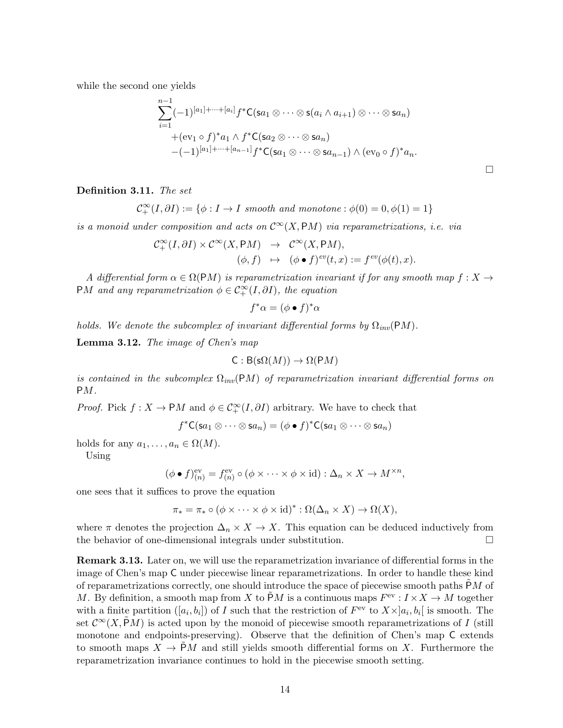while the second one yields

$$
\begin{aligned}
&\sum_{i=1}^{n-1}(-1)^{[a_1]+\cdots+[a_i]} f^*\mathsf{C}(\mathsf{s}a_1\otimes\cdots\otimes\mathsf{s}(a_i\wedge a_{i+1})\otimes\cdots\otimes\mathsf{s}a_n)\\
&\quad +(\mathrm{ev}_1\circ f)^*a_1\wedge f^*\mathsf{C}(\mathsf{s}a_2\otimes\cdots\otimes\mathsf{s}a_n)\\
&\quad -(-1)^{[a_1]+\cdots+[a_{n-1}]} f^*\mathsf{C}(\mathsf{s}a_1\otimes\cdots\otimes\mathsf{s}a_{n-1})\wedge(\mathrm{ev}_0\circ f)^*a_n.
\end{aligned}
$$

□

**Definition 3.11.** *The set*

$$
\mathcal{C}^\infty_+(I,\partial I) := \{\phi : I\to I \text{ smooth and monotone} : \phi(0)=0, \phi(1)=1\}
$$

*is a monoid under composition and acts on $\mathcal{C}^\infty(X,\mathsf{P}M)$ via reparametrizations, i.e. via*

$$
\begin{aligned}
\mathcal{C}^\infty_+(I,\partial I)\times\mathcal{C}^\infty(X,\mathsf{P}M) &\to \mathcal{C}^\infty(X,\mathsf{P}M),\\
(\phi,f) &\mapsto (\phi\bullet f)^{ev}(t,x) := f^{ev}(\phi(t),x).
\end{aligned}
$$

*A differential form $\alpha\in\Omega(\mathsf{P}M)$ is reparametrization invariant if for any smooth map $f: X\to \mathsf{P}M$ and any reparametrization $\phi\in\mathcal{C}^\infty_+(I,\partial I)$, the equation*

$$
f^*\alpha = (\phi\bullet f)^*\alpha
$$

*holds. We denote the subcomplex of invariant differential forms by $\Omega_{inv}(\mathsf{P}M)$.*

**Lemma 3.12.** *The image of Chen's map*

$$
\mathsf{C} : \mathsf{B}(\mathsf{s}\Omega(M)) \to \Omega(\mathsf{P}M)
$$

*is contained in the subcomplex $\Omega_{inv}(\mathsf{P}M)$ of reparametrization invariant differential forms on $\mathsf{P}M$.*

*Proof.* Pick $f : X\to\mathsf{P}M$ and $\phi\in\mathcal{C}^\infty_+(I,\partial I)$ arbitrary. We have to check that

$$
f^*\mathsf{C}(\mathsf{s}a_1\otimes\cdots\otimes\mathsf{s}a_n) = (\phi\bullet f)^*\mathsf{C}(\mathsf{s}a_1\otimes\cdots\otimes\mathsf{s}a_n)
$$

holds for any $a_1,\ldots,a_n\in\Omega(M)$.

Using

$$
(\phi\bullet f)^{\mathrm{ev}}_{(n)} = f^{\mathrm{ev}}_{(n)}\circ(\phi\times\cdots\times\phi\times\mathrm{id}) : \Delta_n\times X\to M^{\times n},
$$

one sees that it suffices to prove the equation

$$
\pi_* = \pi_*\circ(\phi\times\cdots\times\phi\times\mathrm{id})^* : \Omega(\Delta_n\times X)\to\Omega(X),
$$

where $\pi$ denotes the projection $\Delta_n\times X\to X$. This equation can be deduced inductively from the behavior of one-dimensional integrals under substitution. □

**Remark 3.13.** Later on, we will use the reparametrization invariance of differential forms in the image of Chen's map $\mathsf{C}$ under piecewise linear reparametrizations. In order to handle these kind of reparametrizations correctly, one should introduce the space of piecewise smooth paths $\tilde{\mathsf{P}}M$ of $M$. By definition, a smooth map from $X$ to $\tilde{\mathsf{P}}M$ is a continuous maps $F^{\mathrm{ev}} : I\times X\to M$ together with a finite partition $([a_i,b_i])$ of $I$ such that the restriction of $F^{\mathrm{ev}}$ to $X\times]a_i,b_i[$ is smooth. The set $\mathcal{C}^\infty(X,\tilde{\mathsf{P}}M)$ is acted upon by the monoid of piecewise smooth reparametrizations of $I$ (still monotone and endpoints-preserving). Observe that the definition of Chen's map $\mathsf{C}$ extends to smooth maps $X\to\tilde{\mathsf{P}}M$ and still yields smooth differential forms on $X$. Furthermore the reparametrization invariance continues to hold in the piecewise smooth setting.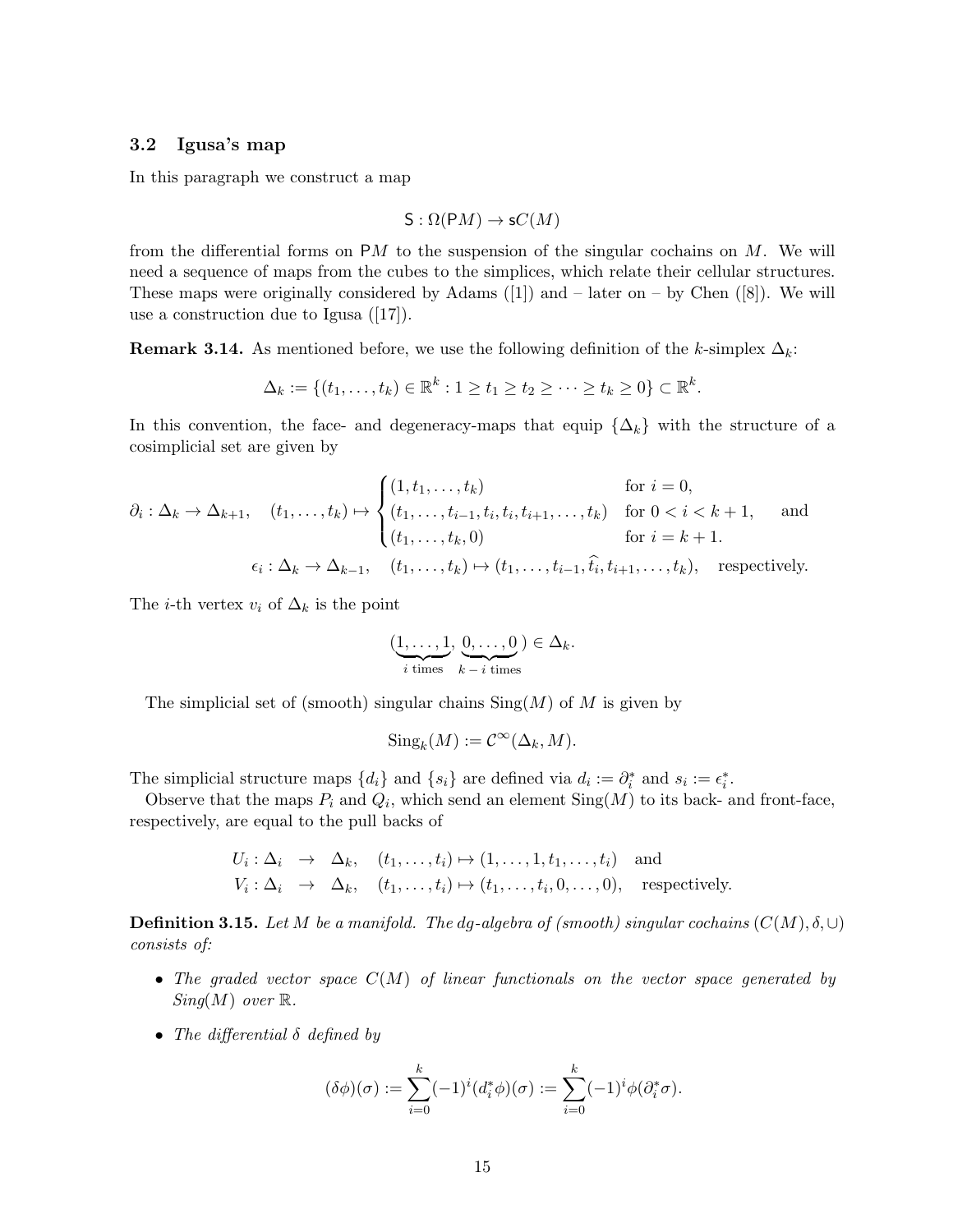### 3.2 Igusa's map

In this paragraph we construct a map

$$\mathsf{S} : \Omega(\mathsf{P}M) \to \mathsf{s}C(M)$$

from the differential forms on $\mathsf{P}M$ to the suspension of the singular cochains on $M$. We will need a sequence of maps from the cubes to the simplices, which relate their cellular structures. These maps were originally considered by Adams ([1]) and – later on – by Chen ([8]). We will use a construction due to Igusa ([17]).

**Remark 3.14.** As mentioned before, we use the following definition of the $k$-simplex $\Delta_k$:

$$\Delta_k := \{(t_1, \ldots, t_k) \in \mathbb{R}^k : 1 \geq t_1 \geq t_2 \geq \cdots \geq t_k \geq 0\} \subset \mathbb{R}^k.$$

In this convention, the face- and degeneracy-maps that equip $\{\Delta_k\}$ with the structure of a cosimplicial set are given by

$$\partial_i : \Delta_k \to \Delta_{k+1}, \quad (t_1, \ldots, t_k) \mapsto \begin{cases} (1, t_1, \ldots, t_k) & \text{for } i = 0, \\ (t_1, \ldots, t_{i-1}, t_i, t_i, t_{i+1}, \ldots, t_k) & \text{for } 0 < i < k+1, \\ (t_1, \ldots, t_k, 0) & \text{for } i = k+1. \end{cases} \quad \text{and}$$

$$\epsilon_i : \Delta_k \to \Delta_{k-1}, \quad (t_1, \ldots, t_k) \mapsto (t_1, \ldots, t_{i-1}, \widehat{t_i}, t_{i+1}, \ldots, t_k), \quad \text{respectively.}$$

The $i$-th vertex $v_i$ of $\Delta_k$ is the point

$$(\underbrace{1, \ldots, 1}_{i \text{ times}}, \underbrace{0, \ldots, 0}_{k-i \text{ times}}) \in \Delta_k.$$

The simplicial set of (smooth) singular chains $\mathrm{Sing}(M)$ of $M$ is given by

$$\mathrm{Sing}_k(M) := \mathcal{C}^\infty(\Delta_k, M).$$

The simplicial structure maps $\{d_i\}$ and $\{s_i\}$ are defined via $d_i := \partial_i^*$ and $s_i := \epsilon_i^*$.

Observe that the maps $P_i$ and $Q_i$, which send an element $\mathrm{Sing}(M)$ to its back- and front-face, respectively, are equal to the pull backs of

$$\begin{aligned} U_i : \Delta_i &\to \Delta_k, \quad (t_1, \ldots, t_i) \mapsto (1, \ldots, 1, t_1, \ldots, t_i) \quad \text{and} \\ V_i : \Delta_i &\to \Delta_k, \quad (t_1, \ldots, t_i) \mapsto (t_1, \ldots, t_i, 0, \ldots, 0), \quad \text{respectively.} \end{aligned}$$

**Definition 3.15.** *Let $M$ be a manifold. The dg-algebra of (smooth) singular cochains $(C(M), \delta, \cup)$ consists of:*

- *The graded vector space $C(M)$ of linear functionals on the vector space generated by $\mathrm{Sing}(M)$ over $\mathbb{R}$.*
- *The differential $\delta$ defined by*

$$(\delta\phi)(\sigma) := \sum_{i=0}^{k} (-1)^i (d_i^* \phi)(\sigma) := \sum_{i=0}^{k} (-1)^i \phi(\partial_i^* \sigma).$$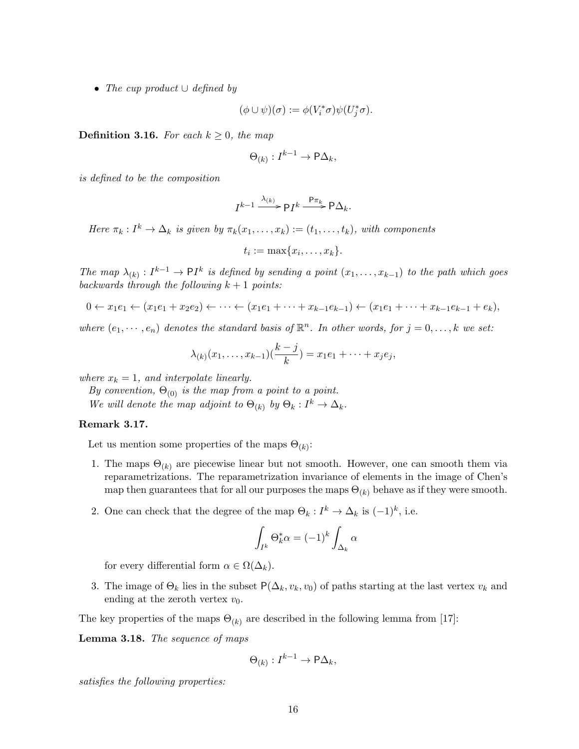- *The cup product $\cup$ defined by*

$$(\phi \cup \psi)(\sigma) := \phi(V_i^* \sigma)\psi(U_j^* \sigma).$$

**Definition 3.16.** *For each $k \geq 0$, the map*

$$\Theta_{(k)} : I^{k-1} \to \mathsf{P}\Delta_k,$$

*is defined to be the composition*

$$I^{k-1} \xrightarrow{\lambda_{(k)}} \mathsf{P}I^k \xrightarrow{\mathsf{P}\pi_k} \mathsf{P}\Delta_k.$$

*Here $\pi_k : I^k \to \Delta_k$ is given by $\pi_k(x_1, \ldots, x_k) := (t_1, \ldots, t_k)$, with components*

$$t_i := \max\{x_i, \ldots, x_k\}.$$

*The map $\lambda_{(k)} : I^{k-1} \to \mathsf{P}I^k$ is defined by sending a point $(x_1, \ldots, x_{k-1})$ to the path which goes backwards through the following $k+1$ points:*

$$0 \leftarrow x_1 e_1 \leftarrow (x_1 e_1 + x_2 e_2) \leftarrow \cdots \leftarrow (x_1 e_1 + \cdots + x_{k-1} e_{k-1}) \leftarrow (x_1 e_1 + \cdots + x_{k-1} e_{k-1} + e_k),$$

*where $(e_1, \cdots, e_n)$ denotes the standard basis of $\mathbb{R}^n$. In other words, for $j = 0, \ldots, k$ we set:*

$$\lambda_{(k)}(x_1, \ldots, x_{k-1})(\frac{k-j}{k}) = x_1 e_1 + \cdots + x_j e_j,$$

*where $x_k = 1$, and interpolate linearly.*

*By convention, $\Theta_{(0)}$ is the map from a point to a point.*

*We will denote the map adjoint to $\Theta_{(k)}$ by $\Theta_k : I^k \to \Delta_k$.*

**Remark 3.17.**

Let us mention some properties of the maps $\Theta_{(k)}$:

1. The maps $\Theta_{(k)}$ are piecewise linear but not smooth. However, one can smooth them via reparametrizations. The reparametrization invariance of elements in the image of Chen's map then guarantees that for all our purposes the maps $\Theta_{(k)}$ behave as if they were smooth.

2. One can check that the degree of the map $\Theta_k : I^k \to \Delta_k$ is $(-1)^k$, i.e.

$$\int_{I^k} \Theta_k^* \alpha = (-1)^k \int_{\Delta_k} \alpha$$

   for every differential form $\alpha \in \Omega(\Delta_k)$.

3. The image of $\Theta_k$ lies in the subset $\mathsf{P}(\Delta_k, v_k, v_0)$ of paths starting at the last vertex $v_k$ and ending at the zeroth vertex $v_0$.

The key properties of the maps $\Theta_{(k)}$ are described in the following lemma from [17]:

**Lemma 3.18.** *The sequence of maps*

$$\Theta_{(k)} : I^{k-1} \to \mathsf{P}\Delta_k,$$

*satisfies the following properties:*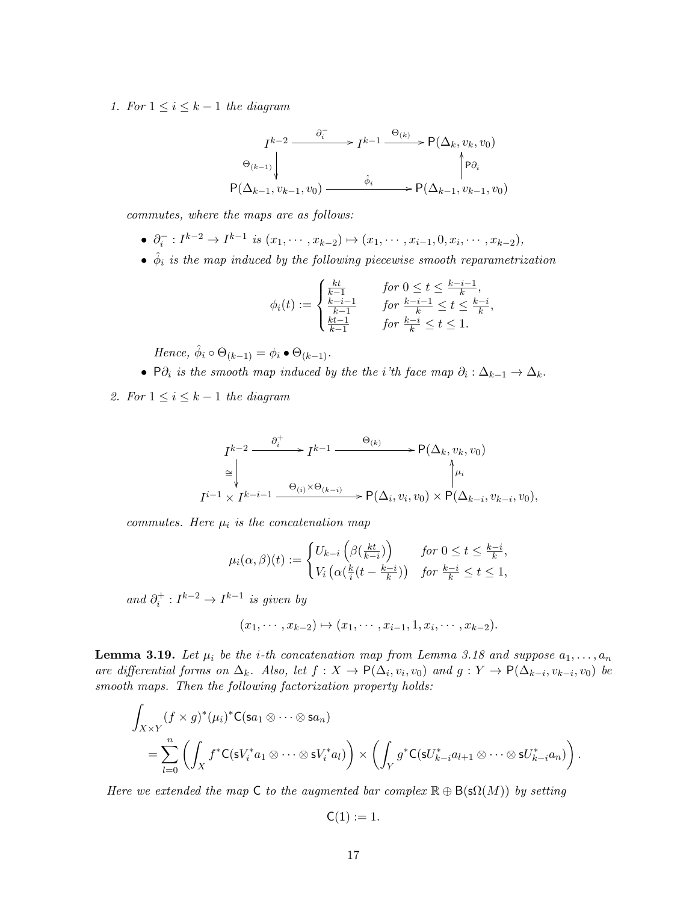1. *For $1 \leq i \leq k-1$ the diagram*

$$\begin{array}{ccccc}
I^{k-2} & \xrightarrow{\partial_i^-} & I^{k-1} & \xrightarrow{\Theta_{(k)}} & \mathsf{P}(\Delta_k, v_k, v_0) \\
\Big\downarrow{\scriptstyle \Theta_{(k-1)}} & & & & \Big\uparrow{\scriptstyle \mathsf{P}\partial_i} \\
\mathsf{P}(\Delta_{k-1}, v_{k-1}, v_0) & & \xrightarrow{\hat{\phi}_i} & & \mathsf{P}(\Delta_{k-1}, v_{k-1}, v_0)
\end{array}$$

*commutes, where the maps are as follows:*

- $\partial_i^- : I^{k-2} \to I^{k-1}$ *is* $(x_1, \cdots, x_{k-2}) \mapsto (x_1, \cdots, x_{i-1}, 0, x_i, \cdots, x_{k-2})$,
- $\hat{\phi}_i$ *is the map induced by the following piecewise smooth reparametrization*

$$\phi_i(t) := \begin{cases} \frac{kt}{k-1} & \text{for } 0 \leq t \leq \frac{k-i-1}{k}, \\ \frac{k-i-1}{k-1} & \text{for } \frac{k-i-1}{k} \leq t \leq \frac{k-i}{k}, \\ \frac{kt-1}{k-1} & \text{for } \frac{k-i}{k} \leq t \leq 1. \end{cases}$$

  *Hence,* $\hat{\phi}_i \circ \Theta_{(k-1)} = \phi_i \bullet \Theta_{(k-1)}$.
- $\mathsf{P}\partial_i$ *is the smooth map induced by the the $i$'th face map* $\partial_i : \Delta_{k-1} \to \Delta_k$.

2. *For $1 \leq i \leq k-1$ the diagram*

$$\begin{array}{ccccc}
I^{k-2} & \xrightarrow{\partial_i^+} & I^{k-1} & \xrightarrow{\Theta_{(k)}} & \mathsf{P}(\Delta_k, v_k, v_0) \\
\Big\downarrow{\scriptstyle \cong} & & & & \Big\uparrow{\scriptstyle \mu_i} \\
I^{i-1} \times I^{k-i-1} & & \xrightarrow{\Theta_{(i)} \times \Theta_{(k-i)}} & & \mathsf{P}(\Delta_i, v_i, v_0) \times \mathsf{P}(\Delta_{k-i}, v_{k-i}, v_0),
\end{array}$$

*commutes. Here $\mu_i$ is the concatenation map*

$$\mu_i(\alpha, \beta)(t) := \begin{cases} U_{k-i}\left(\beta(\frac{kt}{k-i})\right) & \text{for } 0 \leq t \leq \frac{k-i}{k}, \\ V_i\left(\alpha(\frac{k}{i}(t - \frac{k-i}{k}))\right) & \text{for } \frac{k-i}{k} \leq t \leq 1, \end{cases}$$

*and* $\partial_i^+ : I^{k-2} \to I^{k-1}$ *is given by*

$$(x_1, \cdots, x_{k-2}) \mapsto (x_1, \cdots, x_{i-1}, 1, x_i, \cdots, x_{k-2}).$$

**Lemma 3.19.** *Let $\mu_i$ be the $i$-th concatenation map from Lemma 3.18 and suppose $a_1, \ldots, a_n$ are differential forms on $\Delta_k$. Also, let $f : X \to \mathsf{P}(\Delta_i, v_i, v_0)$ and $g : Y \to \mathsf{P}(\Delta_{k-i}, v_{k-i}, v_0)$ be smooth maps. Then the following factorization property holds:*

$$\begin{aligned}
&\int_{X \times Y} (f \times g)^* (\mu_i)^* \mathsf{C}(\mathsf{s}a_1 \otimes \cdots \otimes \mathsf{s}a_n) \\
&= \sum_{l=0}^{n} \left( \int_X f^* \mathsf{C}(\mathsf{s}V_i^* a_1 \otimes \cdots \otimes \mathsf{s}V_i^* a_l) \right) \times \left( \int_Y g^* \mathsf{C}(\mathsf{s}U_{k-i}^* a_{l+1} \otimes \cdots \otimes \mathsf{s}U_{k-i}^* a_n) \right).
\end{aligned}$$

*Here we extended the map $\mathsf{C}$ to the augmented bar complex $\mathbb{R} \oplus \mathsf{B}(\mathsf{s}\Omega(M))$ by setting*

$$\mathsf{C}(1) := 1.$$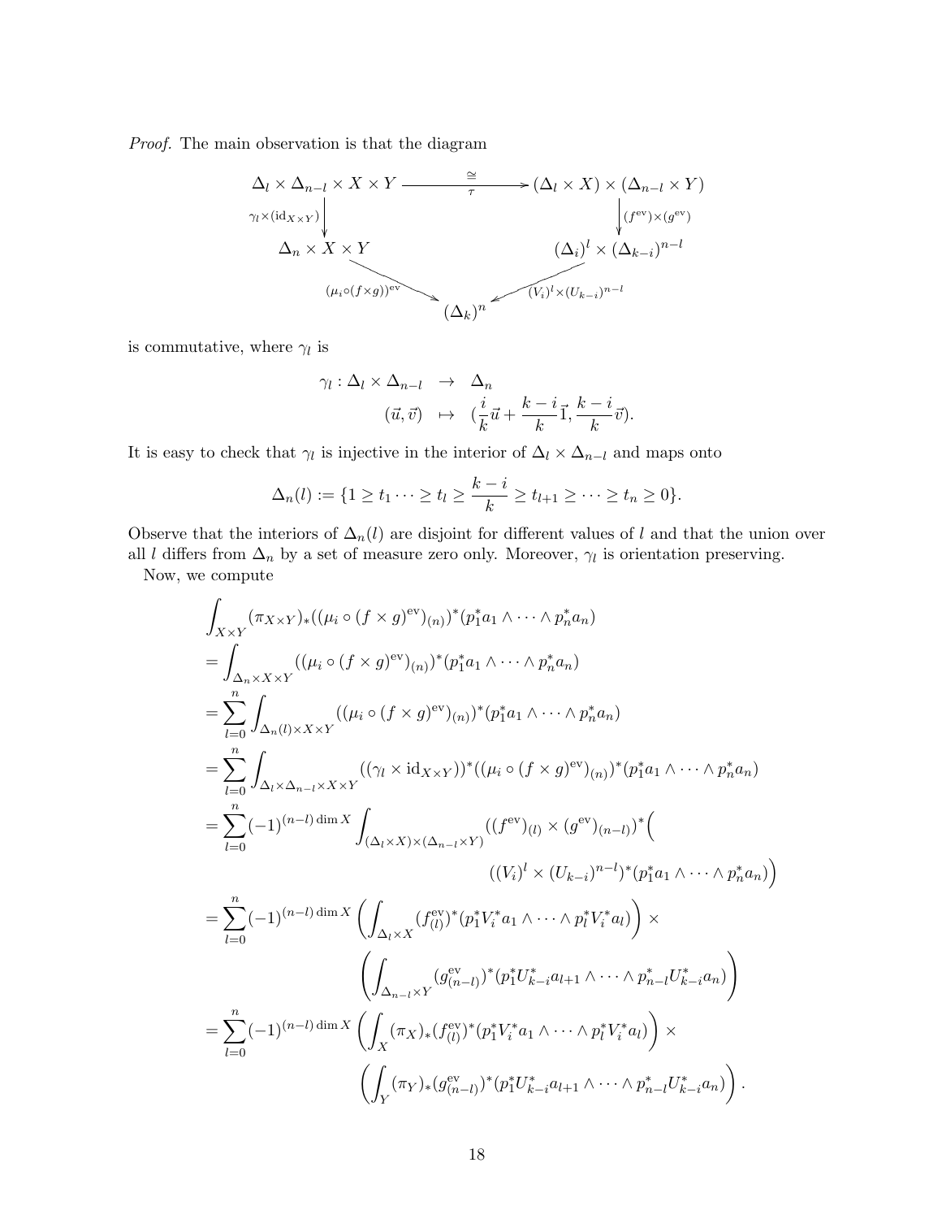*Proof.* The main observation is that the diagram

$$
\begin{array}{ccccc}
\Delta_l \times \Delta_{n-l} \times X \times Y & & \xrightarrow[\tau]{\cong} & & (\Delta_l \times X) \times (\Delta_{n-l} \times Y) \\
\downarrow{\scriptstyle \gamma_l \times (\mathrm{id}_{X\times Y})} & & & & \downarrow{\scriptstyle (f^{\mathrm{ev}})\times(g^{\mathrm{ev}})} \\
\Delta_n \times X \times Y & & & & (\Delta_i)^l \times (\Delta_{k-i})^{n-l} \\
& \searrow{\scriptstyle (\mu_i \circ (f\times g))^{\mathrm{ev}}} & & \swarrow{\scriptstyle (V_i)^l \times (U_{k-i})^{n-l}} & \\
& & (\Delta_k)^n & &
\end{array}
$$

is commutative, where $\gamma_l$ is

$$
\begin{array}{rcl}
\gamma_l : \Delta_l \times \Delta_{n-l} & \to & \Delta_n \\
(\vec{u}, \vec{v}) & \mapsto & (\frac{i}{k}\vec{u} + \frac{k-i}{k}\vec{1}, \frac{k-i}{k}\vec{v}).
\end{array}
$$

It is easy to check that $\gamma_l$ is injective in the interior of $\Delta_l \times \Delta_{n-l}$ and maps onto

$$
\Delta_n(l) := \{1 \geq t_1 \cdots \geq t_l \geq \frac{k-i}{k} \geq t_{l+1} \geq \cdots \geq t_n \geq 0\}.
$$

Observe that the interiors of $\Delta_n(l)$ are disjoint for different values of $l$ and that the union over all $l$ differs from $\Delta_n$ by a set of measure zero only. Moreover, $\gamma_l$ is orientation preserving.

Now, we compute

$$
\begin{aligned}
& \int_{X\times Y} (\pi_{X\times Y})_*((\mu_i \circ (f \times g)^{\mathrm{ev}})_{(n)})^*(p_1^* a_1 \wedge \cdots \wedge p_n^* a_n) \\
&= \int_{\Delta_n \times X \times Y} ((\mu_i \circ (f \times g)^{\mathrm{ev}})_{(n)})^*(p_1^* a_1 \wedge \cdots \wedge p_n^* a_n) \\
&= \sum_{l=0}^{n} \int_{\Delta_n(l) \times X \times Y} ((\mu_i \circ (f \times g)^{\mathrm{ev}})_{(n)})^*(p_1^* a_1 \wedge \cdots \wedge p_n^* a_n) \\
&= \sum_{l=0}^{n} \int_{\Delta_l \times \Delta_{n-l} \times X \times Y} ((\gamma_l \times \mathrm{id}_{X\times Y}))^*((\mu_i \circ (f \times g)^{\mathrm{ev}})_{(n)})^*(p_1^* a_1 \wedge \cdots \wedge p_n^* a_n) \\
&= \sum_{l=0}^{n} (-1)^{(n-l)\dim X} \int_{(\Delta_l \times X)\times(\Delta_{n-l}\times Y)} ((f^{\mathrm{ev}})_{(l)} \times (g^{\mathrm{ev}})_{(n-l)})^* \Big( \\
&\qquad\qquad ((V_i)^l \times (U_{k-i})^{n-l})^*(p_1^* a_1 \wedge \cdots \wedge p_n^* a_n)\Big) \\
&= \sum_{l=0}^{n} (-1)^{(n-l)\dim X} \left( \int_{\Delta_l \times X} (f^{\mathrm{ev}}_{(l)})^*(p_1^* V_i^* a_1 \wedge \cdots \wedge p_l^* V_i^* a_l) \right) \times \\
&\qquad\qquad \left( \int_{\Delta_{n-l}\times Y} (g^{\mathrm{ev}}_{(n-l)})^*(p_1^* U_{k-i}^* a_{l+1} \wedge \cdots \wedge p_{n-l}^* U_{k-i}^* a_n) \right) \\
&= \sum_{l=0}^{n} (-1)^{(n-l)\dim X} \left( \int_{X} (\pi_X)_*(f^{\mathrm{ev}}_{(l)})^*(p_1^* V_i^* a_1 \wedge \cdots \wedge p_l^* V_i^* a_l) \right) \times \\
&\qquad\qquad \left( \int_{Y} (\pi_Y)_*(g^{\mathrm{ev}}_{(n-l)})^*(p_1^* U_{k-i}^* a_{l+1} \wedge \cdots \wedge p_{n-l}^* U_{k-i}^* a_n) \right).
\end{aligned}
$$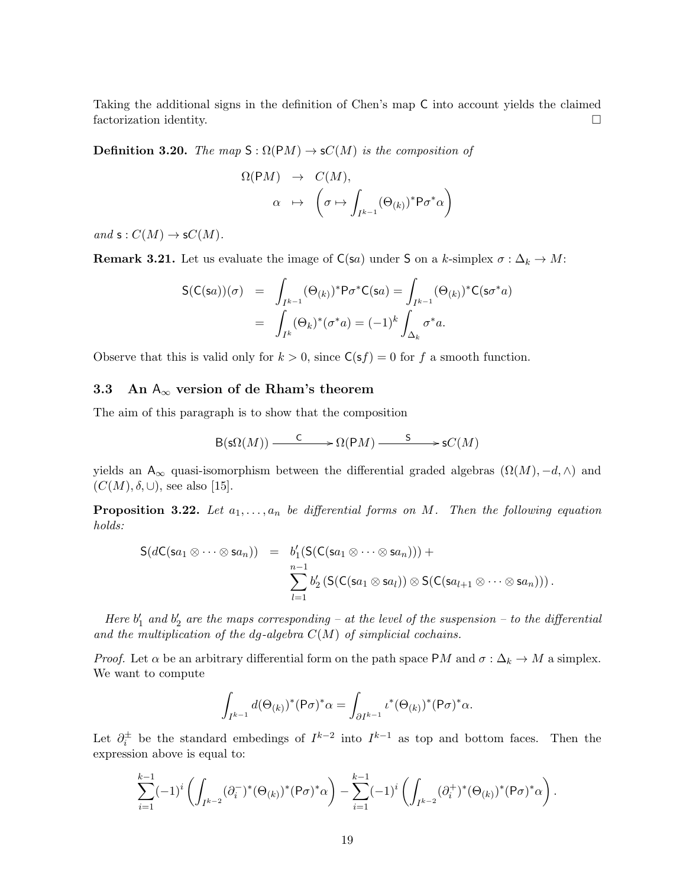Taking the additional signs in the definition of Chen's map $\mathsf{C}$ into account yields the claimed factorization identity. $\square$

**Definition 3.20.** *The map $\mathsf{S} : \Omega(\mathsf{P}M) \to \mathsf{s}C(M)$ is the composition of*

$$
\begin{aligned}
\Omega(\mathsf{P}M) &\to C(M), \\
\alpha &\mapsto \left( \sigma \mapsto \int_{I^{k-1}} (\Theta_{(k)})^* \mathsf{P}\sigma^* \alpha \right)
\end{aligned}
$$

*and $\mathsf{s} : C(M) \to \mathsf{s}C(M)$.*

**Remark 3.21.** Let us evaluate the image of $\mathsf{C}(\mathsf{s}a)$ under $\mathsf{S}$ on a $k$-simplex $\sigma : \Delta_k \to M$:

$$
\begin{aligned}
\mathsf{S}(\mathsf{C}(\mathsf{s}a))(\sigma) &= \int_{I^{k-1}} (\Theta_{(k)})^* \mathsf{P}\sigma^* \mathsf{C}(\mathsf{s}a) = \int_{I^{k-1}} (\Theta_{(k)})^* \mathsf{C}(\mathsf{s}\sigma^* a) \\
&= \int_{I^k} (\Theta_k)^* (\sigma^* a) = (-1)^k \int_{\Delta_k} \sigma^* a.
\end{aligned}
$$

Observe that this is valid only for $k > 0$, since $\mathsf{C}(\mathsf{s}f) = 0$ for $f$ a smooth function.

### 3.3 An $\mathsf{A}_\infty$ version of de Rham's theorem

The aim of this paragraph is to show that the composition

$$
\mathsf{B}(\mathsf{s}\Omega(M)) \xrightarrow{\ \mathsf{C}\ } \Omega(\mathsf{P}M) \xrightarrow{\ \mathsf{S}\ } \mathsf{s}C(M)
$$

yields an $\mathsf{A}_\infty$ quasi-isomorphism between the differential graded algebras $(\Omega(M), -d, \wedge)$ and $(C(M), \delta, \cup)$, see also [15].

**Proposition 3.22.** *Let $a_1, \dots, a_n$ be differential forms on $M$. Then the following equation holds:*

$$
\begin{aligned}
\mathsf{S}(d\mathsf{C}(\mathsf{s}a_1 \otimes \cdots \otimes \mathsf{s}a_n)) &= b_1'(\mathsf{S}(\mathsf{C}(\mathsf{s}a_1 \otimes \cdots \otimes \mathsf{s}a_n))) + \\
&\quad \sum_{l=1}^{n-1} b_2' \left( \mathsf{S}(\mathsf{C}(\mathsf{s}a_1 \otimes \mathsf{s}a_l)) \otimes \mathsf{S}(\mathsf{C}(\mathsf{s}a_{l+1} \otimes \cdots \otimes \mathsf{s}a_n)) \right).
\end{aligned}
$$

*Here $b_1'$ and $b_2'$ are the maps corresponding – at the level of the suspension – to the differential and the multiplication of the dg-algebra $C(M)$ of simplicial cochains.*

*Proof.* Let $\alpha$ be an arbitrary differential form on the path space $\mathsf{P}M$ and $\sigma : \Delta_k \to M$ a simplex. We want to compute

$$
\int_{I^{k-1}} d(\Theta_{(k)})^* (\mathsf{P}\sigma)^* \alpha = \int_{\partial I^{k-1}} \iota^* (\Theta_{(k)})^* (\mathsf{P}\sigma)^* \alpha.
$$

Let $\partial_i^\pm$ be the standard embedings of $I^{k-2}$ into $I^{k-1}$ as top and bottom faces. Then the expression above is equal to:

$$
\sum_{i=1}^{k-1} (-1)^i \left( \int_{I^{k-2}} (\partial_i^-)^* (\Theta_{(k)})^* (\mathsf{P}\sigma)^* \alpha \right) - \sum_{i=1}^{k-1} (-1)^i \left( \int_{I^{k-2}} (\partial_i^+)^* (\Theta_{(k)})^* (\mathsf{P}\sigma)^* \alpha \right).
$$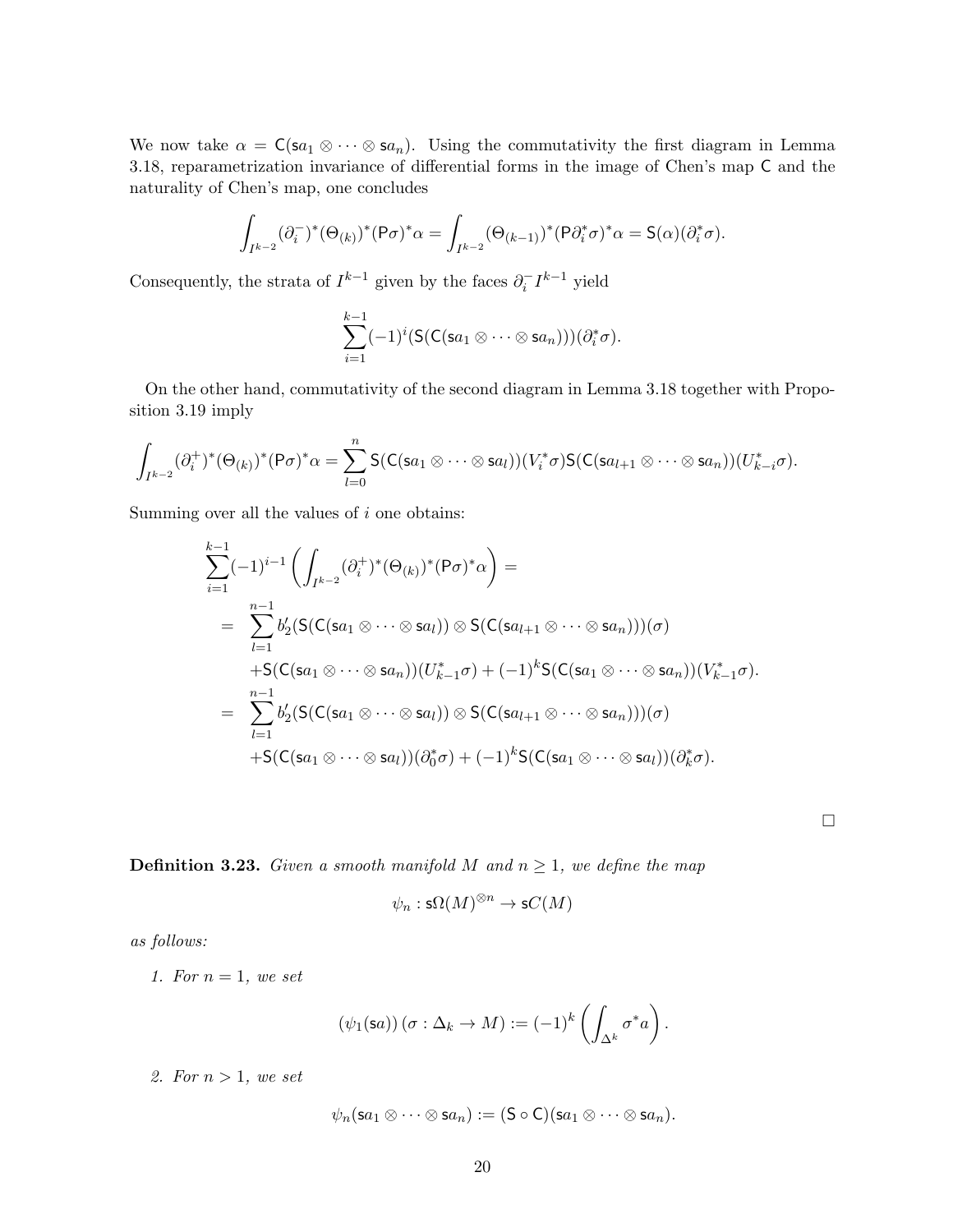We now take $\alpha = \mathsf{C}(\mathsf{s}a_1 \otimes \cdots \otimes \mathsf{s}a_n)$. Using the commutativity the first diagram in Lemma 3.18, reparametrization invariance of differential forms in the image of Chen's map $\mathsf{C}$ and the naturality of Chen's map, one concludes

$$\int_{I^{k-2}} (\partial_i^-)^*(\Theta_{(k)})^*(\mathsf{P}\sigma)^*\alpha = \int_{I^{k-2}} (\Theta_{(k-1)})^*(\mathsf{P}\partial_i^*\sigma)^*\alpha = \mathsf{S}(\alpha)(\partial_i^*\sigma).$$

Consequently, the strata of $I^{k-1}$ given by the faces $\partial_i^- I^{k-1}$ yield

$$\sum_{i=1}^{k-1}(-1)^i(\mathsf{S}(\mathsf{C}(\mathsf{s}a_1 \otimes \cdots \otimes \mathsf{s}a_n)))(\partial_i^*\sigma).$$

On the other hand, commutativity of the second diagram in Lemma 3.18 together with Proposition 3.19 imply

$$\int_{I^{k-2}} (\partial_i^+)^*(\Theta_{(k)})^*(\mathsf{P}\sigma)^*\alpha = \sum_{l=0}^{n} \mathsf{S}(\mathsf{C}(\mathsf{s}a_1 \otimes \cdots \otimes \mathsf{s}a_l))(V_i^*\sigma)\mathsf{S}(\mathsf{C}(\mathsf{s}a_{l+1} \otimes \cdots \otimes \mathsf{s}a_n))(U_{k-i}^*\sigma).$$

Summing over all the values of $i$ one obtains:

$$\begin{aligned}
&\sum_{i=1}^{k-1}(-1)^{i-1}\left(\int_{I^{k-2}} (\partial_i^+)^*(\Theta_{(k)})^*(\mathsf{P}\sigma)^*\alpha\right) = \\
&= \sum_{l=1}^{n-1} b_2'(\mathsf{S}(\mathsf{C}(\mathsf{s}a_1 \otimes \cdots \otimes \mathsf{s}a_l)) \otimes \mathsf{S}(\mathsf{C}(\mathsf{s}a_{l+1} \otimes \cdots \otimes \mathsf{s}a_n)))(\sigma) \\
&\quad + \mathsf{S}(\mathsf{C}(\mathsf{s}a_1 \otimes \cdots \otimes \mathsf{s}a_n))(U_{k-1}^*\sigma) + (-1)^k\mathsf{S}(\mathsf{C}(\mathsf{s}a_1 \otimes \cdots \otimes \mathsf{s}a_n))(V_{k-1}^*\sigma). \\
&= \sum_{l=1}^{n-1} b_2'(\mathsf{S}(\mathsf{C}(\mathsf{s}a_1 \otimes \cdots \otimes \mathsf{s}a_l)) \otimes \mathsf{S}(\mathsf{C}(\mathsf{s}a_{l+1} \otimes \cdots \otimes \mathsf{s}a_n)))(\sigma) \\
&\quad + \mathsf{S}(\mathsf{C}(\mathsf{s}a_1 \otimes \cdots \otimes \mathsf{s}a_l))(\partial_0^*\sigma) + (-1)^k\mathsf{S}(\mathsf{C}(\mathsf{s}a_1 \otimes \cdots \otimes \mathsf{s}a_l))(\partial_k^*\sigma).
\end{aligned}$$

□

**Definition 3.23.** *Given a smooth manifold $M$ and $n \geq 1$, we define the map*

$$\psi_n : \mathsf{s}\Omega(M)^{\otimes n} \to \mathsf{s}C(M)$$

*as follows:*

1. *For $n = 1$, we set*

$$(\psi_1(\mathsf{s}a))\,(\sigma : \Delta_k \to M) := (-1)^k \left(\int_{\Delta^k} \sigma^* a\right).$$

2. *For $n > 1$, we set*

$$\psi_n(\mathsf{s}a_1 \otimes \cdots \otimes \mathsf{s}a_n) := (\mathsf{S} \circ \mathsf{C})(\mathsf{s}a_1 \otimes \cdots \otimes \mathsf{s}a_n).$$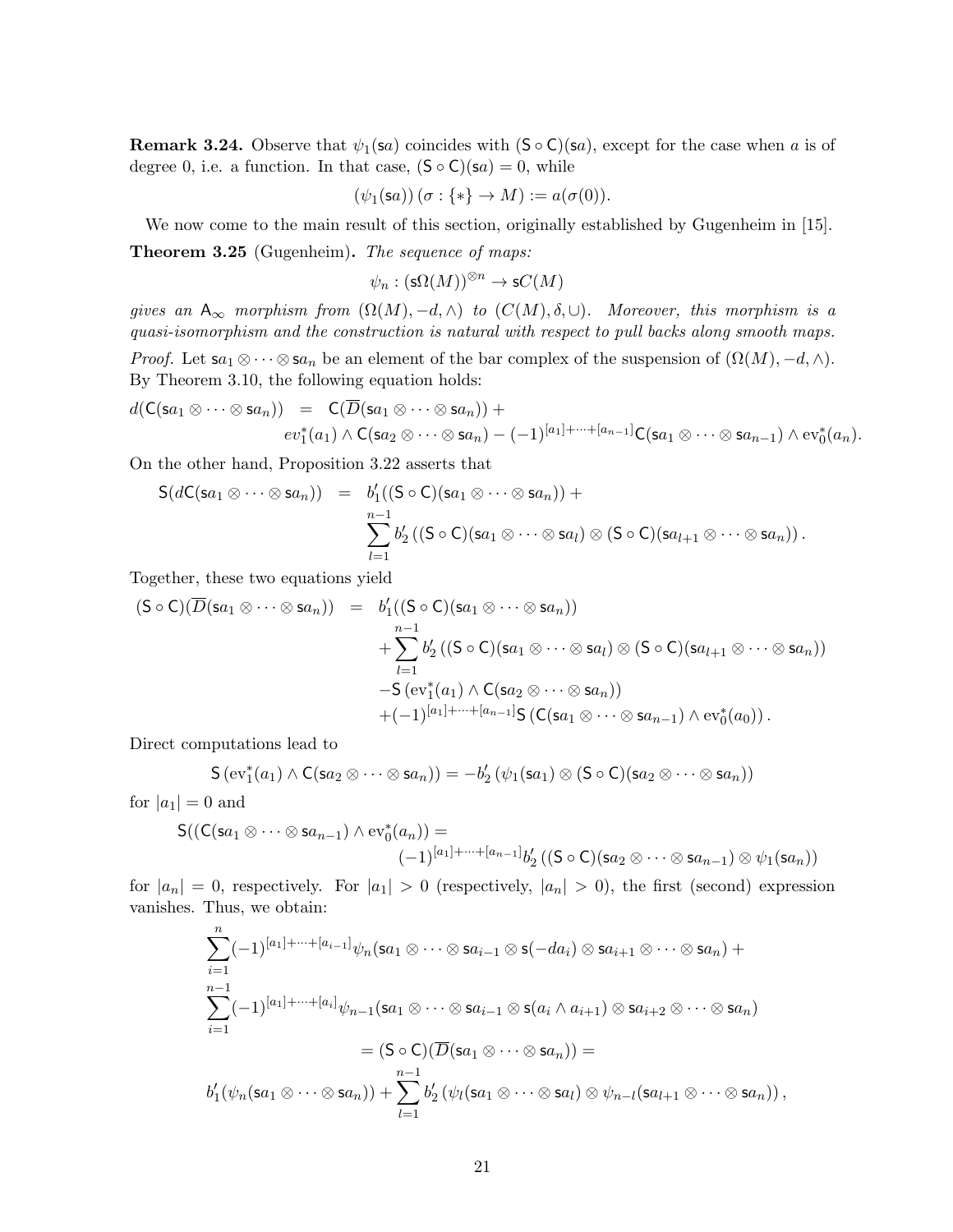**Remark 3.24.** Observe that $\psi_1(\mathsf{s}a)$ coincides with $(\mathsf{S}\circ\mathsf{C})(\mathsf{s}a)$, except for the case when $a$ is of degree 0, i.e. a function. In that case, $(\mathsf{S}\circ\mathsf{C})(\mathsf{s}a) = 0$, while

$$(\psi_1(\mathsf{s}a))\,(\sigma : \{*\} \to M) := a(\sigma(0)).$$

We now come to the main result of this section, originally established by Gugenheim in [15].

**Theorem 3.25** (Gugenheim)**.** *The sequence of maps:*

$$\psi_n : (\mathsf{s}\Omega(M))^{\otimes n} \to \mathsf{s}C(M)$$

*gives an $\mathsf{A}_\infty$ morphism from $(\Omega(M), -d, \wedge)$ to $(C(M), \delta, \cup)$. Moreover, this morphism is a quasi-isomorphism and the construction is natural with respect to pull backs along smooth maps.*

*Proof.* Let $\mathsf{s}a_1 \otimes \cdots \otimes \mathsf{s}a_n$ be an element of the bar complex of the suspension of $(\Omega(M), -d, \wedge)$. By Theorem 3.10, the following equation holds:

$$\begin{aligned}
d(\mathsf{C}(\mathsf{s}a_1 \otimes \cdots \otimes \mathsf{s}a_n)) &= \mathsf{C}(\overline{D}(\mathsf{s}a_1 \otimes \cdots \otimes \mathsf{s}a_n)) + \\
&\quad ev_1^*(a_1) \wedge \mathsf{C}(\mathsf{s}a_2 \otimes \cdots \otimes \mathsf{s}a_n) - (-1)^{[a_1]+\cdots+[a_{n-1}]}\mathsf{C}(\mathsf{s}a_1 \otimes \cdots \otimes \mathsf{s}a_{n-1}) \wedge \mathrm{ev}_0^*(a_n).
\end{aligned}$$

On the other hand, Proposition 3.22 asserts that

$$\begin{aligned}
\mathsf{S}(d\mathsf{C}(\mathsf{s}a_1 \otimes \cdots \otimes \mathsf{s}a_n)) &= b_1'((\mathsf{S}\circ\mathsf{C})(\mathsf{s}a_1 \otimes \cdots \otimes \mathsf{s}a_n)) + \\
&\quad \sum_{l=1}^{n-1} b_2'\left((\mathsf{S}\circ\mathsf{C})(\mathsf{s}a_1 \otimes \cdots \otimes \mathsf{s}a_l) \otimes (\mathsf{S}\circ\mathsf{C})(\mathsf{s}a_{l+1} \otimes \cdots \otimes \mathsf{s}a_n)\right).
\end{aligned}$$

Together, these two equations yield

$$\begin{aligned}
(\mathsf{S}\circ\mathsf{C})(\overline{D}(\mathsf{s}a_1 \otimes \cdots \otimes \mathsf{s}a_n)) &= b_1'((\mathsf{S}\circ\mathsf{C})(\mathsf{s}a_1 \otimes \cdots \otimes \mathsf{s}a_n)) \\
&\quad + \sum_{l=1}^{n-1} b_2'\left((\mathsf{S}\circ\mathsf{C})(\mathsf{s}a_1 \otimes \cdots \otimes \mathsf{s}a_l) \otimes (\mathsf{S}\circ\mathsf{C})(\mathsf{s}a_{l+1} \otimes \cdots \otimes \mathsf{s}a_n)\right) \\
&\quad - \mathsf{S}\left(\mathrm{ev}_1^*(a_1) \wedge \mathsf{C}(\mathsf{s}a_2 \otimes \cdots \otimes \mathsf{s}a_n)\right) \\
&\quad + (-1)^{[a_1]+\cdots+[a_{n-1}]}\mathsf{S}\left(\mathsf{C}(\mathsf{s}a_1 \otimes \cdots \otimes \mathsf{s}a_{n-1}) \wedge \mathrm{ev}_0^*(a_0)\right).
\end{aligned}$$

Direct computations lead to

$$\mathsf{S}\left(\mathrm{ev}_1^*(a_1) \wedge \mathsf{C}(\mathsf{s}a_2 \otimes \cdots \otimes \mathsf{s}a_n)\right) = -b_2'\left(\psi_1(\mathsf{s}a_1) \otimes (\mathsf{S}\circ\mathsf{C})(\mathsf{s}a_2 \otimes \cdots \otimes \mathsf{s}a_n)\right)$$

for $|a_1| = 0$ and

$$\begin{aligned}
&\mathsf{S}((\mathsf{C}(\mathsf{s}a_1 \otimes \cdots \otimes \mathsf{s}a_{n-1}) \wedge \mathrm{ev}_0^*(a_n)) = \\
&\qquad\qquad (-1)^{[a_1]+\cdots+[a_{n-1}]} b_2'\left((\mathsf{S}\circ\mathsf{C})(\mathsf{s}a_2 \otimes \cdots \otimes \mathsf{s}a_{n-1}) \otimes \psi_1(\mathsf{s}a_n)\right)
\end{aligned}$$

for $|a_n| = 0$, respectively. For $|a_1| > 0$ (respectively, $|a_n| > 0$), the first (second) expression vanishes. Thus, we obtain:

$$\begin{aligned}
&\sum_{i=1}^{n}(-1)^{[a_1]+\cdots+[a_{i-1}]}\psi_n(\mathsf{s}a_1 \otimes \cdots \otimes \mathsf{s}a_{i-1} \otimes \mathsf{s}(-da_i) \otimes \mathsf{s}a_{i+1} \otimes \cdots \otimes \mathsf{s}a_n) + \\
&\sum_{i=1}^{n-1}(-1)^{[a_1]+\cdots+[a_i]}\psi_{n-1}(\mathsf{s}a_1 \otimes \cdots \otimes \mathsf{s}a_{i-1} \otimes \mathsf{s}(a_i \wedge a_{i+1}) \otimes \mathsf{s}a_{i+2} \otimes \cdots \otimes \mathsf{s}a_n) \\
&\qquad\qquad = (\mathsf{S}\circ\mathsf{C})(\overline{D}(\mathsf{s}a_1 \otimes \cdots \otimes \mathsf{s}a_n)) = \\
&b_1'(\psi_n(\mathsf{s}a_1 \otimes \cdots \otimes \mathsf{s}a_n)) + \sum_{l=1}^{n-1} b_2'\left(\psi_l(\mathsf{s}a_1 \otimes \cdots \otimes \mathsf{s}a_l) \otimes \psi_{n-l}(\mathsf{s}a_{l+1} \otimes \cdots \otimes \mathsf{s}a_n)\right),
\end{aligned}$$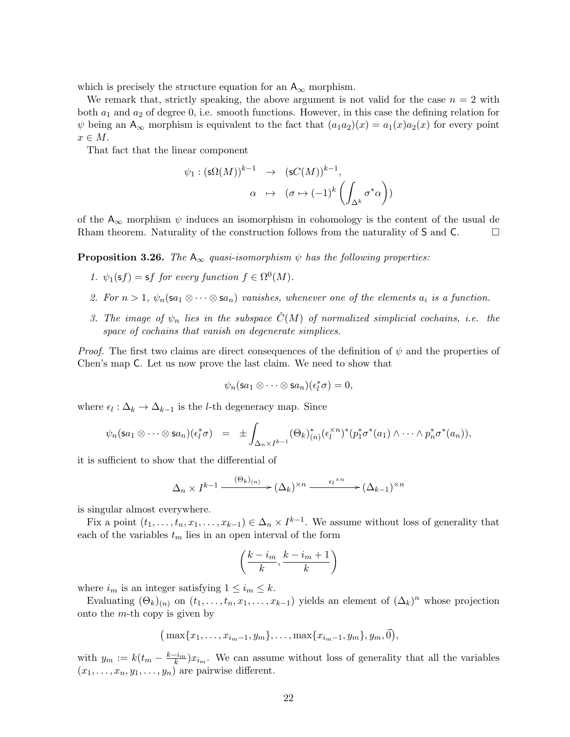which is precisely the structure equation for an $\mathsf{A}_\infty$ morphism.

We remark that, strictly speaking, the above argument is not valid for the case $n = 2$ with both $a_1$ and $a_2$ of degree 0, i.e. smooth functions. However, in this case the defining relation for $\psi$ being an $\mathsf{A}_\infty$ morphism is equivalent to the fact that $(a_1 a_2)(x) = a_1(x)a_2(x)$ for every point $x \in M$.

That fact that the linear component

$$
\begin{aligned}
\psi_1 : (\mathsf{s}\Omega(M))^{k-1} &\to (\mathsf{s}C(M))^{k-1}, \\
\alpha &\mapsto (\sigma \mapsto (-1)^k \left( \int_{\Delta^k} \sigma^* \alpha \right))
\end{aligned}
$$

of the $\mathsf{A}_\infty$ morphism $\psi$ induces an isomorphism in cohomology is the content of the usual de Rham theorem. Naturality of the construction follows from the naturality of $\mathsf{S}$ and $\mathsf{C}$. □

**Proposition 3.26.** *The $\mathsf{A}_\infty$ quasi-isomorphism $\psi$ has the following properties:*

1. *$\psi_1(\mathsf{s}f) = \mathsf{s}f$ for every function $f \in \Omega^0(M)$.*
2. *For $n > 1$, $\psi_n(\mathsf{s}a_1 \otimes \cdots \otimes \mathsf{s}a_n)$ vanishes, whenever one of the elements $a_i$ is a function.*
3. *The image of $\psi_n$ lies in the subspace $\hat{C}(M)$ of normalized simplicial cochains, i.e. the space of cochains that vanish on degenerate simplices.*

*Proof.* The first two claims are direct consequences of the definition of $\psi$ and the properties of Chen's map $\mathsf{C}$. Let us now prove the last claim. We need to show that

$$
\psi_n(\mathsf{s}a_1 \otimes \cdots \otimes \mathsf{s}a_n)(\epsilon_l^* \sigma) = 0,
$$

where $\epsilon_l : \Delta_k \to \Delta_{k-1}$ is the $l$-th degeneracy map. Since

$$
\psi_n(\mathsf{s}a_1 \otimes \cdots \otimes \mathsf{s}a_n)(\epsilon_l^* \sigma) = \pm \int_{\Delta_n \times I^{k-1}} (\Theta_k)^*_{(n)} (\epsilon_l^{\times n})^* (p_1^* \sigma^*(a_1) \wedge \cdots \wedge p_n^* \sigma^*(a_n)),
$$

it is sufficient to show that the differential of

$$
\Delta_n \times I^{k-1} \xrightarrow{(\Theta_k)_{(n)}} (\Delta_k)^{\times n} \xrightarrow{\epsilon_l^{\times n}} (\Delta_{k-1})^{\times n}
$$

is singular almost everywhere.

Fix a point $(t_1, \ldots, t_n, x_1, \ldots, x_{k-1}) \in \Delta_n \times I^{k-1}$. We assume without loss of generality that each of the variables $t_m$ lies in an open interval of the form

$$
\left( \frac{k - i_m}{k}, \frac{k - i_m + 1}{k} \right)
$$

where $i_m$ is an integer satisfying $1 \leq i_m \leq k$.

Evaluating $(\Theta_k)_{(n)}$ on $(t_1, \ldots, t_n, x_1, \ldots, x_{k-1})$ yields an element of $(\Delta_k)^n$ whose projection onto the $m$-th copy is given by

$$
\big( \max\{x_1, \ldots, x_{i_m - 1}, y_m\}, \ldots, \max\{x_{i_m - 1}, y_m\}, y_m, \vec{0} \big),
$$

with $y_m := k(t_m - \frac{k - i_m}{k}) x_{i_m}$. We can assume without loss of generality that all the variables $(x_1, \ldots, x_n, y_1, \ldots, y_n)$ are pairwise different.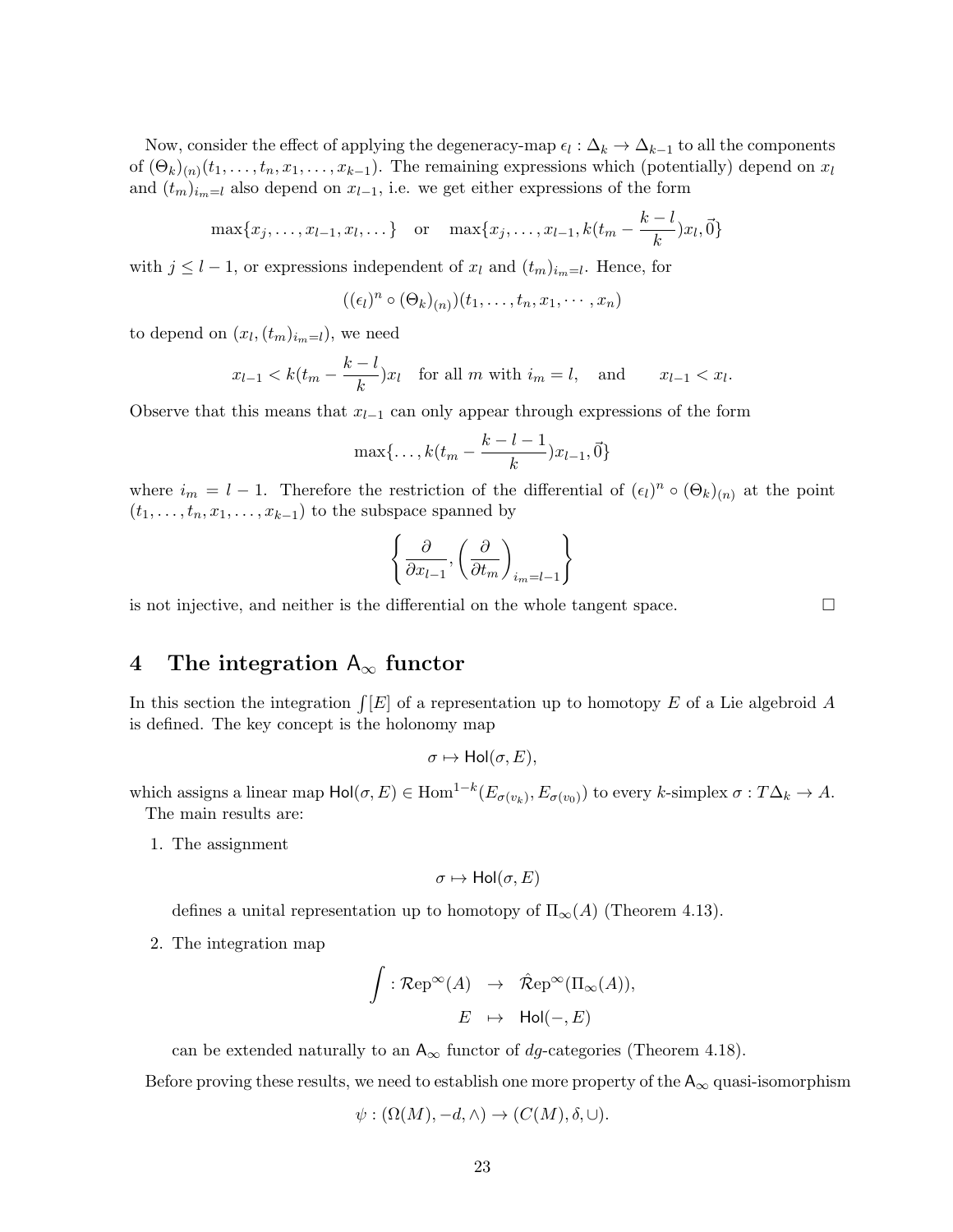Now, consider the effect of applying the degeneracy-map $\epsilon_l : \Delta_k \to \Delta_{k-1}$ to all the components of $(\Theta_k)_{(n)}(t_1, \ldots, t_n, x_1, \ldots, x_{k-1})$. The remaining expressions which (potentially) depend on $x_l$ and $(t_m)_{i_m=l}$ also depend on $x_{l-1}$, i.e. we get either expressions of the form

$$\max\{x_j, \ldots, x_{l-1}, x_l, \ldots\} \quad \text{or} \quad \max\{x_j, \ldots, x_{l-1}, k(t_m - \frac{k-l}{k})x_l, \vec{0}\}$$

with $j \leq l-1$, or expressions independent of $x_l$ and $(t_m)_{i_m=l}$. Hence, for

$$((\epsilon_l)^n \circ (\Theta_k)_{(n)})(t_1, \ldots, t_n, x_1, \cdots, x_n)$$

to depend on $(x_l, (t_m)_{i_m=l})$, we need

$$x_{l-1} < k(t_m - \frac{k-l}{k})x_l \quad \text{for all } m \text{ with } i_m = l, \quad \text{and} \qquad x_{l-1} < x_l.$$

Observe that this means that $x_{l-1}$ can only appear through expressions of the form

$$\max\{\ldots, k(t_m - \frac{k-l-1}{k})x_{l-1}, \vec{0}\}$$

where $i_m = l-1$. Therefore the restriction of the differential of $(\epsilon_l)^n \circ (\Theta_k)_{(n)}$ at the point $(t_1, \ldots, t_n, x_1, \ldots, x_{k-1})$ to the subspace spanned by

$$\left\{\frac{\partial}{\partial x_{l-1}}, \left(\frac{\partial}{\partial t_m}\right)_{i_m=l-1}\right\}$$

is not injective, and neither is the differential on the whole tangent space. □

# 4 The integration $\mathsf{A}_\infty$ functor

In this section the integration $\int[E]$ of a representation up to homotopy $E$ of a Lie algebroid $A$ is defined. The key concept is the holonomy map

$$\sigma \mapsto \mathsf{Hol}(\sigma, E),$$

which assigns a linear map $\mathsf{Hol}(\sigma, E) \in \mathrm{Hom}^{1-k}(E_{\sigma(v_k)}, E_{\sigma(v_0)})$ to every $k$-simplex $\sigma : T\Delta_k \to A$.

The main results are:

1. The assignment

$$\sigma \mapsto \mathsf{Hol}(\sigma, E)$$

defines a unital representation up to homotopy of $\Pi_\infty(A)$ (Theorem 4.13).

2. The integration map

$$\int : \mathcal{R}\mathrm{ep}^\infty(A) \quad \to \quad \hat{\mathcal{R}}\mathrm{ep}^\infty(\Pi_\infty(A)),$$
$$E \quad \mapsto \quad \mathsf{Hol}(-, E)$$

can be extended naturally to an $\mathsf{A}_\infty$ functor of $dg$-categories (Theorem 4.18).

Before proving these results, we need to establish one more property of the $\mathsf{A}_\infty$ quasi-isomorphism

$$\psi : (\Omega(M), -d, \wedge) \to (C(M), \delta, \cup).$$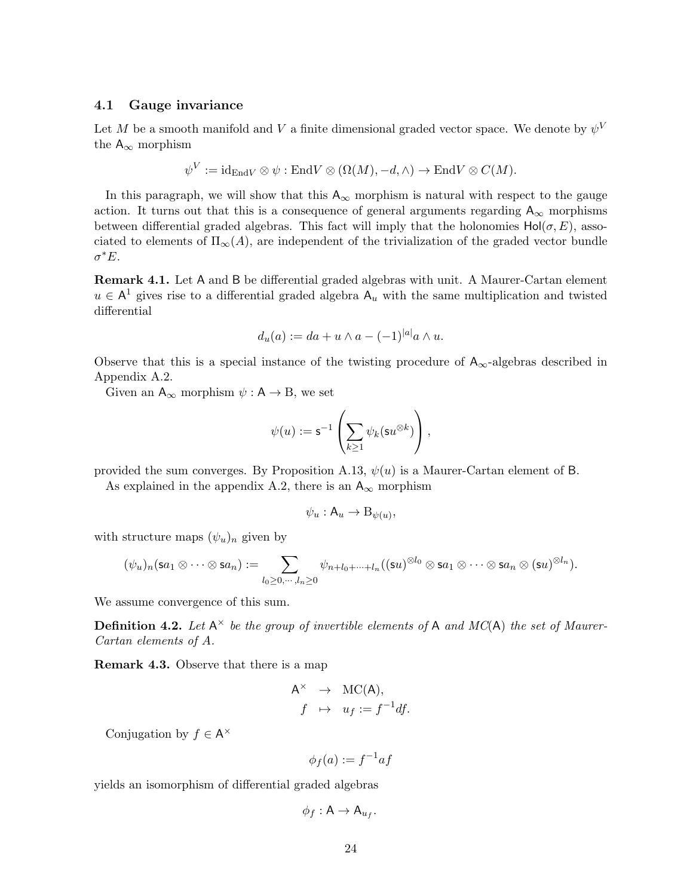### 4.1 Gauge invariance

Let $M$ be a smooth manifold and $V$ a finite dimensional graded vector space. We denote by $\psi^V$ the $\mathsf{A}_\infty$ morphism

$$\psi^V := \mathrm{id}_{\mathrm{End}V} \otimes \psi : \mathrm{End}V \otimes (\Omega(M), -d, \wedge) \to \mathrm{End}V \otimes C(M).$$

In this paragraph, we will show that this $\mathsf{A}_\infty$ morphism is natural with respect to the gauge action. It turns out that this is a consequence of general arguments regarding $\mathsf{A}_\infty$ morphisms between differential graded algebras. This fact will imply that the holonomies $\mathsf{Hol}(\sigma, E)$, associated to elements of $\Pi_\infty(A)$, are independent of the trivialization of the graded vector bundle $\sigma^*E$.

**Remark 4.1.** Let $\mathsf{A}$ and $\mathsf{B}$ be differential graded algebras with unit. A Maurer-Cartan element $u \in \mathsf{A}^1$ gives rise to a differential graded algebra $\mathsf{A}_u$ with the same multiplication and twisted differential

$$d_u(a) := da + u \wedge a - (-1)^{|a|} a \wedge u.$$

Observe that this is a special instance of the twisting procedure of $\mathsf{A}_\infty$-algebras described in Appendix A.2.

Given an $\mathsf{A}_\infty$ morphism $\psi : \mathsf{A} \to \mathrm{B}$, we set

$$\psi(u) := \mathsf{s}^{-1}\left(\sum_{k \geq 1} \psi_k(\mathsf{s}u^{\otimes k})\right),$$

provided the sum converges. By Proposition A.13, $\psi(u)$ is a Maurer-Cartan element of $\mathsf{B}$.

As explained in the appendix A.2, there is an $\mathsf{A}_\infty$ morphism

$$\psi_u : \mathsf{A}_u \to \mathrm{B}_{\psi(u)},$$

with structure maps $(\psi_u)_n$ given by

$$(\psi_u)_n(\mathsf{s}a_1 \otimes \cdots \otimes \mathsf{s}a_n) := \sum_{l_0 \geq 0, \cdots, l_n \geq 0} \psi_{n+l_0+\cdots+l_n}((\mathsf{s}u)^{\otimes l_0} \otimes \mathsf{s}a_1 \otimes \cdots \otimes \mathsf{s}a_n \otimes (\mathsf{s}u)^{\otimes l_n}).$$

We assume convergence of this sum.

**Definition 4.2.** *Let $\mathsf{A}^\times$ be the group of invertible elements of $\mathsf{A}$ and $MC(\mathsf{A})$ the set of Maurer-Cartan elements of $A$.*

**Remark 4.3.** Observe that there is a map

$$\begin{aligned} \mathsf{A}^\times &\to \mathrm{MC}(\mathsf{A}), \\ f &\mapsto u_f := f^{-1}df. \end{aligned}$$

Conjugation by $f \in \mathsf{A}^\times$

$$\phi_f(a) := f^{-1}af$$

yields an isomorphism of differential graded algebras

$$\phi_f : \mathsf{A} \to \mathsf{A}_{u_f}.$$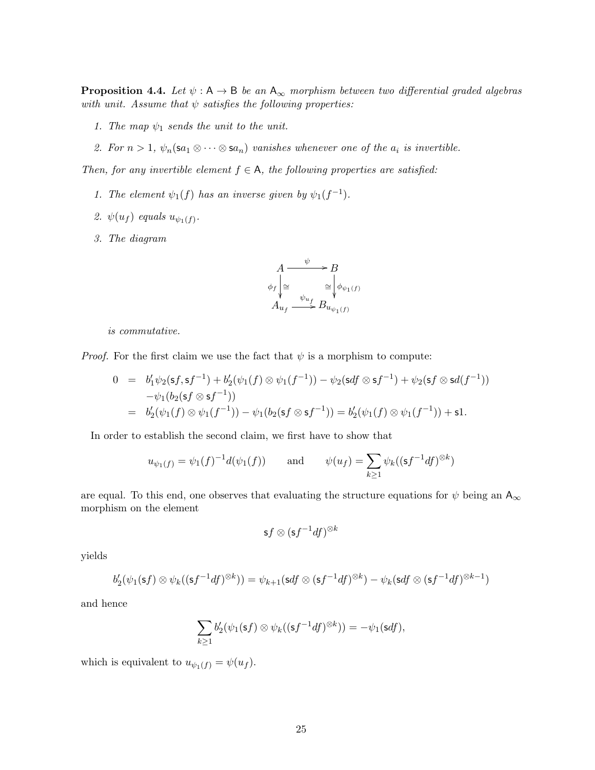**Proposition 4.4.** *Let $\psi : \mathsf{A} \to \mathsf{B}$ be an $\mathsf{A}_\infty$ morphism between two differential graded algebras with unit. Assume that $\psi$ satisfies the following properties:*

1. *The map $\psi_1$ sends the unit to the unit.*
2. *For $n > 1$, $\psi_n(\mathsf{s}a_1 \otimes \cdots \otimes \mathsf{s}a_n)$ vanishes whenever one of the $a_i$ is invertible.*

*Then, for any invertible element $f \in \mathsf{A}$, the following properties are satisfied:*

1. *The element $\psi_1(f)$ has an inverse given by $\psi_1(f^{-1})$.*
2. *$\psi(u_f)$ equals $u_{\psi_1(f)}$.*
3. *The diagram*

$$\begin{array}{ccc} A & \xrightarrow{\psi} & B \\ \phi_f \big\downarrow \cong & & \cong \big\downarrow \phi_{\psi_1(f)} \\ A_{u_f} & \xrightarrow{\psi_{u_f}} & B_{u_{\psi_1(f)}} \end{array}$$

*is commutative.*

*Proof.* For the first claim we use the fact that $\psi$ is a morphism to compute:

$$\begin{aligned}
0 &= b_1'\psi_2(\mathsf{s}f, \mathsf{s}f^{-1}) + b_2'(\psi_1(f) \otimes \psi_1(f^{-1})) - \psi_2(\mathsf{s}df \otimes \mathsf{s}f^{-1}) + \psi_2(\mathsf{s}f \otimes \mathsf{s}d(f^{-1})) \\
&\quad - \psi_1(b_2(\mathsf{s}f \otimes \mathsf{s}f^{-1})) \\
&= b_2'(\psi_1(f) \otimes \psi_1(f^{-1})) - \psi_1(b_2(\mathsf{s}f \otimes \mathsf{s}f^{-1})) = b_2'(\psi_1(f) \otimes \psi_1(f^{-1})) + \mathsf{s}1.
\end{aligned}$$

In order to establish the second claim, we first have to show that

$$u_{\psi_1(f)} = \psi_1(f)^{-1} d(\psi_1(f)) \qquad \text{and} \qquad \psi(u_f) = \sum_{k \geq 1} \psi_k((\mathsf{s}f^{-1}df)^{\otimes k})$$

are equal. To this end, one observes that evaluating the structure equations for $\psi$ being an $\mathsf{A}_\infty$ morphism on the element

$$\mathsf{s}f \otimes (\mathsf{s}f^{-1}df)^{\otimes k}$$

yields

$$b_2'(\psi_1(\mathsf{s}f) \otimes \psi_k((\mathsf{s}f^{-1}df)^{\otimes k})) = \psi_{k+1}(\mathsf{s}df \otimes (\mathsf{s}f^{-1}df)^{\otimes k}) - \psi_k(\mathsf{s}df \otimes (\mathsf{s}f^{-1}df)^{\otimes k-1})$$

and hence

$$\sum_{k \geq 1} b_2'(\psi_1(\mathsf{s}f) \otimes \psi_k((\mathsf{s}f^{-1}df)^{\otimes k})) = -\psi_1(\mathsf{s}df),$$

which is equivalent to $u_{\psi_1(f)} = \psi(u_f)$.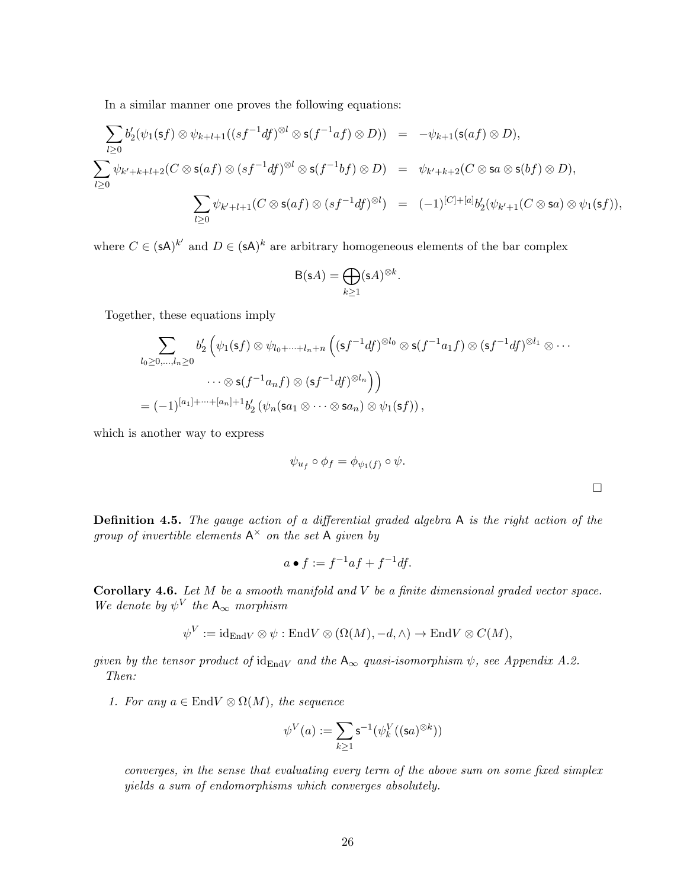In a similar manner one proves the following equations:

$$
\begin{aligned}
\sum_{l\geq 0} b_2'(\psi_1(\mathsf{s}f)\otimes \psi_{k+l+1}((sf^{-1}df)^{\otimes l}\otimes \mathsf{s}(f^{-1}af)\otimes D)) &= -\psi_{k+1}(\mathsf{s}(af)\otimes D),\\
\sum_{l\geq 0}\psi_{k'+k+l+2}(C\otimes \mathsf{s}(af)\otimes (sf^{-1}df)^{\otimes l}\otimes \mathsf{s}(f^{-1}bf)\otimes D) &= \psi_{k'+k+2}(C\otimes \mathsf{s}a\otimes \mathsf{s}(bf)\otimes D),\\
\sum_{l\geq 0}\psi_{k'+l+1}(C\otimes \mathsf{s}(af)\otimes (sf^{-1}df)^{\otimes l}) &= (-1)^{[C]+[a]} b_2'(\psi_{k'+1}(C\otimes \mathsf{s}a)\otimes \psi_1(\mathsf{s}f)),
\end{aligned}
$$

where $C\in (\mathsf{sA})^{k'}$ and $D\in(\mathsf{sA})^k$ are arbitrary homogeneous elements of the bar complex

$$
\mathsf{B}(\mathsf{s}A)=\bigoplus_{k\geq 1}(\mathsf{s}A)^{\otimes k}.
$$

Together, these equations imply

$$
\begin{aligned}
&\sum_{l_0\geq 0,\dots,l_n\geq 0} b_2'\Big(\psi_1(\mathsf{s}f)\otimes \psi_{l_0+\dots+l_n+n}\Big((\mathsf{s}f^{-1}df)^{\otimes l_0}\otimes \mathsf{s}(f^{-1}a_1f)\otimes(\mathsf{s}f^{-1}df)^{\otimes l_1}\otimes\cdots\\
&\qquad\qquad \cdots\otimes \mathsf{s}(f^{-1}a_nf)\otimes(\mathsf{s}f^{-1}df)^{\otimes l_n}\Big)\Big)\\
&=(-1)^{[a_1]+\dots+[a_n]+1} b_2'\left(\psi_n(\mathsf{s}a_1\otimes\cdots\otimes \mathsf{s}a_n)\otimes \psi_1(\mathsf{s}f)\right),
\end{aligned}
$$

which is another way to express

$$
\psi_{u_f}\circ\phi_f=\phi_{\psi_1(f)}\circ\psi.
$$

□

**Definition 4.5.** *The gauge action of a differential graded algebra* $\mathsf{A}$ *is the right action of the group of invertible elements* $\mathsf{A}^\times$ *on the set* $\mathsf{A}$ *given by*

$$
a\bullet f:=f^{-1}af+f^{-1}df.
$$

**Corollary 4.6.** *Let* $M$ *be a smooth manifold and* $V$ *be a finite dimensional graded vector space. We denote by* $\psi^V$ *the* $\mathsf{A}_\infty$ *morphism*

$$
\psi^V:=\mathrm{id}_{\mathrm{End}V}\otimes\psi:\mathrm{End}V\otimes(\Omega(M),-d,\wedge)\to \mathrm{End}V\otimes C(M),
$$

*given by the tensor product of* $\mathrm{id}_{\mathrm{End}V}$ *and the* $\mathsf{A}_\infty$ *quasi-isomorphism* $\psi$*, see Appendix A.2. Then:*

1. *For any* $a\in\mathrm{End}V\otimes\Omega(M)$*, the sequence*

$$
\psi^V(a):=\sum_{k\geq 1}\mathsf{s}^{-1}(\psi^V_k((\mathsf{s}a)^{\otimes k}))
$$

*converges, in the sense that evaluating every term of the above sum on some fixed simplex yields a sum of endomorphisms which converges absolutely.*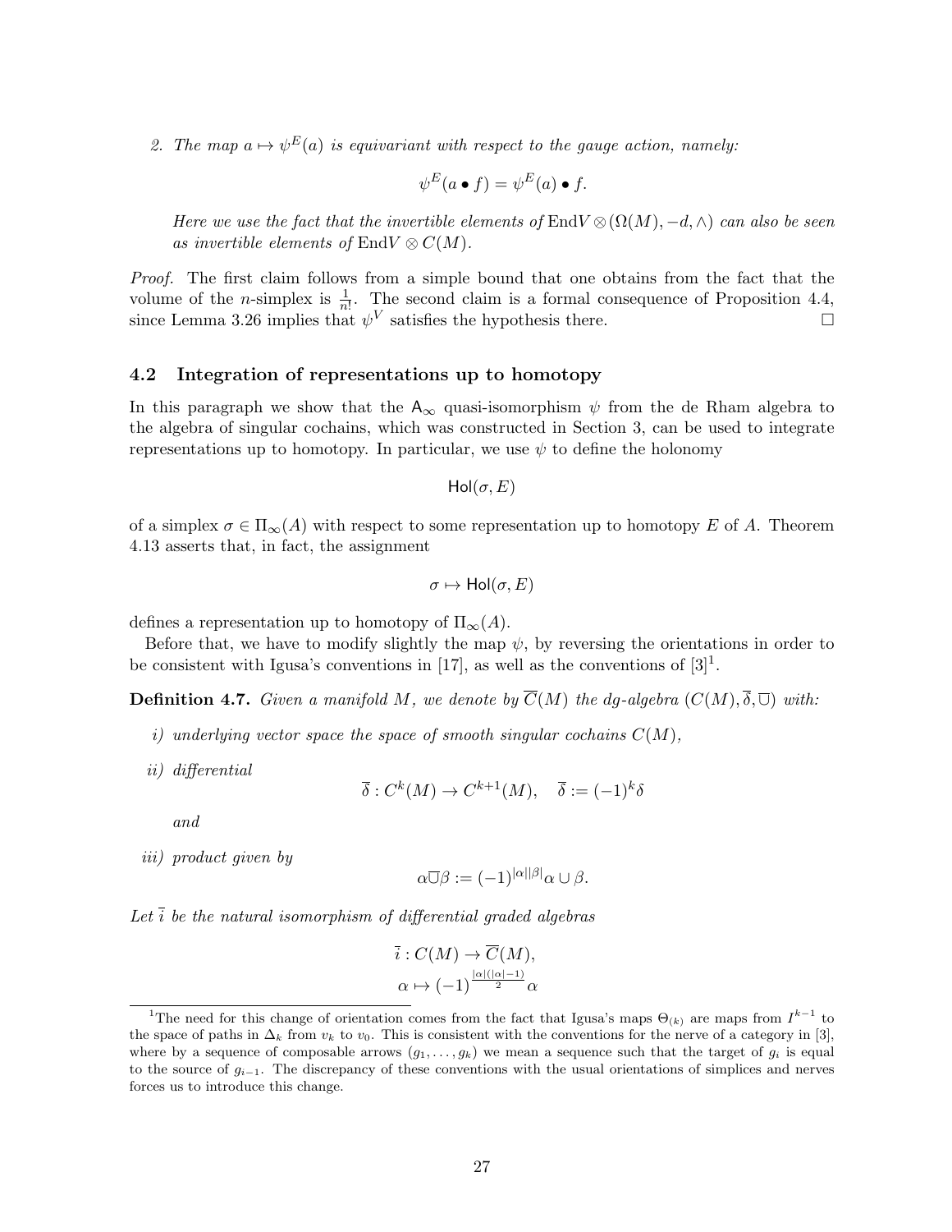2. *The map $a \mapsto \psi^E(a)$ is equivariant with respect to the gauge action, namely:*

$$\psi^E(a \bullet f) = \psi^E(a) \bullet f.$$

*Here we use the fact that the invertible elements of $\mathrm{End}V \otimes (\Omega(M), -d, \wedge)$ can also be seen as invertible elements of $\mathrm{End}V \otimes C(M)$.*

*Proof.* The first claim follows from a simple bound that one obtains from the fact that the volume of the $n$-simplex is $\frac{1}{n!}$. The second claim is a formal consequence of Proposition 4.4, since Lemma 3.26 implies that $\psi^V$ satisfies the hypothesis there. □

### 4.2 Integration of representations up to homotopy

In this paragraph we show that the $\mathsf{A}_\infty$ quasi-isomorphism $\psi$ from the de Rham algebra to the algebra of singular cochains, which was constructed in Section 3, can be used to integrate representations up to homotopy. In particular, we use $\psi$ to define the holonomy

$$\mathsf{Hol}(\sigma, E)$$

of a simplex $\sigma \in \Pi_\infty(A)$ with respect to some representation up to homotopy $E$ of $A$. Theorem 4.13 asserts that, in fact, the assignment

$$\sigma \mapsto \mathsf{Hol}(\sigma, E)$$

defines a representation up to homotopy of $\Pi_\infty(A)$.

Before that, we have to modify slightly the map $\psi$, by reversing the orientations in order to be consistent with Igusa's conventions in [17], as well as the conventions of [3][1].

**Definition 4.7.** *Given a manifold $M$, we denote by $\overline{C}(M)$ the dg-algebra $(C(M), \overline{\delta}, \overline{\cup})$ with:*

*i) underlying vector space the space of smooth singular cochains $C(M)$,*

*ii) differential*

$$\overline{\delta} : C^k(M) \to C^{k+1}(M), \quad \overline{\delta} := (-1)^k \delta$$

*and*

*iii) product given by*

$$\alpha \overline{\cup} \beta := (-1)^{|\alpha||\beta|} \alpha \cup \beta.$$

*Let $\overline{i}$ be the natural isomorphism of differential graded algebras*

$$\overline{i} : C(M) \to \overline{C}(M),$$
$$\alpha \mapsto (-1)^{\frac{|\alpha|(|\alpha|-1)}{2}} \alpha$$

[1] The need for this change of orientation comes from the fact that Igusa's maps $\Theta_{(k)}$ are maps from $I^{k-1}$ to the space of paths in $\Delta_k$ from $v_k$ to $v_0$. This is consistent with the conventions for the nerve of a category in [3], where by a sequence of composable arrows $(g_1, \dots, g_k)$ we mean a sequence such that the target of $g_i$ is equal to the source of $g_{i-1}$. The discrepancy of these conventions with the usual orientations of simplices and nerves forces us to introduce this change.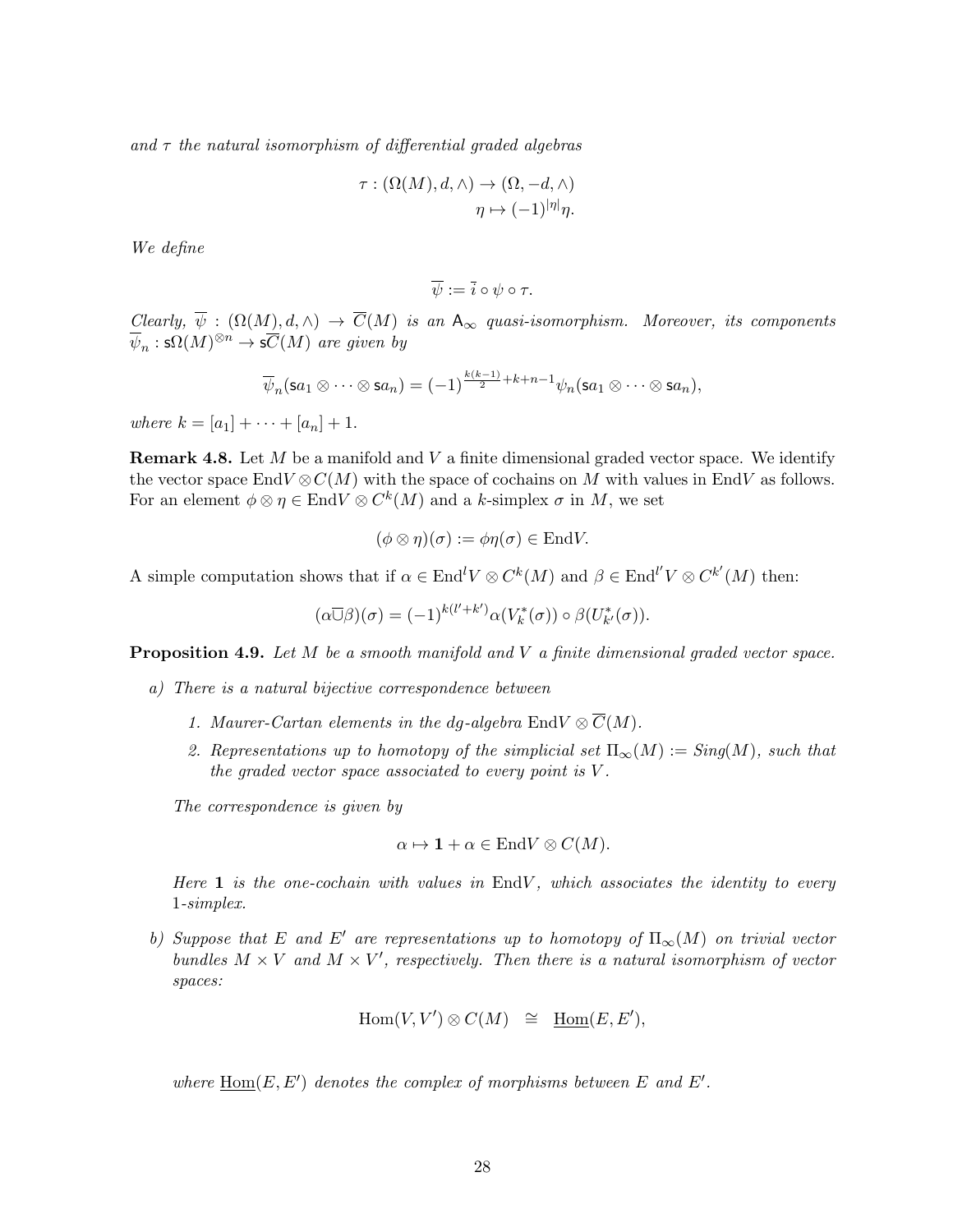*and $\tau$ the natural isomorphism of differential graded algebras*

$$\tau : (\Omega(M), d, \wedge) \to (\Omega, -d, \wedge)$$
$$\eta \mapsto (-1)^{|\eta|}\eta.$$

*We define*

$$\overline{\psi} := \overline{i} \circ \psi \circ \tau.$$

*Clearly, $\overline{\psi} : (\Omega(M), d, \wedge) \to \overline{C}(M)$ is an $\mathsf{A}_\infty$ quasi-isomorphism. Moreover, its components $\overline{\psi}_n : \mathsf{s}\Omega(M)^{\otimes n} \to \mathsf{s}\overline{C}(M)$ are given by*

$$\overline{\psi}_n(\mathsf{s}a_1 \otimes \cdots \otimes \mathsf{s}a_n) = (-1)^{\frac{k(k-1)}{2}+k+n-1}\psi_n(\mathsf{s}a_1 \otimes \cdots \otimes \mathsf{s}a_n),$$

*where $k = [a_1] + \cdots + [a_n] + 1$.*

**Remark 4.8.** Let $M$ be a manifold and $V$ a finite dimensional graded vector space. We identify the vector space $\mathrm{End}V \otimes C(M)$ with the space of cochains on $M$ with values in $\mathrm{End}V$ as follows. For an element $\phi \otimes \eta \in \mathrm{End}V \otimes C^k(M)$ and a $k$-simplex $\sigma$ in $M$, we set

$$(\phi \otimes \eta)(\sigma) := \phi\eta(\sigma) \in \mathrm{End}V.$$

A simple computation shows that if $\alpha \in \mathrm{End}^l V \otimes C^k(M)$ and $\beta \in \mathrm{End}^{l'} V \otimes C^{k'}(M)$ then:

$$(\alpha \overline{\cup} \beta)(\sigma) = (-1)^{k(l'+k')}\alpha(V_k^*(\sigma)) \circ \beta(U_{k'}^*(\sigma)).$$

**Proposition 4.9.** *Let $M$ be a smooth manifold and $V$ a finite dimensional graded vector space.*

*a) There is a natural bijective correspondence between*

1. *Maurer-Cartan elements in the dg-algebra $\mathrm{End}V \otimes \overline{C}(M)$.*
2. *Representations up to homotopy of the simplicial set $\Pi_\infty(M) := Sing(M)$, such that the graded vector space associated to every point is $V$.*

*The correspondence is given by*

$$\alpha \mapsto \mathbf{1} + \alpha \in \mathrm{End}V \otimes C(M).$$

*Here $\mathbf{1}$ is the one-cochain with values in $\mathrm{End}V$, which associates the identity to every 1-simplex.*

*b) Suppose that $E$ and $E'$ are representations up to homotopy of $\Pi_\infty(M)$ on trivial vector bundles $M \times V$ and $M \times V'$, respectively. Then there is a natural isomorphism of vector spaces:*

$$\mathrm{Hom}(V, V') \otimes C(M) \quad \cong \quad \underline{\mathrm{Hom}}(E, E'),$$

*where $\underline{\mathrm{Hom}}(E, E')$ denotes the complex of morphisms between $E$ and $E'$.*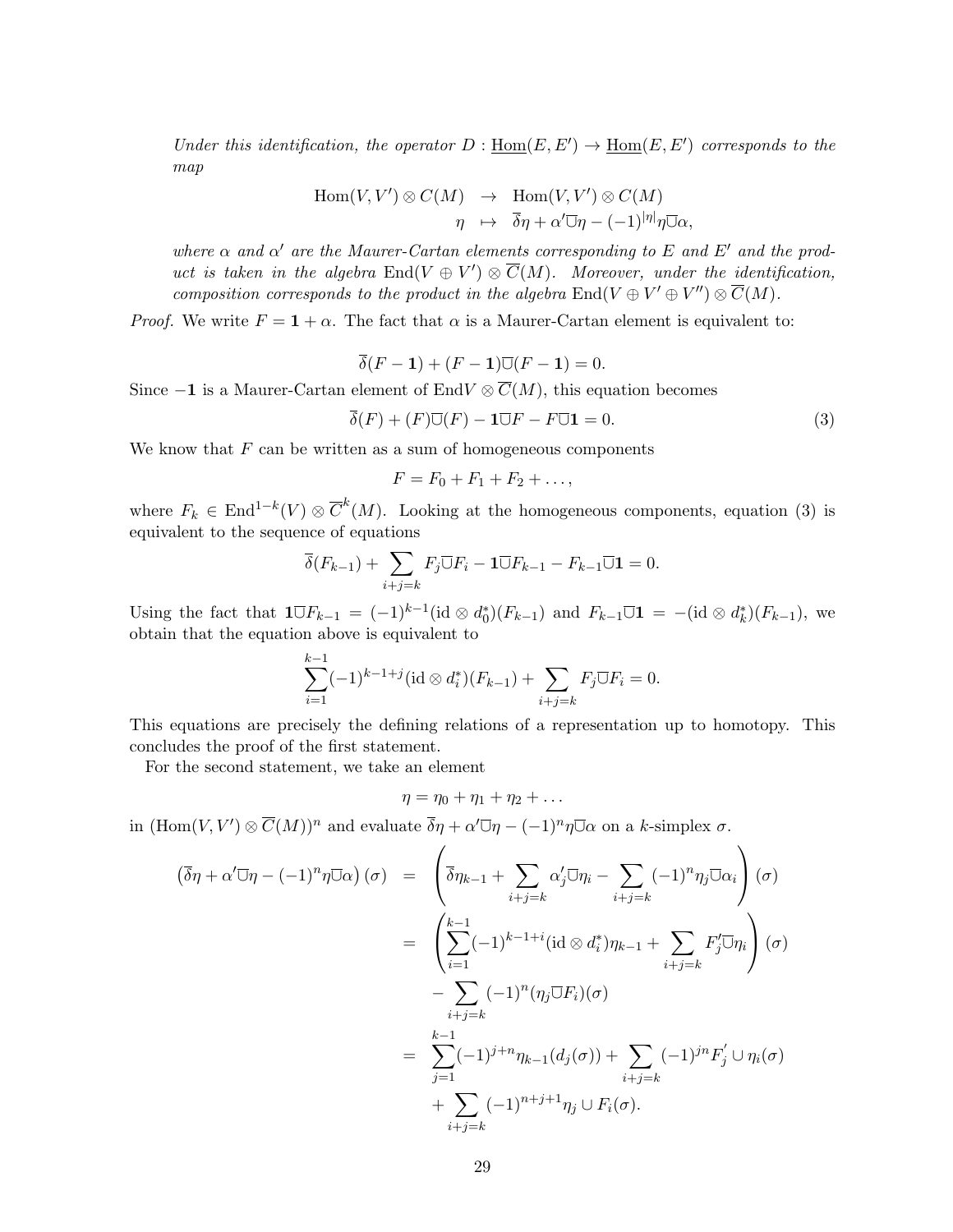*Under this identification, the operator $D : \underline{\mathrm{Hom}}(E, E') \to \underline{\mathrm{Hom}}(E, E')$ corresponds to the map*

$$
\begin{array}{rcl}
\mathrm{Hom}(V, V') \otimes C(M) & \to & \mathrm{Hom}(V, V') \otimes C(M) \\
\eta & \mapsto & \overline{\delta}\eta + \alpha' \overline{\cup} \eta - (-1)^{|\eta|} \eta \overline{\cup} \alpha,
\end{array}
$$

*where $\alpha$ and $\alpha'$ are the Maurer-Cartan elements corresponding to $E$ and $E'$ and the product is taken in the algebra $\mathrm{End}(V \oplus V') \otimes \overline{C}(M)$. Moreover, under the identification, composition corresponds to the product in the algebra $\mathrm{End}(V \oplus V' \oplus V'') \otimes \overline{C}(M)$.*

*Proof.* We write $F = \mathbf{1} + \alpha$. The fact that $\alpha$ is a Maurer-Cartan element is equivalent to:

$$\overline{\delta}(F - \mathbf{1}) + (F - \mathbf{1}) \overline{\cup} (F - \mathbf{1}) = 0.$$

Since $-\mathbf{1}$ is a Maurer-Cartan element of $\mathrm{End}V \otimes \overline{C}(M)$, this equation becomes

$$\overline{\delta}(F) + (F) \overline{\cup} (F) - \mathbf{1} \overline{\cup} F - F \overline{\cup} \mathbf{1} = 0. \tag{3}$$

We know that $F$ can be written as a sum of homogeneous components

$$F = F_0 + F_1 + F_2 + \dots,$$

where $F_k \in \mathrm{End}^{1-k}(V) \otimes \overline{C}^k(M)$. Looking at the homogeneous components, equation (3) is equivalent to the sequence of equations

$$\overline{\delta}(F_{k-1}) + \sum_{i+j=k} F_j \overline{\cup} F_i - \mathbf{1} \overline{\cup} F_{k-1} - F_{k-1} \overline{\cup} \mathbf{1} = 0.$$

Using the fact that $\mathbf{1} \overline{\cup} F_{k-1} = (-1)^{k-1} (\mathrm{id} \otimes d_0^*)(F_{k-1})$ and $F_{k-1} \overline{\cup} \mathbf{1} = -(\mathrm{id} \otimes d_k^*)(F_{k-1})$, we obtain that the equation above is equivalent to

$$\sum_{i=1}^{k-1} (-1)^{k-1+j} (\mathrm{id} \otimes d_i^*)(F_{k-1}) + \sum_{i+j=k} F_j \overline{\cup} F_i = 0.$$

This equations are precisely the defining relations of a representation up to homotopy. This concludes the proof of the first statement.

For the second statement, we take an element

$$\eta = \eta_0 + \eta_1 + \eta_2 + \dots$$

in $(\mathrm{Hom}(V, V') \otimes \overline{C}(M))^n$ and evaluate $\overline{\delta}\eta + \alpha' \overline{\cup} \eta - (-1)^n \eta \overline{\cup} \alpha$ on a $k$-simplex $\sigma$.

$$
\begin{aligned}
\left( \overline{\delta}\eta + \alpha' \overline{\cup} \eta - (-1)^n \eta \overline{\cup} \alpha \right)(\sigma) &= \left( \overline{\delta}\eta_{k-1} + \sum_{i+j=k} \alpha'_j \overline{\cup} \eta_i - \sum_{i+j=k} (-1)^n \eta_j \overline{\cup} \alpha_i \right)(\sigma) \\
&= \left( \sum_{i=1}^{k-1} (-1)^{k-1+i} (\mathrm{id} \otimes d_i^*) \eta_{k-1} + \sum_{i+j=k} F'_j \overline{\cup} \eta_i \right)(\sigma) \\
&\quad - \sum_{i+j=k} (-1)^n (\eta_j \overline{\cup} F_i)(\sigma) \\
&= \sum_{j=1}^{k-1} (-1)^{j+n} \eta_{k-1}(d_j(\sigma)) + \sum_{i+j=k} (-1)^{jn} F'_j \cup \eta_i(\sigma) \\
&\quad + \sum_{i+j=k} (-1)^{n+j+1} \eta_j \cup F_i(\sigma).
\end{aligned}
$$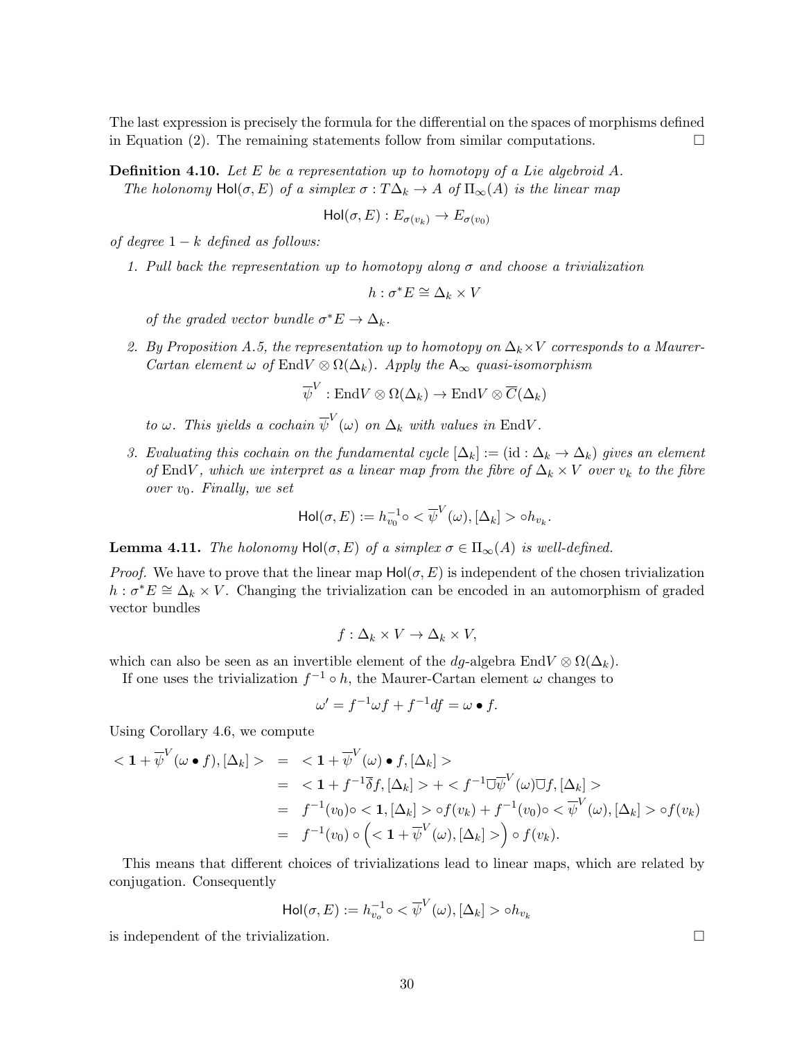The last expression is precisely the formula for the differential on the spaces of morphisms defined in Equation (2). The remaining statements follow from similar computations. □

**Definition 4.10.** *Let $E$ be a representation up to homotopy of a Lie algebroid $A$.*
*The holonomy $\mathsf{Hol}(\sigma, E)$ of a simplex $\sigma : T\Delta_k \to A$ of $\Pi_\infty(A)$ is the linear map*

$$\mathsf{Hol}(\sigma, E) : E_{\sigma(v_k)} \to E_{\sigma(v_0)}$$

*of degree $1-k$ defined as follows:*

1. *Pull back the representation up to homotopy along $\sigma$ and choose a trivialization*

$$h : \sigma^* E \cong \Delta_k \times V$$

   *of the graded vector bundle $\sigma^* E \to \Delta_k$.*

2. *By Proposition A.5, the representation up to homotopy on $\Delta_k \times V$ corresponds to a Maurer-Cartan element $\omega$ of $\mathrm{End}V \otimes \Omega(\Delta_k)$. Apply the $\mathsf{A}_\infty$ quasi-isomorphism*

$$\overline{\psi}^V : \mathrm{End}V \otimes \Omega(\Delta_k) \to \mathrm{End}V \otimes \overline{C}(\Delta_k)$$

   *to $\omega$. This yields a cochain $\overline{\psi}^V(\omega)$ on $\Delta_k$ with values in $\mathrm{End}V$.*

3. *Evaluating this cochain on the fundamental cycle $[\Delta_k] := (\mathrm{id} : \Delta_k \to \Delta_k)$ gives an element of $\mathrm{End}V$, which we interpret as a linear map from the fibre of $\Delta_k \times V$ over $v_k$ to the fibre over $v_0$. Finally, we set*

$$\mathsf{Hol}(\sigma, E) := h_{v_0}^{-1} \circ < \overline{\psi}^V(\omega), [\Delta_k] > \circ h_{v_k}.$$

**Lemma 4.11.** *The holonomy $\mathsf{Hol}(\sigma, E)$ of a simplex $\sigma \in \Pi_\infty(A)$ is well-defined.*

*Proof.* We have to prove that the linear map $\mathsf{Hol}(\sigma, E)$ is independent of the chosen trivialization $h : \sigma^* E \cong \Delta_k \times V$. Changing the trivialization can be encoded in an automorphism of graded vector bundles

$$f : \Delta_k \times V \to \Delta_k \times V,$$

which can also be seen as an invertible element of the $dg$-algebra $\mathrm{End}V \otimes \Omega(\Delta_k)$.

If one uses the trivialization $f^{-1} \circ h$, the Maurer-Cartan element $\omega$ changes to

$$\omega' = f^{-1} \omega f + f^{-1} df = \omega \bullet f.$$

Using Corollary 4.6, we compute

$$\begin{aligned}
< \mathbf{1} + \overline{\psi}^V(\omega \bullet f), [\Delta_k] > &= < \mathbf{1} + \overline{\psi}^V(\omega) \bullet f, [\Delta_k] > \\
&= < \mathbf{1} + f^{-1} \overline{\delta} f, [\Delta_k] > + < f^{-1} \overline{\cup} \overline{\psi}^V(\omega) \overline{\cup} f, [\Delta_k] > \\
&= f^{-1}(v_0) \circ < \mathbf{1}, [\Delta_k] > \circ f(v_k) + f^{-1}(v_0) \circ < \overline{\psi}^V(\omega), [\Delta_k] > \circ f(v_k) \\
&= f^{-1}(v_0) \circ \Big( < \mathbf{1} + \overline{\psi}^V(\omega), [\Delta_k] > \Big) \circ f(v_k).
\end{aligned}$$

This means that different choices of trivializations lead to linear maps, which are related by conjugation. Consequently

$$\mathsf{Hol}(\sigma, E) := h_{v_o}^{-1} \circ < \overline{\psi}^V(\omega), [\Delta_k] > \circ h_{v_k}$$

is independent of the trivialization. □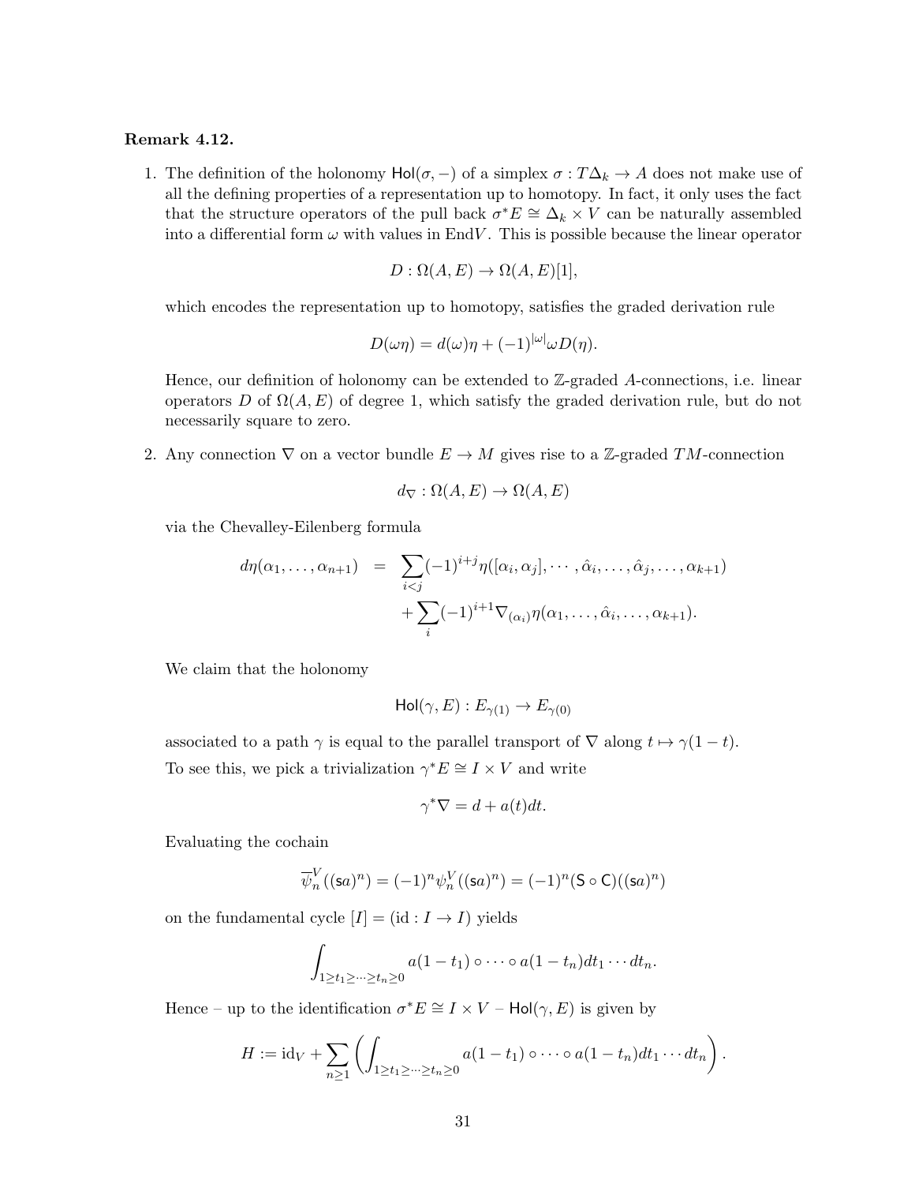**Remark 4.12.**

1. The definition of the holonomy $\mathsf{Hol}(\sigma, -)$ of a simplex $\sigma : T\Delta_k \to A$ does not make use of all the defining properties of a representation up to homotopy. In fact, it only uses the fact that the structure operators of the pull back $\sigma^*E \cong \Delta_k \times V$ can be naturally assembled into a differential form $\omega$ with values in $\mathrm{End}V$. This is possible because the linear operator

$$D : \Omega(A, E) \to \Omega(A, E)[1],$$

which encodes the representation up to homotopy, satisfies the graded derivation rule

$$D(\omega\eta) = d(\omega)\eta + (-1)^{|\omega|}\omega D(\eta).$$

Hence, our definition of holonomy can be extended to $\mathbb{Z}$-graded $A$-connections, i.e. linear operators $D$ of $\Omega(A, E)$ of degree 1, which satisfy the graded derivation rule, but do not necessarily square to zero.

2. Any connection $\nabla$ on a vector bundle $E \to M$ gives rise to a $\mathbb{Z}$-graded $TM$-connection

$$d_\nabla : \Omega(A, E) \to \Omega(A, E)$$

via the Chevalley-Eilenberg formula

$$\begin{aligned} d\eta(\alpha_1, \dots, \alpha_{n+1}) \;&=\; \sum_{i<j} (-1)^{i+j} \eta([\alpha_i, \alpha_j], \cdots, \hat{\alpha}_i, \dots, \hat{\alpha}_j, \dots, \alpha_{k+1}) \\ &\quad + \sum_i (-1)^{i+1} \nabla_{(\alpha_i)} \eta(\alpha_1, \dots, \hat{\alpha}_i, \dots, \alpha_{k+1}). \end{aligned}$$

We claim that the holonomy

$$\mathsf{Hol}(\gamma, E) : E_{\gamma(1)} \to E_{\gamma(0)}$$

associated to a path $\gamma$ is equal to the parallel transport of $\nabla$ along $t \mapsto \gamma(1-t)$.
To see this, we pick a trivialization $\gamma^*E \cong I \times V$ and write

$$\gamma^*\nabla = d + a(t)dt.$$

Evaluating the cochain

$$\overline{\psi}_n^V((\mathsf{s}a)^n) = (-1)^n \psi_n^V((\mathsf{s}a)^n) = (-1)^n (\mathsf{S} \circ \mathsf{C})((\mathsf{s}a)^n)$$

on the fundamental cycle $[I] = (\mathrm{id} : I \to I)$ yields

$$\int_{1 \geq t_1 \geq \cdots \geq t_n \geq 0} a(1-t_1) \circ \cdots \circ a(1-t_n) dt_1 \cdots dt_n.$$

Hence – up to the identification $\sigma^*E \cong I \times V$ – $\mathsf{Hol}(\gamma, E)$ is given by

$$H := \mathrm{id}_V + \sum_{n \geq 1} \left( \int_{1 \geq t_1 \geq \cdots \geq t_n \geq 0} a(1-t_1) \circ \cdots \circ a(1-t_n) dt_1 \cdots dt_n \right).$$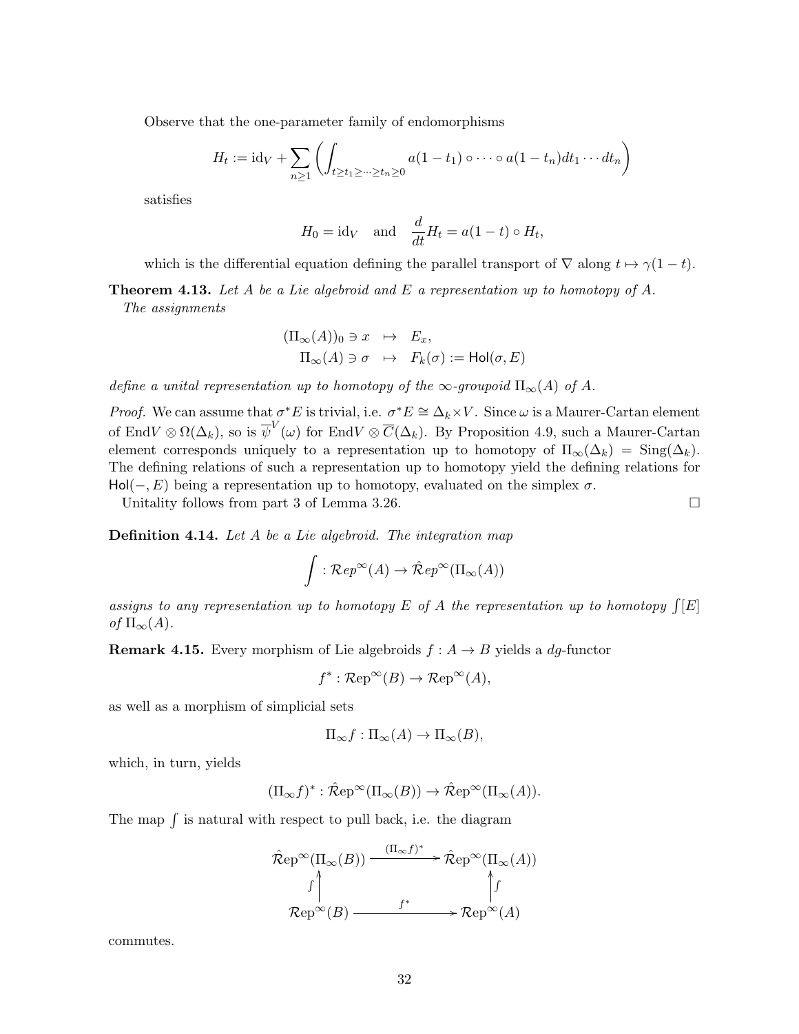Observe that the one-parameter family of endomorphisms

$$H_t := \mathrm{id}_V + \sum_{n\geq 1} \left( \int_{t\geq t_1 \geq \cdots \geq t_n \geq 0} a(1-t_1)\circ \cdots \circ a(1-t_n) dt_1 \cdots dt_n \right)$$

satisfies

$$H_0 = \mathrm{id}_V \quad \text{and} \quad \frac{d}{dt} H_t = a(1-t)\circ H_t,$$

which is the differential equation defining the parallel transport of $\nabla$ along $t \mapsto \gamma(1-t)$.

**Theorem 4.13.** *Let $A$ be a Lie algebroid and $E$ a representation up to homotopy of $A$. The assignments*

$$\begin{aligned} (\Pi_\infty(A))_0 \ni x &\mapsto E_x, \\ \Pi_\infty(A) \ni \sigma &\mapsto F_k(\sigma) := \mathsf{Hol}(\sigma, E) \end{aligned}$$

*define a unital representation up to homotopy of the $\infty$-groupoid $\Pi_\infty(A)$ of $A$.*

*Proof.* We can assume that $\sigma^* E$ is trivial, i.e. $\sigma^* E \cong \Delta_k \times V$. Since $\omega$ is a Maurer-Cartan element of $\mathrm{End} V \otimes \Omega(\Delta_k)$, so is $\overline{\psi}^V(\omega)$ for $\mathrm{End} V \otimes \overline{C}(\Delta_k)$. By Proposition 4.9, such a Maurer-Cartan element corresponds uniquely to a representation up to homotopy of $\Pi_\infty(\Delta_k) = \mathrm{Sing}(\Delta_k)$. The defining relations of such a representation up to homotopy yield the defining relations for $\mathsf{Hol}(-, E)$ being a representation up to homotopy, evaluated on the simplex $\sigma$.

Unitality follows from part 3 of Lemma 3.26. $\square$

**Definition 4.14.** *Let $A$ be a Lie algebroid. The integration map*

$$\int : \mathcal{R}ep^\infty(A) \to \hat{\mathcal{R}}ep^\infty(\Pi_\infty(A))$$

*assigns to any representation up to homotopy $E$ of $A$ the representation up to homotopy $\int[E]$ of $\Pi_\infty(A)$.*

**Remark 4.15.** Every morphism of Lie algebroids $f : A \to B$ yields a $dg$-functor

$$f^* : \mathcal{R}\mathrm{ep}^\infty(B) \to \mathcal{R}\mathrm{ep}^\infty(A),$$

as well as a morphism of simplicial sets

$$\Pi_\infty f : \Pi_\infty(A) \to \Pi_\infty(B),$$

which, in turn, yields

$$(\Pi_\infty f)^* : \hat{\mathcal{R}}\mathrm{ep}^\infty(\Pi_\infty(B)) \to \hat{\mathcal{R}}\mathrm{ep}^\infty(\Pi_\infty(A)).$$

The map $\int$ is natural with respect to pull back, i.e. the diagram

$$\begin{array}{ccc} \hat{\mathcal{R}}\mathrm{ep}^\infty(\Pi_\infty(B)) & \xrightarrow{(\Pi_\infty f)^*} & \hat{\mathcal{R}}\mathrm{ep}^\infty(\Pi_\infty(A)) \\ {\scriptstyle \int}\uparrow & & \uparrow{\scriptstyle \int} \\ \mathcal{R}\mathrm{ep}^\infty(B) & \xrightarrow{f^*} & \mathcal{R}\mathrm{ep}^\infty(A) \end{array}$$

commutes.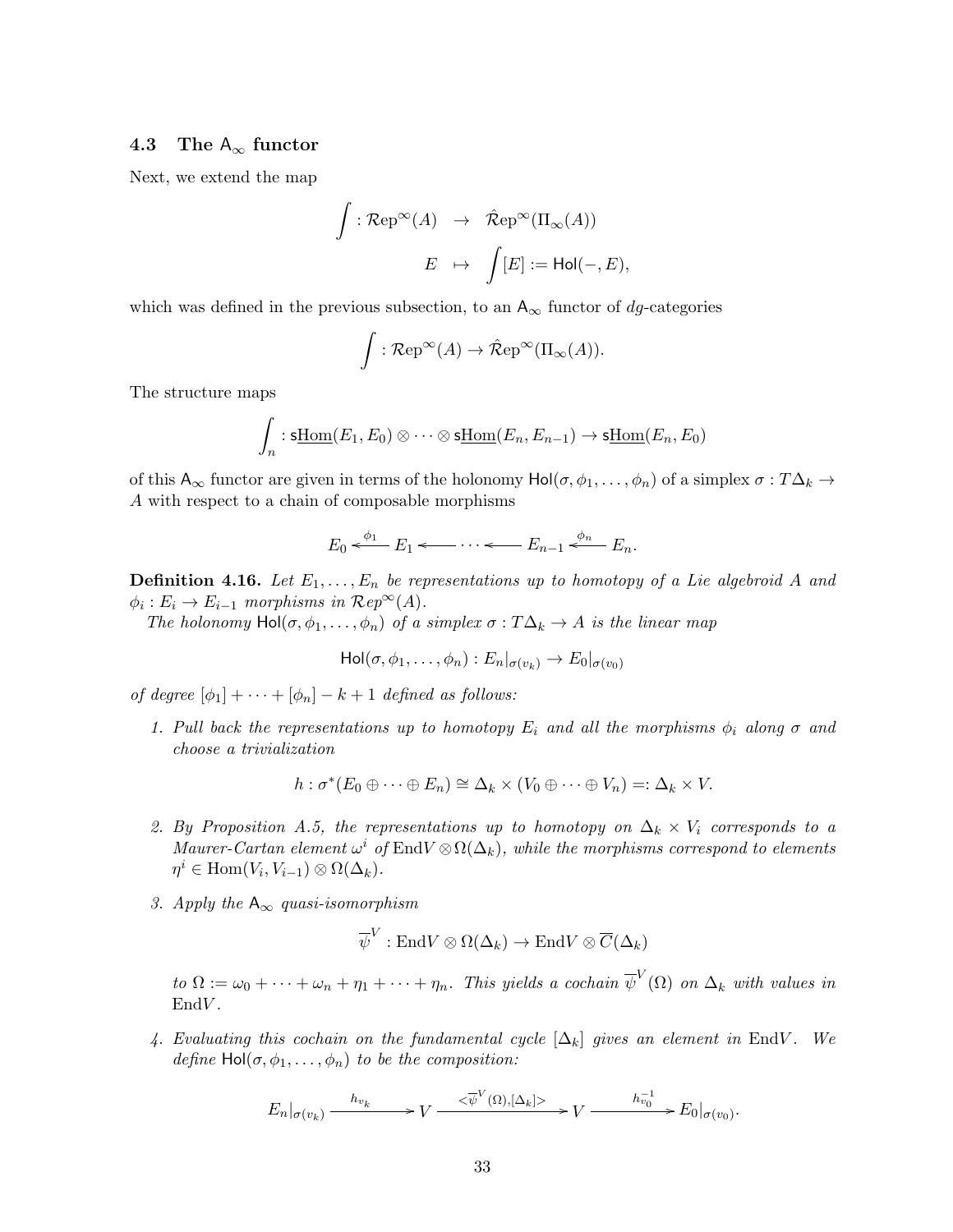### 4.3 The $\mathsf{A}_\infty$ functor

Next, we extend the map

$$\begin{aligned}\int : \mathcal{R}\mathrm{ep}^\infty(A) &\to \hat{\mathcal{R}}\mathrm{ep}^\infty(\Pi_\infty(A)) \\ E &\mapsto \int[E] := \mathsf{Hol}(-, E),\end{aligned}$$

which was defined in the previous subsection, to an $\mathsf{A}_\infty$ functor of *dg*-categories

$$\int : \mathcal{R}\mathrm{ep}^\infty(A) \to \hat{\mathcal{R}}\mathrm{ep}^\infty(\Pi_\infty(A)).$$

The structure maps

$$\int_n : \mathsf{s}\underline{\mathrm{Hom}}(E_1, E_0) \otimes \cdots \otimes \mathsf{s}\underline{\mathrm{Hom}}(E_n, E_{n-1}) \to \mathsf{s}\underline{\mathrm{Hom}}(E_n, E_0)$$

of this $\mathsf{A}_\infty$ functor are given in terms of the holonomy $\mathsf{Hol}(\sigma, \phi_1, \ldots, \phi_n)$ of a simplex $\sigma : T\Delta_k \to A$ with respect to a chain of composable morphisms

$$E_0 \xleftarrow{\phi_1} E_1 \longleftarrow \cdots \longleftarrow E_{n-1} \xleftarrow{\phi_n} E_n.$$

**Definition 4.16.** *Let $E_1, \ldots, E_n$ be representations up to homotopy of a Lie algebroid $A$ and $\phi_i : E_i \to E_{i-1}$ morphisms in $\mathcal{R}ep^\infty(A)$.*

*The holonomy $\mathsf{Hol}(\sigma, \phi_1, \ldots, \phi_n)$ of a simplex $\sigma : T\Delta_k \to A$ is the linear map*

$$\mathsf{Hol}(\sigma, \phi_1, \ldots, \phi_n) : E_n|_{\sigma(v_k)} \to E_0|_{\sigma(v_0)}$$

*of degree $[\phi_1] + \cdots + [\phi_n] - k + 1$ defined as follows:*

1. *Pull back the representations up to homotopy $E_i$ and all the morphisms $\phi_i$ along $\sigma$ and choose a trivialization*
$$h : \sigma^*(E_0 \oplus \cdots \oplus E_n) \cong \Delta_k \times (V_0 \oplus \cdots \oplus V_n) =: \Delta_k \times V.$$
2. *By Proposition A.5, the representations up to homotopy on $\Delta_k \times V_i$ corresponds to a Maurer-Cartan element $\omega^i$ of $\mathrm{End}V \otimes \Omega(\Delta_k)$, while the morphisms correspond to elements $\eta^i \in \mathrm{Hom}(V_i, V_{i-1}) \otimes \Omega(\Delta_k)$.*
3. *Apply the $\mathsf{A}_\infty$ quasi-isomorphism*
$$\overline{\psi}^V : \mathrm{End}V \otimes \Omega(\Delta_k) \to \mathrm{End}V \otimes \overline{C}(\Delta_k)$$
*to $\Omega := \omega_0 + \cdots + \omega_n + \eta_1 + \cdots + \eta_n$. This yields a cochain $\overline{\psi}^V(\Omega)$ on $\Delta_k$ with values in $\mathrm{End}V$.*
4. *Evaluating this cochain on the fundamental cycle $[\Delta_k]$ gives an element in $\mathrm{End}V$. We define $\mathsf{Hol}(\sigma, \phi_1, \ldots, \phi_n)$ to be the composition:*
$$E_n|_{\sigma(v_k)} \xrightarrow{h_{v_k}} V \xrightarrow{<\overline{\psi}^V(\Omega), [\Delta_k]>} V \xrightarrow{h_{v_0}^{-1}} E_0|_{\sigma(v_0)}.$$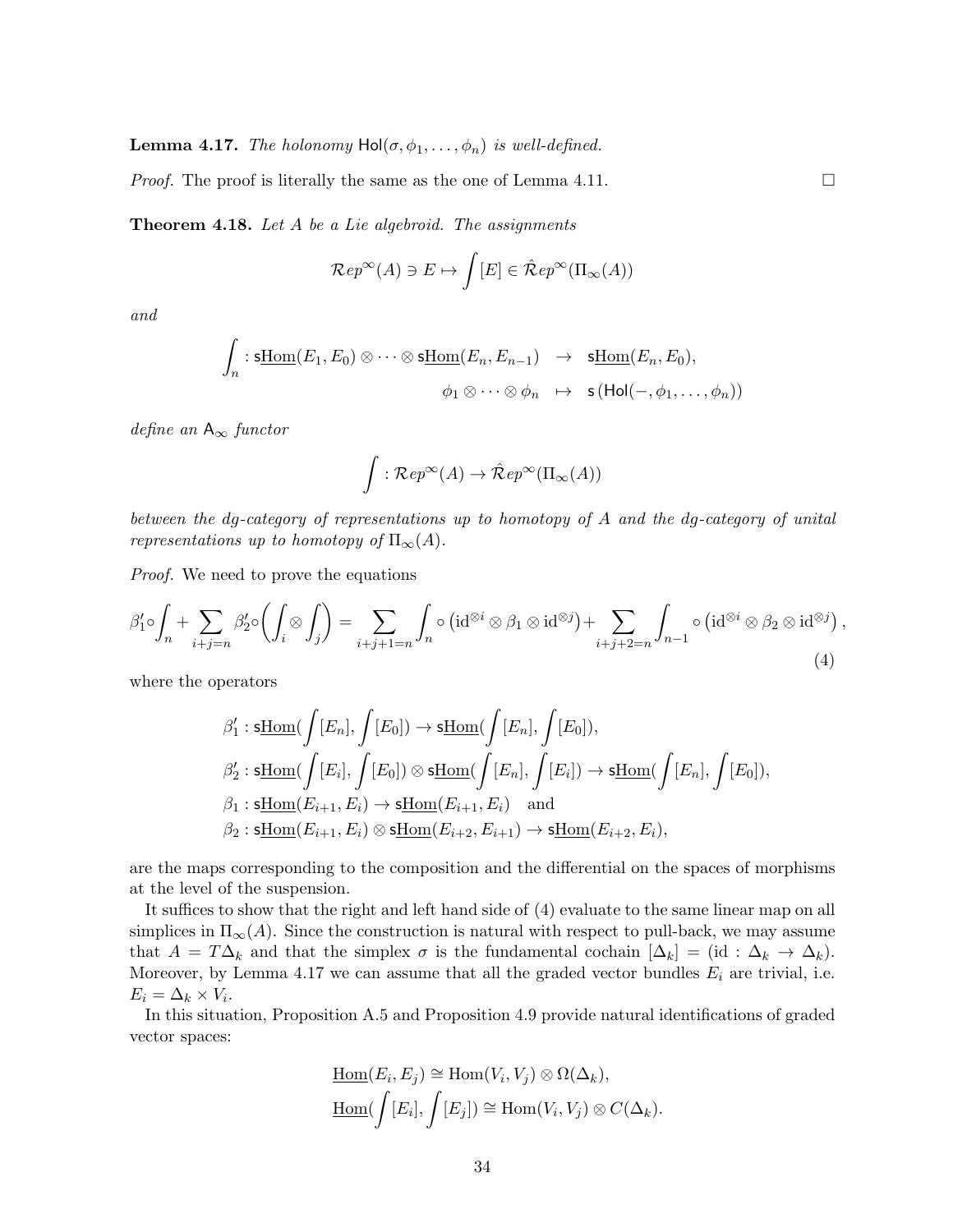**Lemma 4.17.** *The holonomy* $\mathsf{Hol}(\sigma, \phi_1, \ldots, \phi_n)$ *is well-defined.*

*Proof.* The proof is literally the same as the one of Lemma 4.11. $\square$

**Theorem 4.18.** *Let $A$ be a Lie algebroid. The assignments*

$$\mathcal{R}ep^\infty(A) \ni E \mapsto \int [E] \in \hat{\mathcal{R}}ep^\infty(\Pi_\infty(A))$$

*and*

$$\begin{aligned}
\int_n : \mathsf{s}\underline{\mathrm{Hom}}(E_1, E_0) \otimes \cdots \otimes \mathsf{s}\underline{\mathrm{Hom}}(E_n, E_{n-1}) &\to \mathsf{s}\underline{\mathrm{Hom}}(E_n, E_0), \\
\phi_1 \otimes \cdots \otimes \phi_n &\mapsto \mathsf{s}\left(\mathsf{Hol}(-, \phi_1, \ldots, \phi_n)\right)
\end{aligned}$$

*define an* $\mathsf{A}_\infty$ *functor*

$$\int : \mathcal{R}ep^\infty(A) \to \hat{\mathcal{R}}ep^\infty(\Pi_\infty(A))$$

*between the dg-category of representations up to homotopy of $A$ and the dg-category of unital representations up to homotopy of $\Pi_\infty(A)$.*

*Proof.* We need to prove the equations

$$\beta_1' \circ \int_n + \sum_{i+j=n} \beta_2' \circ \Big(\int_i \otimes \int_j\Big) = \sum_{i+j+1=n} \int_n \circ \left(\mathrm{id}^{\otimes i} \otimes \beta_1 \otimes \mathrm{id}^{\otimes j}\right) + \sum_{i+j+2=n} \int_{n-1} \circ \left(\mathrm{id}^{\otimes i} \otimes \beta_2 \otimes \mathrm{id}^{\otimes j}\right), \tag{4}$$

where the operators

$$\begin{aligned}
&\beta_1' : \mathsf{s}\underline{\mathrm{Hom}}(\int [E_n], \int [E_0]) \to \mathsf{s}\underline{\mathrm{Hom}}(\int [E_n], \int [E_0]), \\
&\beta_2' : \mathsf{s}\underline{\mathrm{Hom}}(\int [E_i], \int [E_0]) \otimes \mathsf{s}\underline{\mathrm{Hom}}(\int [E_n], \int [E_i]) \to \mathsf{s}\underline{\mathrm{Hom}}(\int [E_n], \int [E_0]), \\
&\beta_1 : \mathsf{s}\underline{\mathrm{Hom}}(E_{i+1}, E_i) \to \mathsf{s}\underline{\mathrm{Hom}}(E_{i+1}, E_i) \quad \text{and} \\
&\beta_2 : \mathsf{s}\underline{\mathrm{Hom}}(E_{i+1}, E_i) \otimes \mathsf{s}\underline{\mathrm{Hom}}(E_{i+2}, E_{i+1}) \to \mathsf{s}\underline{\mathrm{Hom}}(E_{i+2}, E_i),
\end{aligned}$$

are the maps corresponding to the composition and the differential on the spaces of morphisms at the level of the suspension.

It suffices to show that the right and left hand side of (4) evaluate to the same linear map on all simplices in $\Pi_\infty(A)$. Since the construction is natural with respect to pull-back, we may assume that $A = T\Delta_k$ and that the simplex $\sigma$ is the fundamental cochain $[\Delta_k] = (\mathrm{id} : \Delta_k \to \Delta_k)$. Moreover, by Lemma 4.17 we can assume that all the graded vector bundles $E_i$ are trivial, i.e. $E_i = \Delta_k \times V_i$.

In this situation, Proposition A.5 and Proposition 4.9 provide natural identifications of graded vector spaces:

$$\begin{aligned}
&\underline{\mathrm{Hom}}(E_i, E_j) \cong \mathrm{Hom}(V_i, V_j) \otimes \Omega(\Delta_k), \\
&\underline{\mathrm{Hom}}(\int [E_i], \int [E_j]) \cong \mathrm{Hom}(V_i, V_j) \otimes C(\Delta_k).
\end{aligned}$$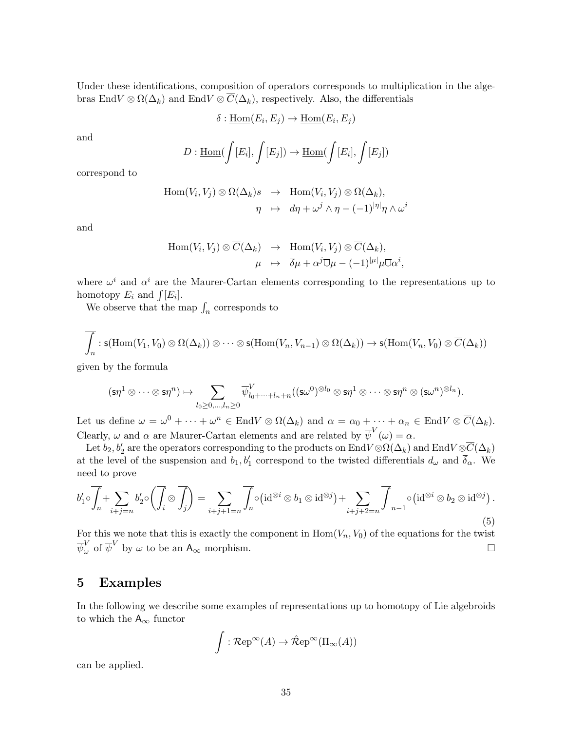Under these identifications, composition of operators corresponds to multiplication in the algebras $\mathrm{End}V \otimes \Omega(\Delta_k)$ and $\mathrm{End}V \otimes \overline{C}(\Delta_k)$, respectively. Also, the differentials

$$\delta : \underline{\mathrm{Hom}}(E_i, E_j) \to \underline{\mathrm{Hom}}(E_i, E_j)$$

and

$$D : \underline{\mathrm{Hom}}(\int [E_i], \int [E_j]) \to \underline{\mathrm{Hom}}(\int [E_i], \int [E_j])$$

correspond to

$$\begin{array}{rcl} \mathrm{Hom}(V_i, V_j) \otimes \Omega(\Delta_k)s & \to & \mathrm{Hom}(V_i, V_j) \otimes \Omega(\Delta_k), \\ \eta & \mapsto & d\eta + \omega^j \wedge \eta - (-1)^{|\eta|} \eta \wedge \omega^i \end{array}$$

and

$$\begin{array}{rcl} \mathrm{Hom}(V_i, V_j) \otimes \overline{C}(\Delta_k) & \to & \mathrm{Hom}(V_i, V_j) \otimes \overline{C}(\Delta_k), \\ \mu & \mapsto & \overline{\delta}\mu + \alpha^j \overline{\cup} \mu - (-1)^{|\mu|} \mu \overline{\cup} \alpha^i, \end{array}$$

where $\omega^i$ and $\alpha^i$ are the Maurer-Cartan elements corresponding to the representations up to homotopy $E_i$ and $\int [E_i]$.

We observe that the map $\int_n$ corresponds to

$$\overline{\int_n} : \mathsf{s}(\mathrm{Hom}(V_1, V_0) \otimes \Omega(\Delta_k)) \otimes \cdots \otimes \mathsf{s}(\mathrm{Hom}(V_n, V_{n-1}) \otimes \Omega(\Delta_k)) \to \mathsf{s}(\mathrm{Hom}(V_n, V_0) \otimes \overline{C}(\Delta_k))$$

given by the formula

$$(\mathsf{s}\eta^1 \otimes \cdots \otimes \mathsf{s}\eta^n) \mapsto \sum_{l_0 \geq 0, \ldots, l_n \geq 0} \overline{\psi}^V_{l_0 + \cdots + l_n + n}((\mathsf{s}\omega^0)^{\otimes l_0} \otimes \mathsf{s}\eta^1 \otimes \cdots \otimes \mathsf{s}\eta^n \otimes (\mathsf{s}\omega^n)^{\otimes l_n}).$$

Let us define $\omega = \omega^0 + \cdots + \omega^n \in \mathrm{End}V \otimes \Omega(\Delta_k)$ and $\alpha = \alpha_0 + \cdots + \alpha_n \in \mathrm{End}V \otimes \overline{C}(\Delta_k)$. Clearly, $\omega$ and $\alpha$ are Maurer-Cartan elements and are related by $\overline{\psi}^V(\omega) = \alpha$.

Let $b_2, b_2'$ are the operators corresponding to the products on $\mathrm{End}V \otimes \Omega(\Delta_k)$ and $\mathrm{End}V \otimes \overline{C}(\Delta_k)$ at the level of the suspension and $b_1, b_1'$ correspond to the twisted differentials $d_\omega$ and $\overline{\delta}_\alpha$. We need to prove

$$b_1' \circ \overline{\int_n} + \sum_{i+j=n} b_2' \circ \left( \overline{\int_i} \otimes \overline{\int_j} \right) = \sum_{i+j+1=n} \overline{\int_n} \circ \left( \mathrm{id}^{\otimes i} \otimes b_1 \otimes \mathrm{id}^{\otimes j} \right) + \sum_{i+j+2=n} \overline{\int_{n-1}} \circ \left( \mathrm{id}^{\otimes i} \otimes b_2 \otimes \mathrm{id}^{\otimes j} \right). \tag{5}$$

For this we note that this is exactly the component in $\mathrm{Hom}(V_n, V_0)$ of the equations for the twist $\overline{\psi}^V_\omega$ of $\overline{\psi}^V$ by $\omega$ to be an $\mathsf{A}_\infty$ morphism. $\square$

## 5 Examples

In the following we describe some examples of representations up to homotopy of Lie algebroids to which the $\mathsf{A}_\infty$ functor

$$\int : \mathcal{R}\mathrm{ep}^\infty(A) \to \hat{\mathcal{R}}\mathrm{ep}^\infty(\Pi_\infty(A))$$

can be applied.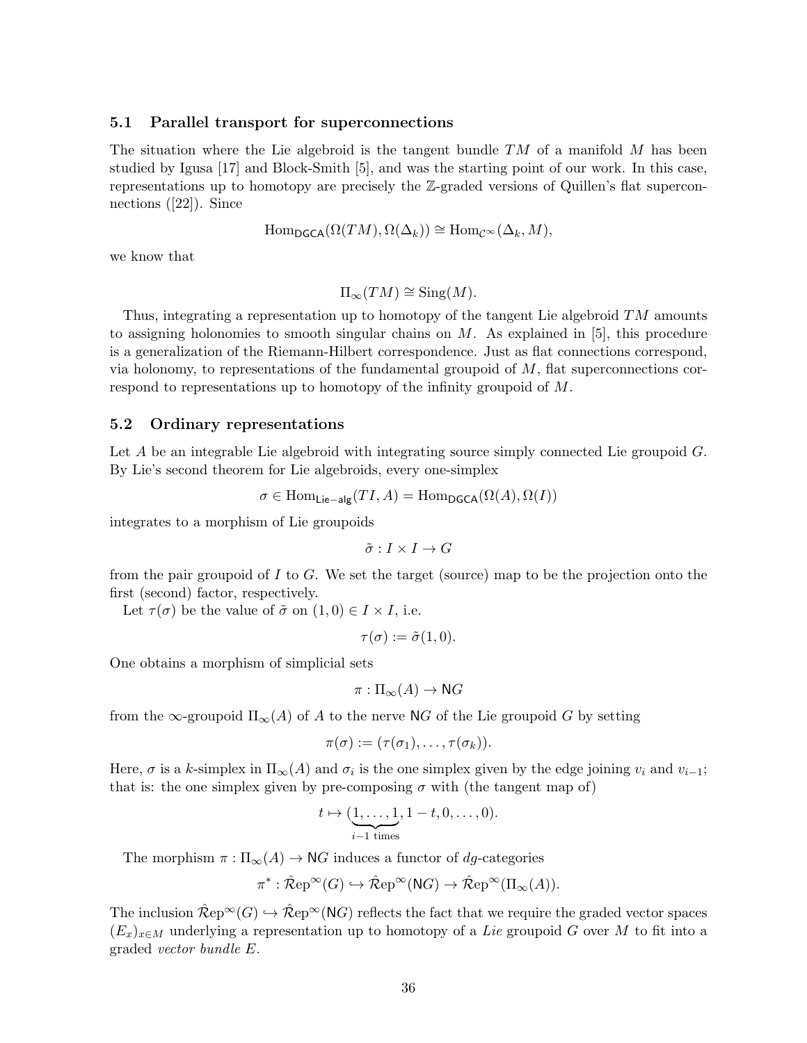### 5.1 Parallel transport for superconnections

The situation where the Lie algebroid is the tangent bundle $TM$ of a manifold $M$ has been studied by Igusa [17] and Block-Smith [5], and was the starting point of our work. In this case, representations up to homotopy are precisely the $\mathbb{Z}$-graded versions of Quillen's flat superconnections ([22]). Since

$$\mathrm{Hom}_{\mathsf{DGCA}}(\Omega(TM), \Omega(\Delta_k)) \cong \mathrm{Hom}_{\mathcal{C}^\infty}(\Delta_k, M),$$

we know that

$$\Pi_\infty(TM) \cong \mathrm{Sing}(M).$$

Thus, integrating a representation up to homotopy of the tangent Lie algebroid $TM$ amounts to assigning holonomies to smooth singular chains on $M$. As explained in [5], this procedure is a generalization of the Riemann-Hilbert correspondence. Just as flat connections correspond, via holonomy, to representations of the fundamental groupoid of $M$, flat superconnections correspond to representations up to homotopy of the infinity groupoid of $M$.

### 5.2 Ordinary representations

Let $A$ be an integrable Lie algebroid with integrating source simply connected Lie groupoid $G$. By Lie's second theorem for Lie algebroids, every one-simplex

$$\sigma \in \mathrm{Hom}_{\mathsf{Lie-alg}}(TI, A) = \mathrm{Hom}_{\mathsf{DGCA}}(\Omega(A), \Omega(I))$$

integrates to a morphism of Lie groupoids

$$\tilde{\sigma} : I \times I \to G$$

from the pair groupoid of $I$ to $G$. We set the target (source) map to be the projection onto the first (second) factor, respectively.

Let $\tau(\sigma)$ be the value of $\tilde{\sigma}$ on $(1, 0) \in I \times I$, i.e.

$$\tau(\sigma) := \tilde{\sigma}(1, 0).$$

One obtains a morphism of simplicial sets

$$\pi : \Pi_\infty(A) \to \mathsf{N}G$$

from the $\infty$-groupoid $\Pi_\infty(A)$ of $A$ to the nerve $\mathsf{N}G$ of the Lie groupoid $G$ by setting

$$\pi(\sigma) := (\tau(\sigma_1), \dots, \tau(\sigma_k)).$$

Here, $\sigma$ is a $k$-simplex in $\Pi_\infty(A)$ and $\sigma_i$ is the one simplex given by the edge joining $v_i$ and $v_{i-1}$; that is: the one simplex given by pre-composing $\sigma$ with (the tangent map of)

$$t \mapsto (\underbrace{1, \dots, 1}_{i-1 \text{ times}}, 1 - t, 0, \dots, 0).$$

The morphism $\pi : \Pi_\infty(A) \to \mathsf{N}G$ induces a functor of $dg$-categories

$$\pi^* : \hat{\mathcal{R}}\mathrm{ep}^\infty(G) \hookrightarrow \hat{\mathcal{R}}\mathrm{ep}^\infty(\mathsf{N}G) \to \hat{\mathcal{R}}\mathrm{ep}^\infty(\Pi_\infty(A)).$$

The inclusion $\hat{\mathcal{R}}\mathrm{ep}^\infty(G) \hookrightarrow \hat{\mathcal{R}}\mathrm{ep}^\infty(\mathsf{N}G)$ reflects the fact that we require the graded vector spaces $(E_x)_{x \in M}$ underlying a representation up to homotopy of a *Lie* groupoid $G$ over $M$ to fit into a graded *vector bundle* $E$.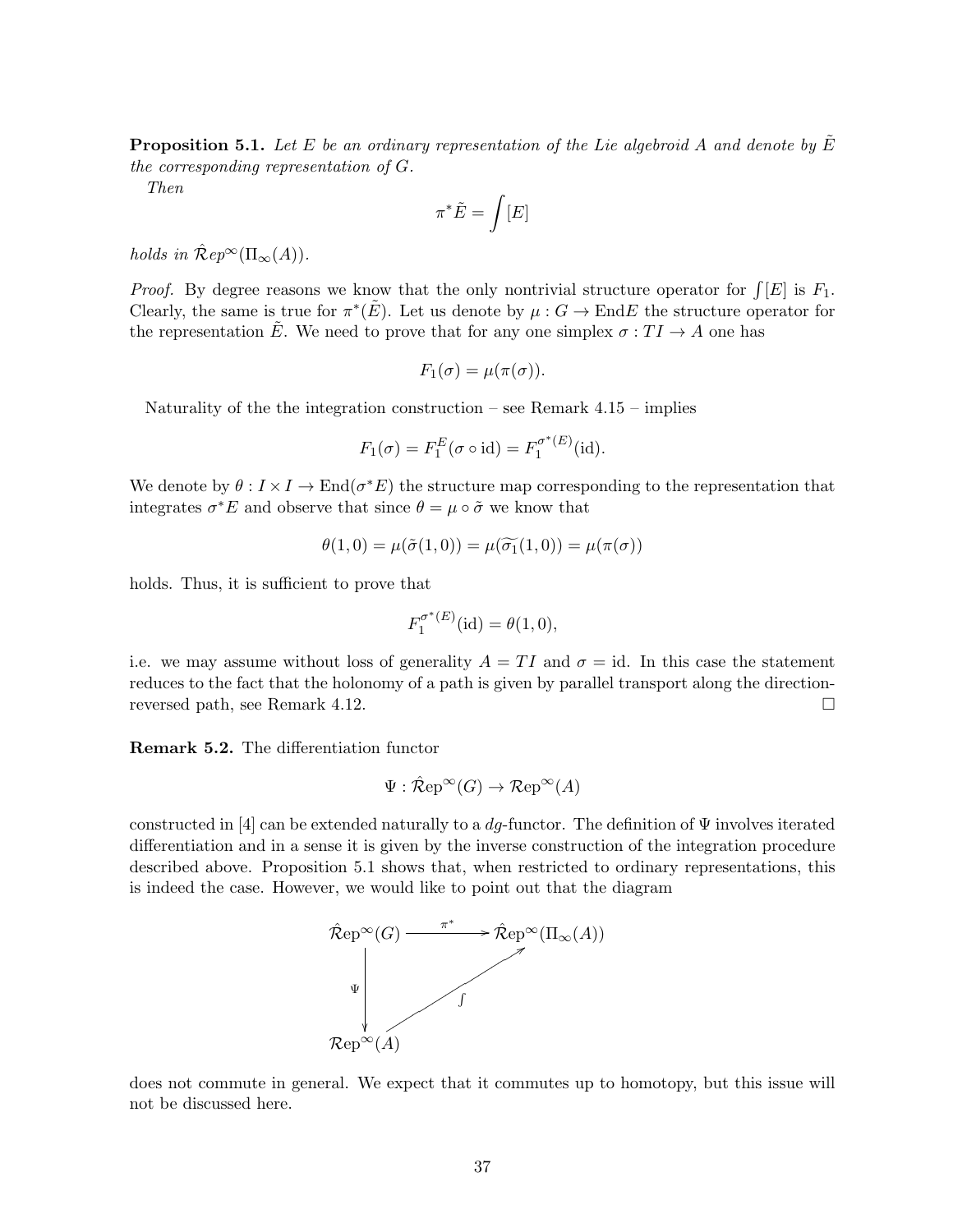**Proposition 5.1.** *Let $E$ be an ordinary representation of the Lie algebroid $A$ and denote by $\tilde{E}$ the corresponding representation of $G$.*

*Then*

$$\pi^*\tilde{E} = \int [E]$$

*holds in $\hat{\mathcal{R}}ep^{\infty}(\Pi_\infty(A))$.*

*Proof.* By degree reasons we know that the only nontrivial structure operator for $\int[E]$ is $F_1$. Clearly, the same is true for $\pi^*(\tilde{E})$. Let us denote by $\mu : G \to \mathrm{End}E$ the structure operator for the representation $\tilde{E}$. We need to prove that for any one simplex $\sigma : TI \to A$ one has

$$F_1(\sigma) = \mu(\pi(\sigma)).$$

Naturality of the the integration construction – see Remark 4.15 – implies

$$F_1(\sigma) = F_1^E(\sigma \circ \mathrm{id}) = F_1^{\sigma^*(E)}(\mathrm{id}).$$

We denote by $\theta : I \times I \to \mathrm{End}(\sigma^*E)$ the structure map corresponding to the representation that integrates $\sigma^*E$ and observe that since $\theta = \mu \circ \tilde{\sigma}$ we know that

$$\theta(1,0) = \mu(\tilde{\sigma}(1,0)) = \mu(\widetilde{\sigma_1}(1,0)) = \mu(\pi(\sigma))$$

holds. Thus, it is sufficient to prove that

$$F_1^{\sigma^*(E)}(\mathrm{id}) = \theta(1,0),$$

i.e. we may assume without loss of generality $A = TI$ and $\sigma = \mathrm{id}$. In this case the statement reduces to the fact that the holonomy of a path is given by parallel transport along the direction-reversed path, see Remark 4.12. $\square$

**Remark 5.2.** The differentiation functor

$$\Psi : \hat{\mathcal{R}}\mathrm{ep}^{\infty}(G) \to \mathcal{R}\mathrm{ep}^{\infty}(A)$$

constructed in [4] can be extended naturally to a $dg$-functor. The definition of $\Psi$ involves iterated differentiation and in a sense it is given by the inverse construction of the integration procedure described above. Proposition 5.1 shows that, when restricted to ordinary representations, this is indeed the case. However, we would like to point out that the diagram

$$\begin{array}{ccc}
\hat{\mathcal{R}}\mathrm{ep}^{\infty}(G) & \xrightarrow{\pi^*} & \hat{\mathcal{R}}\mathrm{ep}^{\infty}(\Pi_\infty(A)) \\
\downarrow \Psi & \nearrow \int & \\
\mathcal{R}\mathrm{ep}^{\infty}(A) & &
\end{array}$$

does not commute in general. We expect that it commutes up to homotopy, but this issue will not be discussed here.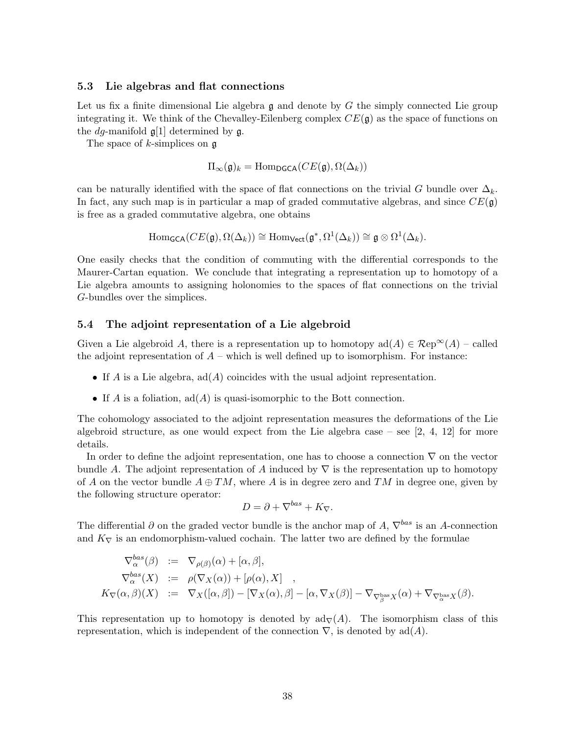### 5.3 Lie algebras and flat connections

Let us fix a finite dimensional Lie algebra $\mathfrak{g}$ and denote by $G$ the simply connected Lie group integrating it. We think of the Chevalley-Eilenberg complex $CE(\mathfrak{g})$ as the space of functions on the $dg$-manifold $\mathfrak{g}[1]$ determined by $\mathfrak{g}$.

The space of $k$-simplices on $\mathfrak{g}$

$$\Pi_\infty(\mathfrak{g})_k = \mathrm{Hom}_{\mathsf{DGCA}}(CE(\mathfrak{g}), \Omega(\Delta_k))$$

can be naturally identified with the space of flat connections on the trivial $G$ bundle over $\Delta_k$. In fact, any such map is in particular a map of graded commutative algebras, and since $CE(\mathfrak{g})$ is free as a graded commutative algebra, one obtains

$$\mathrm{Hom}_{\mathsf{GCA}}(CE(\mathfrak{g}), \Omega(\Delta_k)) \cong \mathrm{Hom}_{\mathsf{Vect}}(\mathfrak{g}^*, \Omega^1(\Delta_k)) \cong \mathfrak{g} \otimes \Omega^1(\Delta_k).$$

One easily checks that the condition of commuting with the differential corresponds to the Maurer-Cartan equation. We conclude that integrating a representation up to homotopy of a Lie algebra amounts to assigning holonomies to the spaces of flat connections on the trivial $G$-bundles over the simplices.

### 5.4 The adjoint representation of a Lie algebroid

Given a Lie algebroid $A$, there is a representation up to homotopy $\mathrm{ad}(A) \in \mathcal{R}\mathrm{ep}^\infty(A)$ – called the adjoint representation of $A$ – which is well defined up to isomorphism. For instance:

- If $A$ is a Lie algebra, $\mathrm{ad}(A)$ coincides with the usual adjoint representation.
- If $A$ is a foliation, $\mathrm{ad}(A)$ is quasi-isomorphic to the Bott connection.

The cohomology associated to the adjoint representation measures the deformations of the Lie algebroid structure, as one would expect from the Lie algebra case – see [2, 4, 12] for more details.

In order to define the adjoint representation, one has to choose a connection $\nabla$ on the vector bundle $A$. The adjoint representation of $A$ induced by $\nabla$ is the representation up to homotopy of $A$ on the vector bundle $A \oplus TM$, where $A$ is in degree zero and $TM$ in degree one, given by the following structure operator:

$$D = \partial + \nabla^{bas} + K_\nabla.$$

The differential $\partial$ on the graded vector bundle is the anchor map of $A$, $\nabla^{bas}$ is an $A$-connection and $K_\nabla$ is an endomorphism-valued cochain. The latter two are defined by the formulae

$$\begin{aligned}
\nabla^{bas}_\alpha(\beta) &:= \nabla_{\rho(\beta)}(\alpha) + [\alpha, \beta], \\
\nabla^{bas}_\alpha(X) &:= \rho(\nabla_X(\alpha)) + [\rho(\alpha), X] \quad , \\
K_\nabla(\alpha, \beta)(X) &:= \nabla_X([\alpha, \beta]) - [\nabla_X(\alpha), \beta] - [\alpha, \nabla_X(\beta)] - \nabla_{\nabla^{\mathrm{bas}}_\beta X}(\alpha) + \nabla_{\nabla^{\mathrm{bas}}_\alpha X}(\beta).
\end{aligned}$$

This representation up to homotopy is denoted by $\mathrm{ad}_\nabla(A)$. The isomorphism class of this representation, which is independent of the connection $\nabla$, is denoted by $\mathrm{ad}(A)$.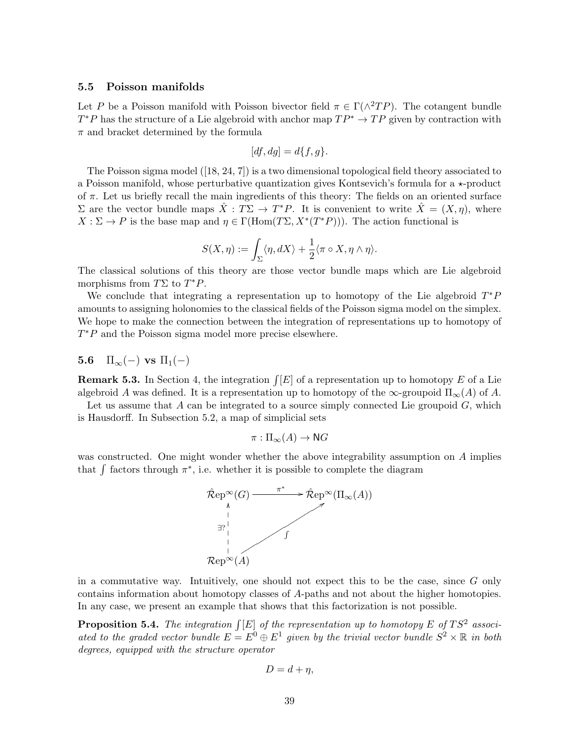### 5.5 Poisson manifolds

Let $P$ be a Poisson manifold with Poisson bivector field $\pi \in \Gamma(\wedge^2 TP)$. The cotangent bundle $T^*P$ has the structure of a Lie algebroid with anchor map $TP^* \to TP$ given by contraction with $\pi$ and bracket determined by the formula

$$[df, dg] = d\{f, g\}.$$

The Poisson sigma model ([18, 24, 7]) is a two dimensional topological field theory associated to a Poisson manifold, whose perturbative quantization gives Kontsevich's formula for a $\star$-product of $\pi$. Let us briefly recall the main ingredients of this theory: The fields on an oriented surface $\Sigma$ are the vector bundle maps $\hat{X} : T\Sigma \to T^*P$. It is convenient to write $\hat{X} = (X, \eta)$, where $X : \Sigma \to P$ is the base map and $\eta \in \Gamma(\mathrm{Hom}(T\Sigma, X^*(T^*P)))$. The action functional is

$$S(X, \eta) := \int_\Sigma \langle \eta, dX \rangle + \frac{1}{2}\langle \pi \circ X, \eta \wedge \eta \rangle.$$

The classical solutions of this theory are those vector bundle maps which are Lie algebroid morphisms from $T\Sigma$ to $T^*P$.

We conclude that integrating a representation up to homotopy of the Lie algebroid $T^*P$ amounts to assigning holonomies to the classical fields of the Poisson sigma model on the simplex. We hope to make the connection between the integration of representations up to homotopy of $T^*P$ and the Poisson sigma model more precise elsewhere.

### 5.6 $\Pi_\infty(-)$ vs $\Pi_1(-)$

**Remark 5.3.** In Section 4, the integration $\int[E]$ of a representation up to homotopy $E$ of a Lie algebroid $A$ was defined. It is a representation up to homotopy of the $\infty$-groupoid $\Pi_\infty(A)$ of $A$.

Let us assume that $A$ can be integrated to a source simply connected Lie groupoid $G$, which is Hausdorff. In Subsection 5.2, a map of simplicial sets

$$\pi : \Pi_\infty(A) \to \mathsf{N}G$$

was constructed. One might wonder whether the above integrability assumption on $A$ implies that $\int$ factors through $\pi^*$, i.e. whether it is possible to complete the diagram

$$\begin{array}{ccc} \hat{\mathcal{R}}\mathrm{ep}^\infty(G) & \xrightarrow{\pi^*} & \hat{\mathcal{R}}\mathrm{ep}^\infty(\Pi_\infty(A)) \\ \uparrow \exists? & \nearrow \int & \\ \mathcal{R}\mathrm{ep}^\infty(A) & & \end{array}$$

in a commutative way. Intuitively, one should not expect this to be the case, since $G$ only contains information about homotopy classes of $A$-paths and not about the higher homotopies. In any case, we present an example that shows that this factorization is not possible.

**Proposition 5.4.** *The integration $\int[E]$ of the representation up to homotopy $E$ of $TS^2$ associated to the graded vector bundle $E = E^0 \oplus E^1$ given by the trivial vector bundle $S^2 \times \mathbb{R}$ in both degrees, equipped with the structure operator*

$$D = d + \eta,$$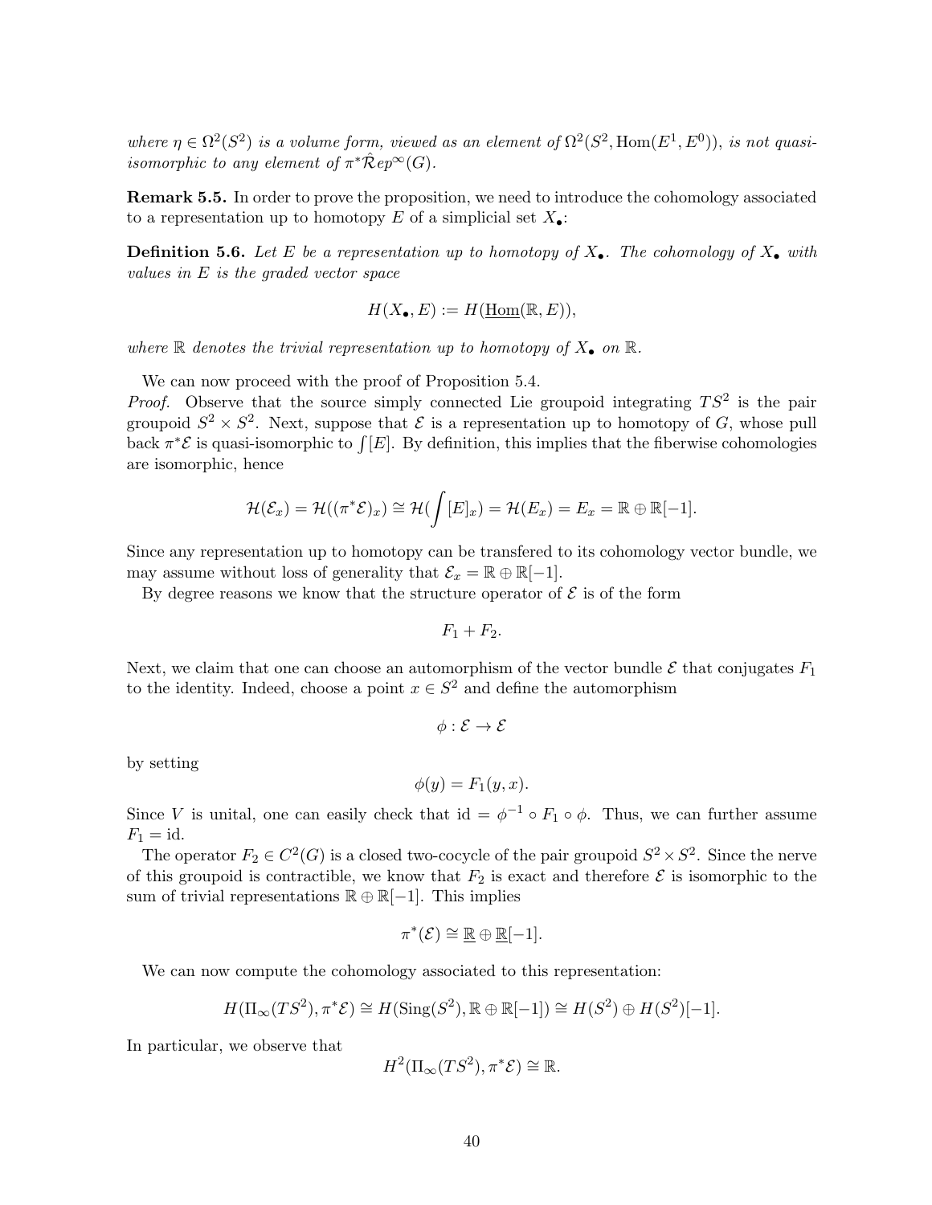*where $\eta \in \Omega^2(S^2)$ is a volume form, viewed as an element of $\Omega^2(S^2, \mathrm{Hom}(E^1, E^0))$, is not quasi-isomorphic to any element of $\pi^* \hat{\mathcal{R}}ep^\infty(G)$.*

**Remark 5.5.** In order to prove the proposition, we need to introduce the cohomology associated to a representation up to homotopy $E$ of a simplicial set $X_\bullet$:

**Definition 5.6.** *Let $E$ be a representation up to homotopy of $X_\bullet$. The cohomology of $X_\bullet$ with values in $E$ is the graded vector space*

$$H(X_\bullet, E) := H(\underline{\mathrm{Hom}}(\mathbb{R}, E)),$$

*where $\mathbb{R}$ denotes the trivial representation up to homotopy of $X_\bullet$ on $\mathbb{R}$.*

We can now proceed with the proof of Proposition 5.4.

*Proof.* Observe that the source simply connected Lie groupoid integrating $TS^2$ is the pair groupoid $S^2 \times S^2$. Next, suppose that $\mathcal{E}$ is a representation up to homotopy of $G$, whose pull back $\pi^*\mathcal{E}$ is quasi-isomorphic to $\int[E]$. By definition, this implies that the fiberwise cohomologies are isomorphic, hence

$$\mathcal{H}(\mathcal{E}_x) = \mathcal{H}((\pi^*\mathcal{E})_x) \cong \mathcal{H}(\int [E]_x) = \mathcal{H}(E_x) = E_x = \mathbb{R} \oplus \mathbb{R}[-1].$$

Since any representation up to homotopy can be transfered to its cohomology vector bundle, we may assume without loss of generality that $\mathcal{E}_x = \mathbb{R} \oplus \mathbb{R}[-1]$.

By degree reasons we know that the structure operator of $\mathcal{E}$ is of the form

$$F_1 + F_2.$$

Next, we claim that one can choose an automorphism of the vector bundle $\mathcal{E}$ that conjugates $F_1$ to the identity. Indeed, choose a point $x \in S^2$ and define the automorphism

$$\phi : \mathcal{E} \to \mathcal{E}$$

by setting

$$\phi(y) = F_1(y, x).$$

Since $V$ is unital, one can easily check that $\mathrm{id} = \phi^{-1} \circ F_1 \circ \phi$. Thus, we can further assume $F_1 = \mathrm{id}$.

The operator $F_2 \in C^2(G)$ is a closed two-cocycle of the pair groupoid $S^2 \times S^2$. Since the nerve of this groupoid is contractible, we know that $F_2$ is exact and therefore $\mathcal{E}$ is isomorphic to the sum of trivial representations $\mathbb{R} \oplus \mathbb{R}[-1]$. This implies

$$\pi^*(\mathcal{E}) \cong \underline{\mathbb{R}} \oplus \underline{\mathbb{R}}[-1].$$

We can now compute the cohomology associated to this representation:

$$H(\Pi_\infty(TS^2), \pi^*\mathcal{E}) \cong H(\mathrm{Sing}(S^2), \mathbb{R} \oplus \mathbb{R}[-1]) \cong H(S^2) \oplus H(S^2)[-1].$$

In particular, we observe that

$$H^2(\Pi_\infty(TS^2), \pi^*\mathcal{E}) \cong \mathbb{R}.$$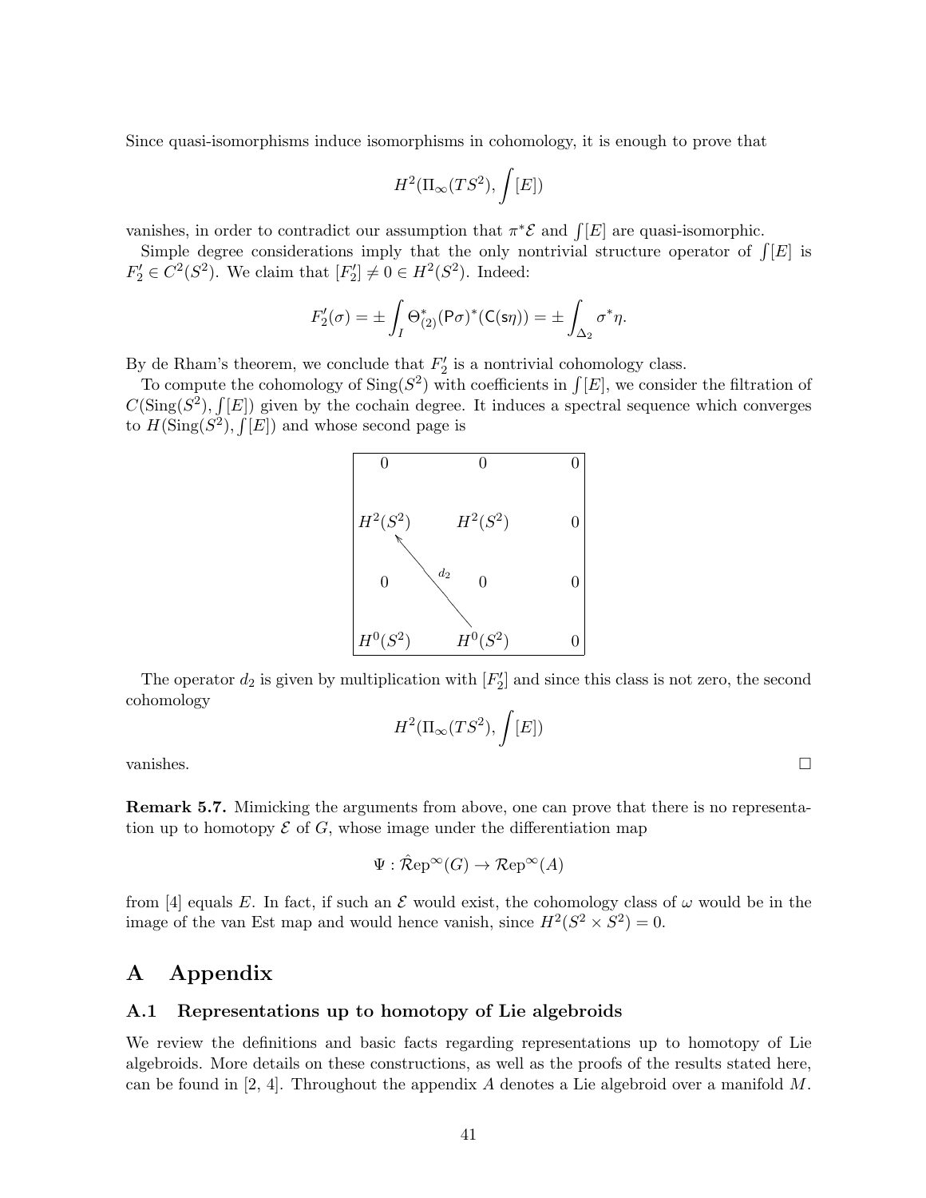Since quasi-isomorphisms induce isomorphisms in cohomology, it is enough to prove that

$$H^2(\Pi_\infty(TS^2), \int [E])$$

vanishes, in order to contradict our assumption that $\pi^*\mathcal{E}$ and $\int[E]$ are quasi-isomorphic.

Simple degree considerations imply that the only nontrivial structure operator of $\int[E]$ is $F_2' \in C^2(S^2)$. We claim that $[F_2'] \neq 0 \in H^2(S^2)$. Indeed:

$$F_2'(\sigma) = \pm \int_I \Theta^*_{(2)}(\mathsf{P}\sigma)^*(\mathsf{C}(\mathsf{s}\eta)) = \pm \int_{\Delta_2} \sigma^*\eta.$$

By de Rham's theorem, we conclude that $F_2'$ is a nontrivial cohomology class.

To compute the cohomology of $\mathrm{Sing}(S^2)$ with coefficients in $\int[E]$, we consider the filtration of $C(\mathrm{Sing}(S^2), \int[E])$ given by the cochain degree. It induces a spectral sequence which converges to $H(\mathrm{Sing}(S^2), \int[E])$ and whose second page is

| | | |
|---|---|---|
| $0$ | $0$ | $0$ |
| $H^2(S^2)$ | $H^2(S^2)$ | $0$ |
| $0$ | $0$ | $0$ |
| $H^0(S^2)$ | $H^0(S^2)$ | $0$ |

(with $d_2$ mapping from the $H^0(S^2)$ in the second column to the $H^2(S^2)$ in the first column)

The operator $d_2$ is given by multiplication with $[F_2']$ and since this class is not zero, the second cohomology

$$H^2(\Pi_\infty(TS^2), \int[E])$$

vanishes. □

**Remark 5.7.** Mimicking the arguments from above, one can prove that there is no representation up to homotopy $\mathcal{E}$ of $G$, whose image under the differentiation map

$$\Psi : \hat{\mathcal{R}}\mathrm{ep}^\infty(G) \to \mathcal{R}\mathrm{ep}^\infty(A)$$

from [4] equals $E$. In fact, if such an $\mathcal{E}$ would exist, the cohomology class of $\omega$ would be in the image of the van Est map and would hence vanish, since $H^2(S^2 \times S^2) = 0$.

# A Appendix

## A.1 Representations up to homotopy of Lie algebroids

We review the definitions and basic facts regarding representations up to homotopy of Lie algebroids. More details on these constructions, as well as the proofs of the results stated here, can be found in [2, 4]. Throughout the appendix $A$ denotes a Lie algebroid over a manifold $M$.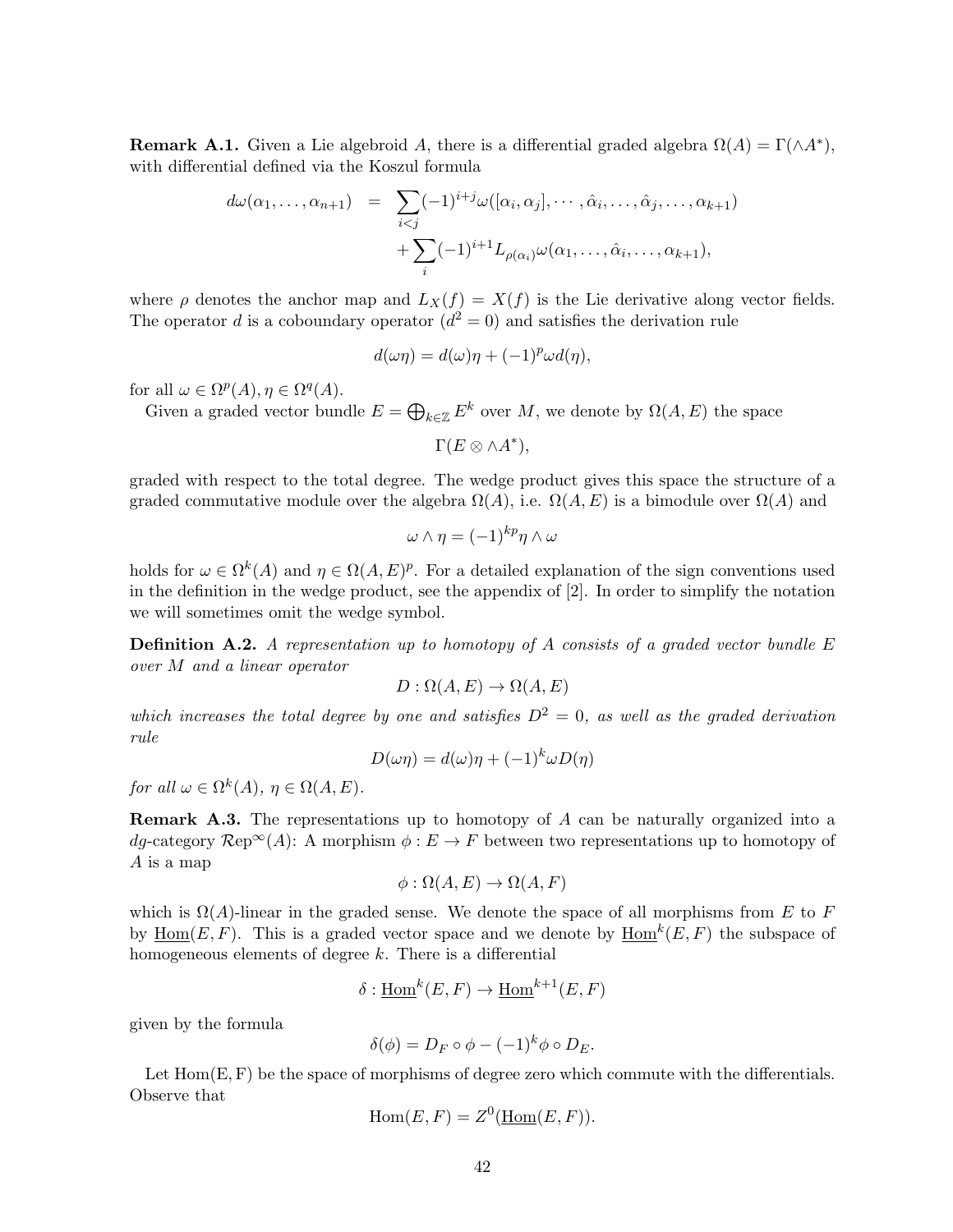**Remark A.1.** Given a Lie algebroid $A$, there is a differential graded algebra $\Omega(A) = \Gamma(\wedge A^*)$, with differential defined via the Koszul formula

$$
\begin{aligned}
d\omega(\alpha_1, \dots, \alpha_{n+1}) &= \sum_{i<j} (-1)^{i+j} \omega([\alpha_i, \alpha_j], \cdots, \hat{\alpha}_i, \dots, \hat{\alpha}_j, \dots, \alpha_{k+1}) \\
&\quad + \sum_i (-1)^{i+1} L_{\rho(\alpha_i)} \omega(\alpha_1, \dots, \hat{\alpha}_i, \dots, \alpha_{k+1}),
\end{aligned}
$$

where $\rho$ denotes the anchor map and $L_X(f) = X(f)$ is the Lie derivative along vector fields. The operator $d$ is a coboundary operator ($d^2 = 0$) and satisfies the derivation rule

$$
d(\omega\eta) = d(\omega)\eta + (-1)^p \omega d(\eta),
$$

for all $\omega \in \Omega^p(A), \eta \in \Omega^q(A)$.

Given a graded vector bundle $E = \bigoplus_{k\in\mathbb{Z}} E^k$ over $M$, we denote by $\Omega(A, E)$ the space

$$
\Gamma(E \otimes \wedge A^*),
$$

graded with respect to the total degree. The wedge product gives this space the structure of a graded commutative module over the algebra $\Omega(A)$, i.e. $\Omega(A, E)$ is a bimodule over $\Omega(A)$ and

$$
\omega \wedge \eta = (-1)^{kp} \eta \wedge \omega
$$

holds for $\omega \in \Omega^k(A)$ and $\eta \in \Omega(A, E)^p$. For a detailed explanation of the sign conventions used in the definition in the wedge product, see the appendix of [2]. In order to simplify the notation we will sometimes omit the wedge symbol.

**Definition A.2.** *A representation up to homotopy of $A$ consists of a graded vector bundle $E$ over $M$ and a linear operator*

$$
D : \Omega(A, E) \to \Omega(A, E)
$$

*which increases the total degree by one and satisfies $D^2 = 0$, as well as the graded derivation rule*

$$
D(\omega\eta) = d(\omega)\eta + (-1)^k \omega D(\eta)
$$

*for all $\omega \in \Omega^k(A)$, $\eta \in \Omega(A, E)$.*

**Remark A.3.** The representations up to homotopy of $A$ can be naturally organized into a *dg*-category $\mathcal{R}\mathrm{ep}^\infty(A)$: A morphism $\phi : E \to F$ between two representations up to homotopy of $A$ is a map

$$
\phi : \Omega(A, E) \to \Omega(A, F)
$$

which is $\Omega(A)$-linear in the graded sense. We denote the space of all morphisms from $E$ to $F$ by $\underline{\mathrm{Hom}}(E, F)$. This is a graded vector space and we denote by $\underline{\mathrm{Hom}}^k(E, F)$ the subspace of homogeneous elements of degree $k$. There is a differential

$$
\delta : \underline{\mathrm{Hom}}^k(E, F) \to \underline{\mathrm{Hom}}^{k+1}(E, F)
$$

given by the formula

$$
\delta(\phi) = D_F \circ \phi - (-1)^k \phi \circ D_E.
$$

Let $\mathrm{Hom(E, F)}$ be the space of morphisms of degree zero which commute with the differentials. Observe that

$$
\mathrm{Hom}(E, F) = Z^0(\underline{\mathrm{Hom}}(E, F)).
$$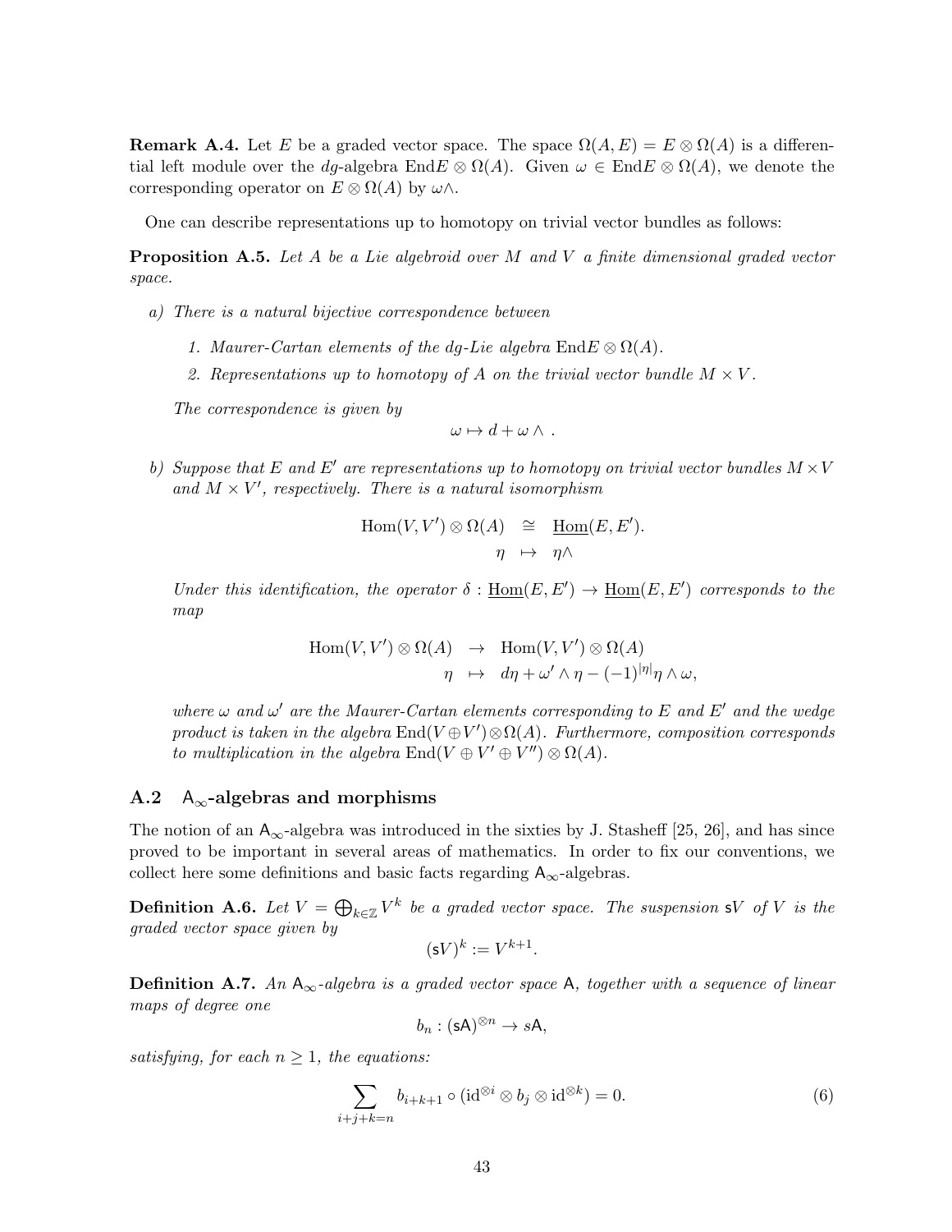**Remark A.4.** Let $E$ be a graded vector space. The space $\Omega(A, E) = E \otimes \Omega(A)$ is a differential left module over the $dg$-algebra $\mathrm{End}E \otimes \Omega(A)$. Given $\omega \in \mathrm{End}E \otimes \Omega(A)$, we denote the corresponding operator on $E \otimes \Omega(A)$ by $\omega\wedge$.

One can describe representations up to homotopy on trivial vector bundles as follows:

**Proposition A.5.** *Let $A$ be a Lie algebroid over $M$ and $V$ a finite dimensional graded vector space.*

*a) There is a natural bijective correspondence between*

1. *Maurer-Cartan elements of the dg-Lie algebra $\mathrm{End}E \otimes \Omega(A)$.*
2. *Representations up to homotopy of $A$ on the trivial vector bundle $M \times V$.*

*The correspondence is given by*

$$\omega \mapsto d + \omega \wedge \ .$$

*b) Suppose that $E$ and $E'$ are representations up to homotopy on trivial vector bundles $M \times V$ and $M \times V'$, respectively. There is a natural isomorphism*

$$\begin{aligned} \mathrm{Hom}(V, V') \otimes \Omega(A) \quad &\cong \quad \underline{\mathrm{Hom}}(E, E'). \\ \eta \quad &\mapsto \quad \eta\wedge \end{aligned}$$

*Under this identification, the operator $\delta : \underline{\mathrm{Hom}}(E, E') \to \underline{\mathrm{Hom}}(E, E')$ corresponds to the map*

$$\begin{aligned} \mathrm{Hom}(V, V') \otimes \Omega(A) \quad &\to \quad \mathrm{Hom}(V, V') \otimes \Omega(A) \\ \eta \quad &\mapsto \quad d\eta + \omega' \wedge \eta - (-1)^{|\eta|}\eta \wedge \omega, \end{aligned}$$

*where $\omega$ and $\omega'$ are the Maurer-Cartan elements corresponding to $E$ and $E'$ and the wedge product is taken in the algebra $\mathrm{End}(V \oplus V') \otimes \Omega(A)$. Furthermore, composition corresponds to multiplication in the algebra $\mathrm{End}(V \oplus V' \oplus V'') \otimes \Omega(A)$.*

## A.2 $\mathsf{A}_\infty$-algebras and morphisms

The notion of an $\mathsf{A}_\infty$-algebra was introduced in the sixties by J. Stasheff [25, 26], and has since proved to be important in several areas of mathematics. In order to fix our conventions, we collect here some definitions and basic facts regarding $\mathsf{A}_\infty$-algebras.

**Definition A.6.** *Let $V = \bigoplus_{k \in \mathbb{Z}} V^k$ be a graded vector space. The suspension $\mathsf{s}V$ of $V$ is the graded vector space given by*

$$(\mathsf{s}V)^k := V^{k+1}.$$

**Definition A.7.** *An $\mathsf{A}_\infty$-algebra is a graded vector space $\mathsf{A}$, together with a sequence of linear maps of degree one*

$$b_n : (\mathsf{sA})^{\otimes n} \to s\mathsf{A},$$

*satisfying, for each $n \geq 1$, the equations:*

$$\sum_{i+j+k=n} b_{i+k+1} \circ (\mathrm{id}^{\otimes i} \otimes b_j \otimes \mathrm{id}^{\otimes k}) = 0. \tag{6}$$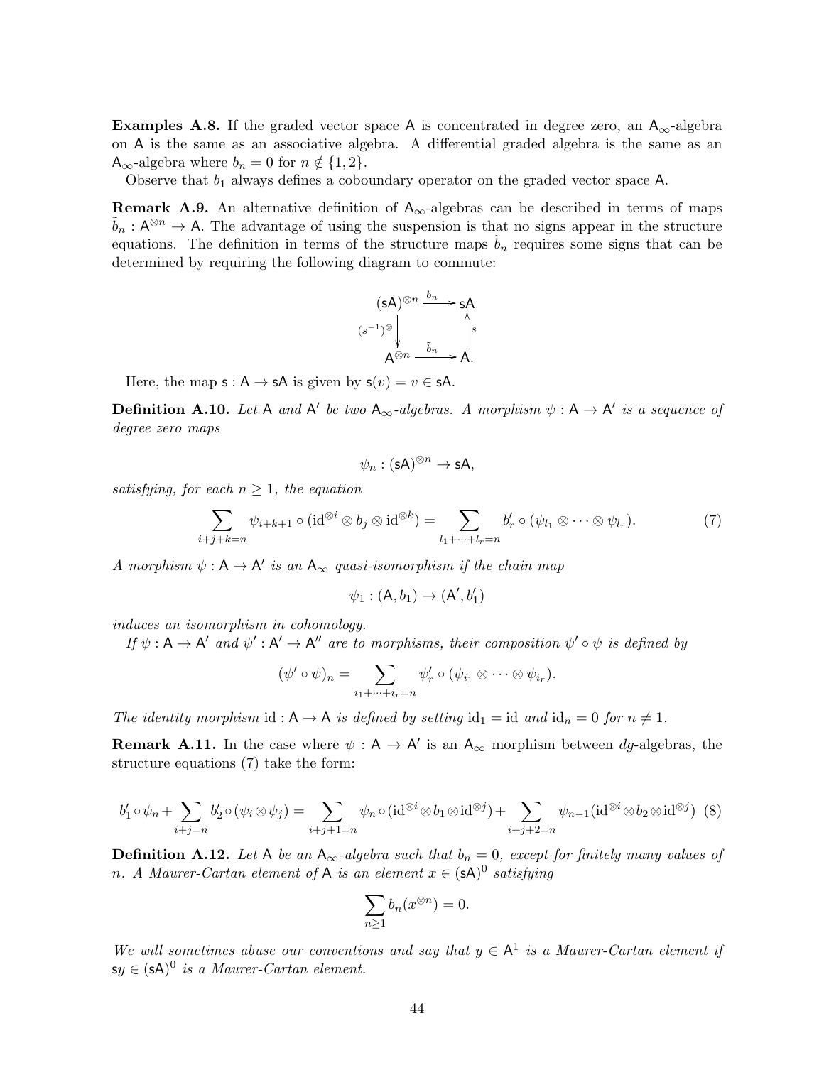**Examples A.8.** If the graded vector space $\mathsf{A}$ is concentrated in degree zero, an $\mathsf{A}_\infty$-algebra on $\mathsf{A}$ is the same as an associative algebra. A differential graded algebra is the same as an $\mathsf{A}_\infty$-algebra where $b_n = 0$ for $n \notin \{1, 2\}$.

Observe that $b_1$ always defines a coboundary operator on the graded vector space $\mathsf{A}$.

**Remark A.9.** An alternative definition of $\mathsf{A}_\infty$-algebras can be described in terms of maps $\tilde{b}_n : \mathsf{A}^{\otimes n} \to \mathsf{A}$. The advantage of using the suspension is that no signs appear in the structure equations. The definition in terms of the structure maps $\tilde{b}_n$ requires some signs that can be determined by requiring the following diagram to commute:

$$\begin{array}{ccc} (\mathsf{sA})^{\otimes n} & \xrightarrow{b_n} & \mathsf{sA} \\ {\scriptstyle (s^{-1})^{\otimes}} \downarrow & & \uparrow {\scriptstyle s} \\ \mathsf{A}^{\otimes n} & \xrightarrow{\tilde{b}_n} & \mathsf{A}. \end{array}$$

Here, the map $\mathsf{s} : \mathsf{A} \to \mathsf{sA}$ is given by $\mathsf{s}(v) = v \in \mathsf{sA}$.

**Definition A.10.** *Let $\mathsf{A}$ and $\mathsf{A}'$ be two $\mathsf{A}_\infty$-algebras. A morphism $\psi : \mathsf{A} \to \mathsf{A}'$ is a sequence of degree zero maps*

$$\psi_n : (\mathsf{sA})^{\otimes n} \to \mathsf{sA},$$

*satisfying, for each $n \geq 1$, the equation*

$$\sum_{i+j+k=n} \psi_{i+k+1} \circ (\mathrm{id}^{\otimes i} \otimes b_j \otimes \mathrm{id}^{\otimes k}) = \sum_{l_1+\cdots+l_r=n} b'_r \circ (\psi_{l_1} \otimes \cdots \otimes \psi_{l_r}). \tag{7}$$

*A morphism $\psi : \mathsf{A} \to \mathsf{A}'$ is an $\mathsf{A}_\infty$ quasi-isomorphism if the chain map*

$$\psi_1 : (\mathsf{A}, b_1) \to (\mathsf{A}', b'_1)$$

*induces an isomorphism in cohomology.*

*If $\psi : \mathsf{A} \to \mathsf{A}'$ and $\psi' : \mathsf{A}' \to \mathsf{A}''$ are to morphisms, their composition $\psi' \circ \psi$ is defined by*

$$(\psi' \circ \psi)_n = \sum_{i_1+\cdots+i_r=n} \psi'_r \circ (\psi_{i_1} \otimes \cdots \otimes \psi_{i_r}).$$

*The identity morphism $\mathrm{id} : \mathsf{A} \to \mathsf{A}$ is defined by setting $\mathrm{id}_1 = \mathrm{id}$ and $\mathrm{id}_n = 0$ for $n \neq 1$.*

**Remark A.11.** In the case where $\psi : \mathsf{A} \to \mathsf{A}'$ is an $\mathsf{A}_\infty$ morphism between *dg*-algebras, the structure equations (7) take the form:

$$b'_1 \circ \psi_n + \sum_{i+j=n} b'_2 \circ (\psi_i \otimes \psi_j) = \sum_{i+j+1=n} \psi_n \circ (\mathrm{id}^{\otimes i} \otimes b_1 \otimes \mathrm{id}^{\otimes j}) + \sum_{i+j+2=n} \psi_{n-1}(\mathrm{id}^{\otimes i} \otimes b_2 \otimes \mathrm{id}^{\otimes j}) \tag{8}$$

**Definition A.12.** *Let $\mathsf{A}$ be an $\mathsf{A}_\infty$-algebra such that $b_n = 0$, except for finitely many values of $n$. A Maurer-Cartan element of $\mathsf{A}$ is an element $x \in (\mathsf{sA})^0$ satisfying*

$$\sum_{n \geq 1} b_n(x^{\otimes n}) = 0.$$

*We will sometimes abuse our conventions and say that $y \in \mathsf{A}^1$ is a Maurer-Cartan element if $\mathsf{s}y \in (\mathsf{sA})^0$ is a Maurer-Cartan element.*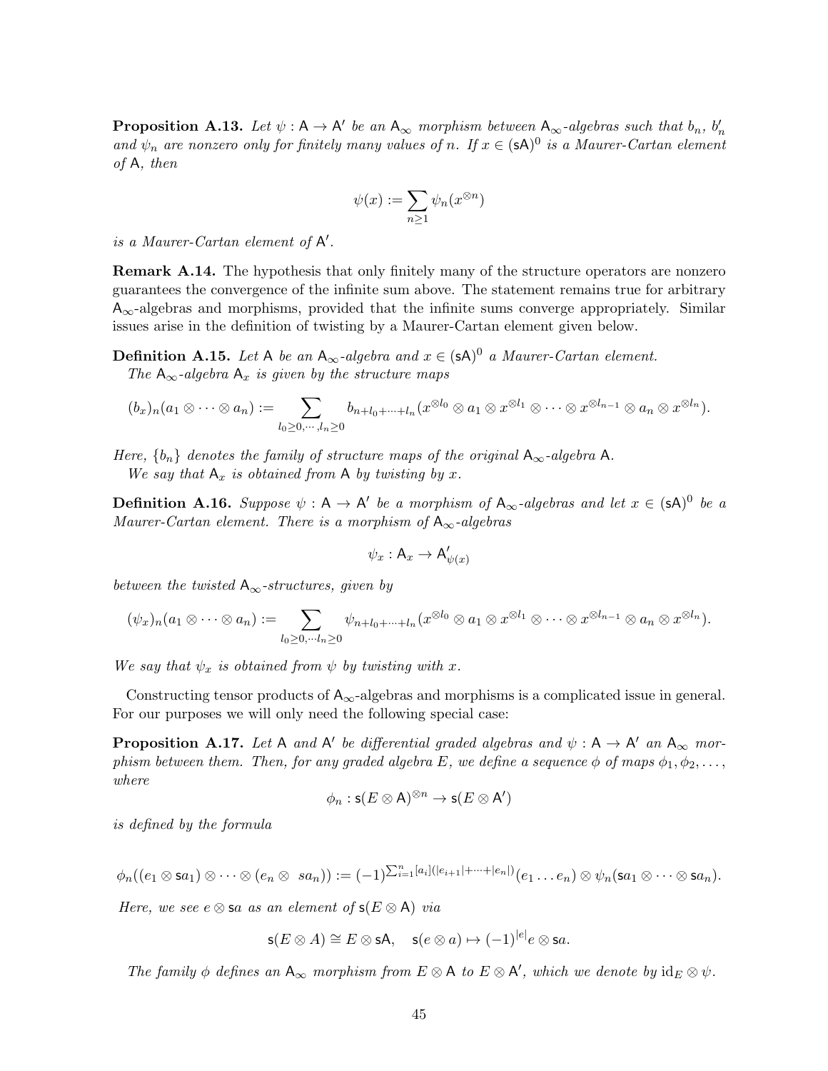**Proposition A.13.** *Let $\psi : \mathsf{A} \to \mathsf{A}'$ be an $\mathsf{A}_\infty$ morphism between $\mathsf{A}_\infty$-algebras such that $b_n$, $b'_n$ and $\psi_n$ are nonzero only for finitely many values of $n$. If $x \in (\mathsf{sA})^0$ is a Maurer-Cartan element of $\mathsf{A}$, then*

$$\psi(x) := \sum_{n \geq 1} \psi_n(x^{\otimes n})$$

*is a Maurer-Cartan element of $\mathsf{A}'$.*

**Remark A.14.** The hypothesis that only finitely many of the structure operators are nonzero guarantees the convergence of the infinite sum above. The statement remains true for arbitrary $\mathsf{A}_\infty$-algebras and morphisms, provided that the infinite sums converge appropriately. Similar issues arise in the definition of twisting by a Maurer-Cartan element given below.

**Definition A.15.** *Let $\mathsf{A}$ be an $\mathsf{A}_\infty$-algebra and $x \in (\mathsf{sA})^0$ a Maurer-Cartan element. The $\mathsf{A}_\infty$-algebra $\mathsf{A}_x$ is given by the structure maps*

$$(b_x)_n(a_1 \otimes \cdots \otimes a_n) := \sum_{l_0 \geq 0, \cdots, l_n \geq 0} b_{n+l_0+\cdots+l_n}(x^{\otimes l_0} \otimes a_1 \otimes x^{\otimes l_1} \otimes \cdots \otimes x^{\otimes l_{n-1}} \otimes a_n \otimes x^{\otimes l_n}).$$

*Here, $\{b_n\}$ denotes the family of structure maps of the original $\mathsf{A}_\infty$-algebra $\mathsf{A}$. We say that $\mathsf{A}_x$ is obtained from $\mathsf{A}$ by twisting by $x$.*

**Definition A.16.** *Suppose $\psi : \mathsf{A} \to \mathsf{A}'$ be a morphism of $\mathsf{A}_\infty$-algebras and let $x \in (\mathsf{sA})^0$ be a Maurer-Cartan element. There is a morphism of $\mathsf{A}_\infty$-algebras*

$$\psi_x : \mathsf{A}_x \to \mathsf{A}'_{\psi(x)}$$

*between the twisted $\mathsf{A}_\infty$-structures, given by*

$$(\psi_x)_n(a_1 \otimes \cdots \otimes a_n) := \sum_{l_0 \geq 0, \cdots l_n \geq 0} \psi_{n+l_0+\cdots+l_n}(x^{\otimes l_0} \otimes a_1 \otimes x^{\otimes l_1} \otimes \cdots \otimes x^{\otimes l_{n-1}} \otimes a_n \otimes x^{\otimes l_n}).$$

*We say that $\psi_x$ is obtained from $\psi$ by twisting with $x$.*

Constructing tensor products of $\mathsf{A}_\infty$-algebras and morphisms is a complicated issue in general. For our purposes we will only need the following special case:

**Proposition A.17.** *Let $\mathsf{A}$ and $\mathsf{A}'$ be differential graded algebras and $\psi : \mathsf{A} \to \mathsf{A}'$ an $\mathsf{A}_\infty$ morphism between them. Then, for any graded algebra $E$, we define a sequence $\phi$ of maps $\phi_1, \phi_2, \ldots,$ where*

$$\phi_n : \mathsf{s}(E \otimes \mathsf{A})^{\otimes n} \to \mathsf{s}(E \otimes \mathsf{A}')$$

*is defined by the formula*

$$\phi_n((e_1 \otimes \mathsf{s}a_1) \otimes \cdots \otimes (e_n \otimes \mathsf{s}a_n)) := (-1)^{\sum_{i=1}^n [a_i](|e_{i+1}|+\cdots+|e_n|)}(e_1 \ldots e_n) \otimes \psi_n(\mathsf{s}a_1 \otimes \cdots \otimes \mathsf{s}a_n).$$

*Here, we see $e \otimes \mathsf{s}a$ as an element of $\mathsf{s}(E \otimes \mathsf{A})$ via*

$$\mathsf{s}(E \otimes A) \cong E \otimes \mathsf{sA}, \quad \mathsf{s}(e \otimes a) \mapsto (-1)^{|e|} e \otimes \mathsf{s}a.$$

*The family $\phi$ defines an $\mathsf{A}_\infty$ morphism from $E \otimes \mathsf{A}$ to $E \otimes \mathsf{A}'$, which we denote by $\mathrm{id}_E \otimes \psi$.*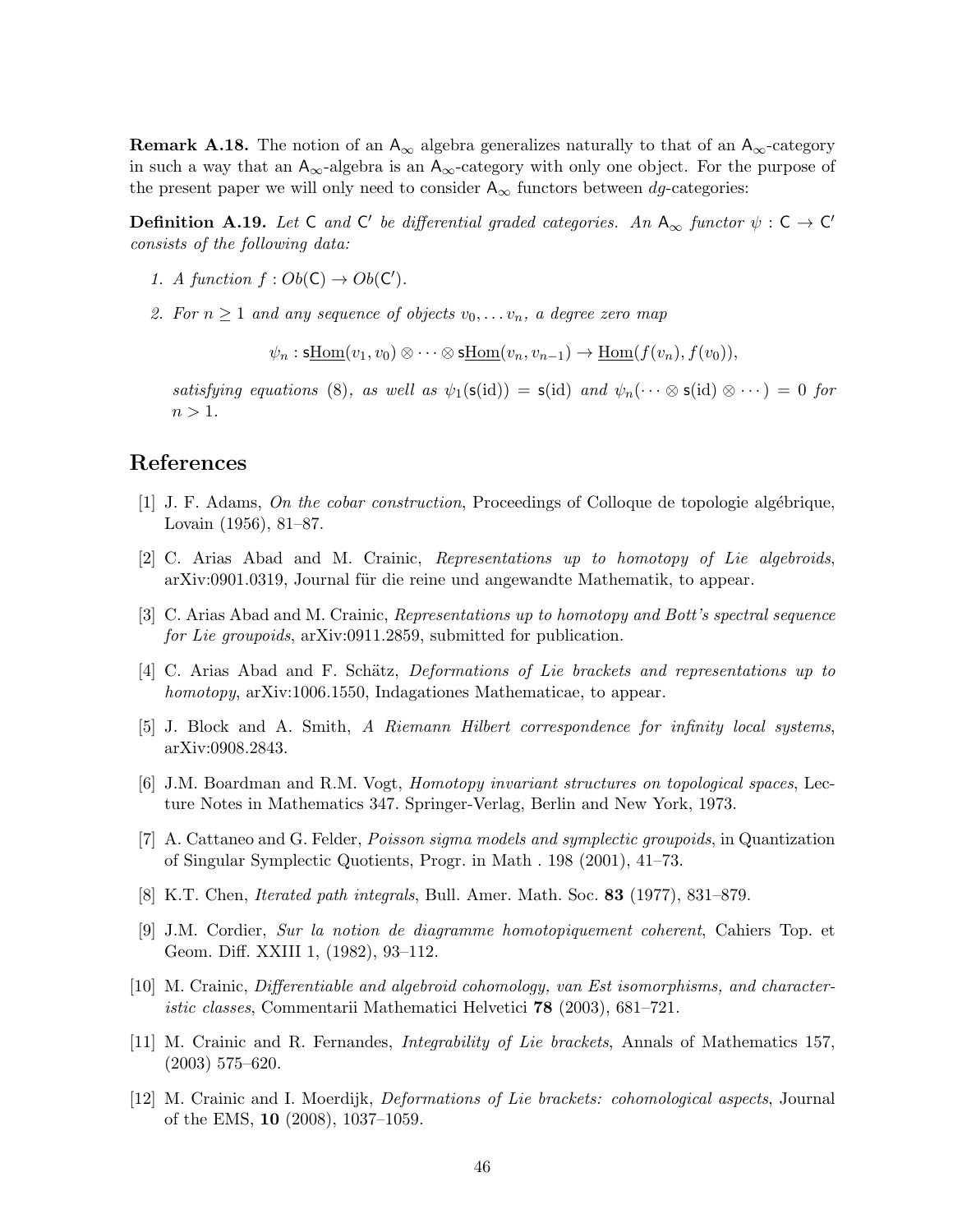**Remark A.18.** The notion of an $\mathsf{A}_\infty$ algebra generalizes naturally to that of an $\mathsf{A}_\infty$-category in such a way that an $\mathsf{A}_\infty$-algebra is an $\mathsf{A}_\infty$-category with only one object. For the purpose of the present paper we will only need to consider $\mathsf{A}_\infty$ functors between *dg*-categories:

**Definition A.19.** *Let $\mathsf{C}$ and $\mathsf{C}'$ be differential graded categories. An $\mathsf{A}_\infty$ functor $\psi : \mathsf{C} \to \mathsf{C}'$ consists of the following data:*

1. *A function $f : Ob(\mathsf{C}) \to Ob(\mathsf{C}')$.*
2. *For $n \geq 1$ and any sequence of objects $v_0, \dots v_n$, a degree zero map*

$$\psi_n : \mathsf{s}\underline{\mathrm{Hom}}(v_1, v_0) \otimes \cdots \otimes \mathsf{s}\underline{\mathrm{Hom}}(v_n, v_{n-1}) \to \underline{\mathrm{Hom}}(f(v_n), f(v_0)),$$

*satisfying equations (8), as well as $\psi_1(\mathsf{s}(\mathrm{id})) = \mathsf{s}(\mathrm{id})$ and $\psi_n(\cdots \otimes \mathsf{s}(\mathrm{id}) \otimes \cdots) = 0$ for $n > 1$.*

## References

[1] J. F. Adams, *On the cobar construction*, Proceedings of Colloque de topologie algébrique, Lovain (1956), 81–87.

[2] C. Arias Abad and M. Crainic, *Representations up to homotopy of Lie algebroids*, arXiv:0901.0319, Journal für die reine und angewandte Mathematik, to appear.

[3] C. Arias Abad and M. Crainic, *Representations up to homotopy and Bott's spectral sequence for Lie groupoids*, arXiv:0911.2859, submitted for publication.

[4] C. Arias Abad and F. Schätz, *Deformations of Lie brackets and representations up to homotopy*, arXiv:1006.1550, Indagationes Mathematicae, to appear.

[5] J. Block and A. Smith, *A Riemann Hilbert correspondence for infinity local systems*, arXiv:0908.2843.

[6] J.M. Boardman and R.M. Vogt, *Homotopy invariant structures on topological spaces*, Lecture Notes in Mathematics 347. Springer-Verlag, Berlin and New York, 1973.

[7] A. Cattaneo and G. Felder, *Poisson sigma models and symplectic groupoids*, in Quantization of Singular Symplectic Quotients, Progr. in Math . 198 (2001), 41–73.

[8] K.T. Chen, *Iterated path integrals*, Bull. Amer. Math. Soc. **83** (1977), 831–879.

[9] J.M. Cordier, *Sur la notion de diagramme homotopiquement coherent*, Cahiers Top. et Geom. Diff. XXIII 1, (1982), 93–112.

[10] M. Crainic, *Differentiable and algebroid cohomology, van Est isomorphisms, and characteristic classes*, Commentarii Mathematici Helvetici **78** (2003), 681–721.

[11] M. Crainic and R. Fernandes, *Integrability of Lie brackets*, Annals of Mathematics 157, (2003) 575–620.

[12] M. Crainic and I. Moerdijk, *Deformations of Lie brackets: cohomological aspects*, Journal of the EMS, **10** (2008), 1037–1059.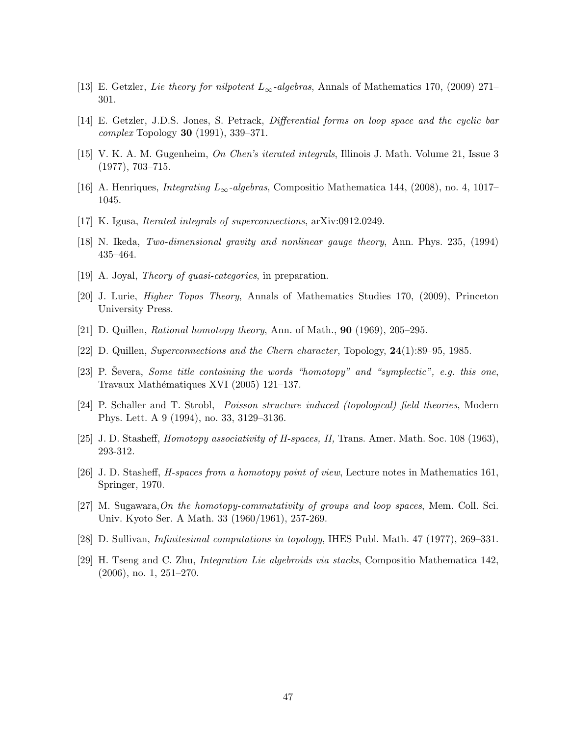[13] E. Getzler, *Lie theory for nilpotent $L_\infty$-algebras*, Annals of Mathematics 170, (2009) 271–301.

[14] E. Getzler, J.D.S. Jones, S. Petrack, *Differential forms on loop space and the cyclic bar complex* Topology **30** (1991), 339–371.

[15] V. K. A. M. Gugenheim, *On Chen's iterated integrals*, Illinois J. Math. Volume 21, Issue 3 (1977), 703–715.

[16] A. Henriques, *Integrating $L_\infty$-algebras*, Compositio Mathematica 144, (2008), no. 4, 1017–1045.

[17] K. Igusa, *Iterated integrals of superconnections*, arXiv:0912.0249.

[18] N. Ikeda, *Two-dimensional gravity and nonlinear gauge theory*, Ann. Phys. 235, (1994) 435–464.

[19] A. Joyal, *Theory of quasi-categories*, in preparation.

[20] J. Lurie, *Higher Topos Theory*, Annals of Mathematics Studies 170, (2009), Princeton University Press.

[21] D. Quillen, *Rational homotopy theory*, Ann. of Math., **90** (1969), 205–295.

[22] D. Quillen, *Superconnections and the Chern character*, Topology, **24**(1):89–95, 1985.

[23] P. Ševera, *Some title containing the words "homotopy" and "symplectic", e.g. this one*, Travaux Mathématiques XVI (2005) 121–137.

[24] P. Schaller and T. Strobl, *Poisson structure induced (topological) field theories*, Modern Phys. Lett. A 9 (1994), no. 33, 3129–3136.

[25] J. D. Stasheff, *Homotopy associativity of H-spaces, II,* Trans. Amer. Math. Soc. 108 (1963), 293-312.

[26] J. D. Stasheff, *H-spaces from a homotopy point of view*, Lecture notes in Mathematics 161, Springer, 1970.

[27] M. Sugawara,*On the homotopy-commutativity of groups and loop spaces*, Mem. Coll. Sci. Univ. Kyoto Ser. A Math. 33 (1960/1961), 257-269.

[28] D. Sullivan, *Infinitesimal computations in topology*, IHES Publ. Math. 47 (1977), 269–331.

[29] H. Tseng and C. Zhu, *Integration Lie algebroids via stacks*, Compositio Mathematica 142, (2006), no. 1, 251–270.